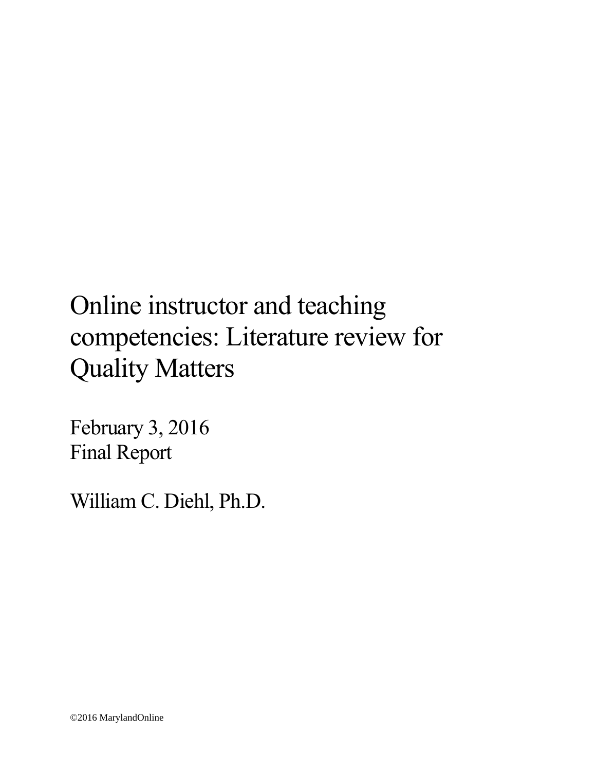# Online instructor and teaching competencies: Literature review for Quality Matters

February 3, 2016
Final Report

William C. Diehl, Ph.D.

©2016 MarylandOnline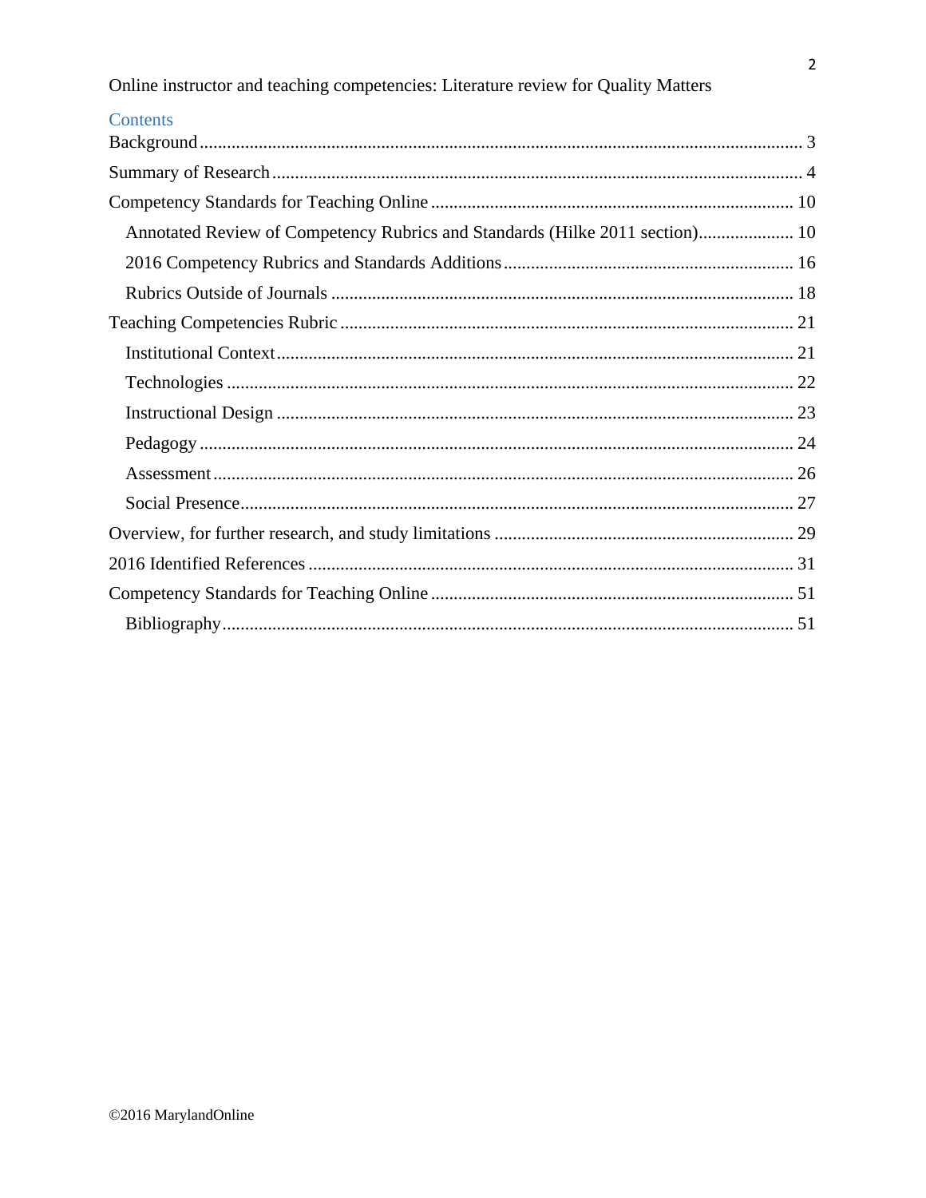Online instructor and teaching competencies: Literature review for Quality Matters

## Contents

Background .................................................................................................................. 3

Summary of Research ................................................................................................... 4

Competency Standards for Teaching Online ................................................................ 10

- Annotated Review of Competency Rubrics and Standards (Hilke 2011 section)..................... 10
- 2016 Competency Rubrics and Standards Additions ............................................................. 16
- Rubrics Outside of Journals ................................................................................................. 18

Teaching Competencies Rubric ...................................................................................... 21

- Institutional Context ............................................................................................................. 21
- Technologies ........................................................................................................................ 22
- Instructional Design ............................................................................................................. 23
- Pedagogy .............................................................................................................................. 24
- Assessment .......................................................................................................................... 26
- Social Presence .................................................................................................................... 27

Overview, for further research, and study limitations ..................................................... 29

2016 Identified References ............................................................................................ 31

Competency Standards for Teaching Online ................................................................ 51

- Bibliography ......................................................................................................................... 51

©2016 MarylandOnline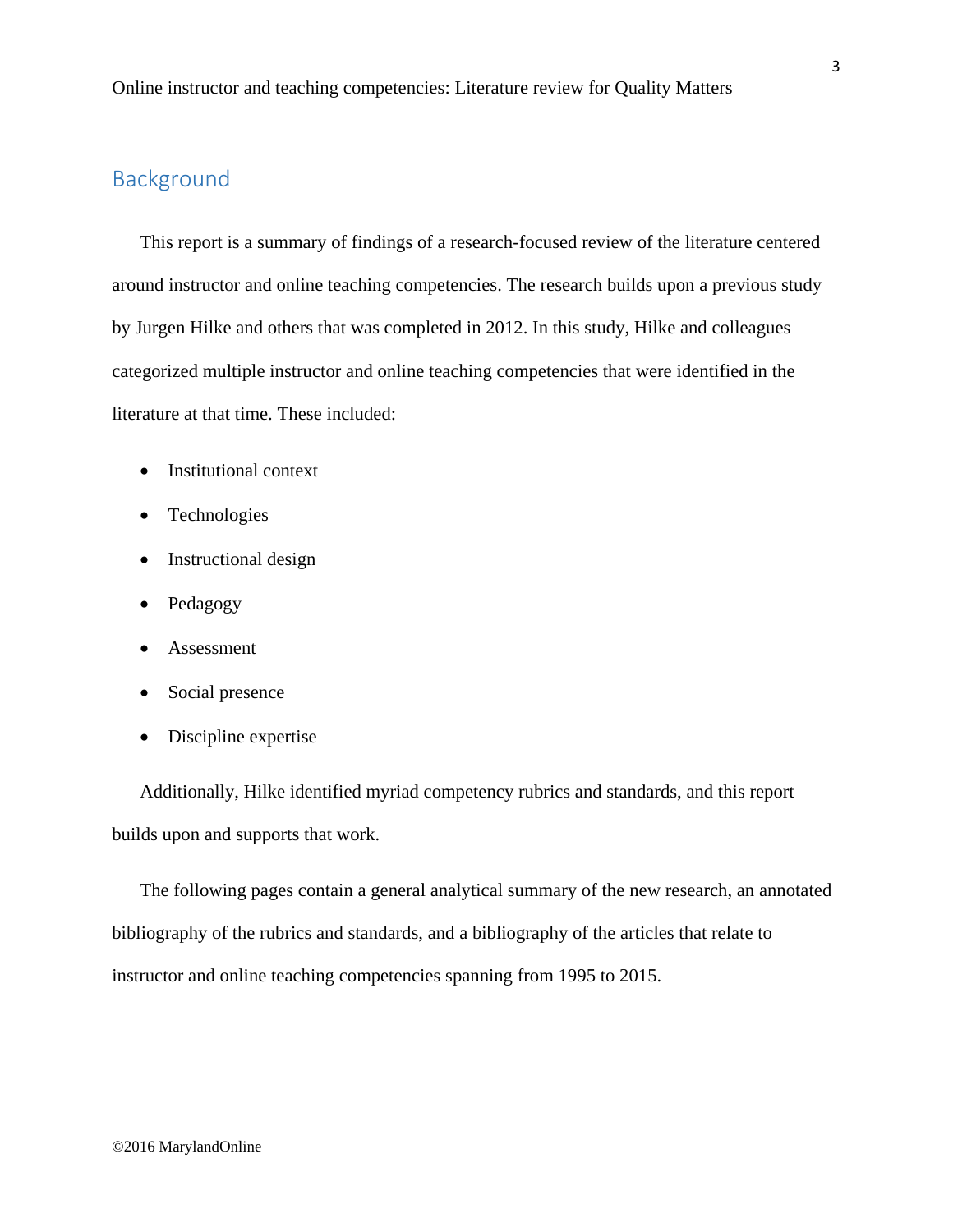## Background

This report is a summary of findings of a research-focused review of the literature centered around instructor and online teaching competencies. The research builds upon a previous study by Jurgen Hilke and others that was completed in 2012. In this study, Hilke and colleagues categorized multiple instructor and online teaching competencies that were identified in the literature at that time. These included:

- Institutional context
- Technologies
- Instructional design
- Pedagogy
- Assessment
- Social presence
- Discipline expertise

Additionally, Hilke identified myriad competency rubrics and standards, and this report builds upon and supports that work.

The following pages contain a general analytical summary of the new research, an annotated bibliography of the rubrics and standards, and a bibliography of the articles that relate to instructor and online teaching competencies spanning from 1995 to 2015.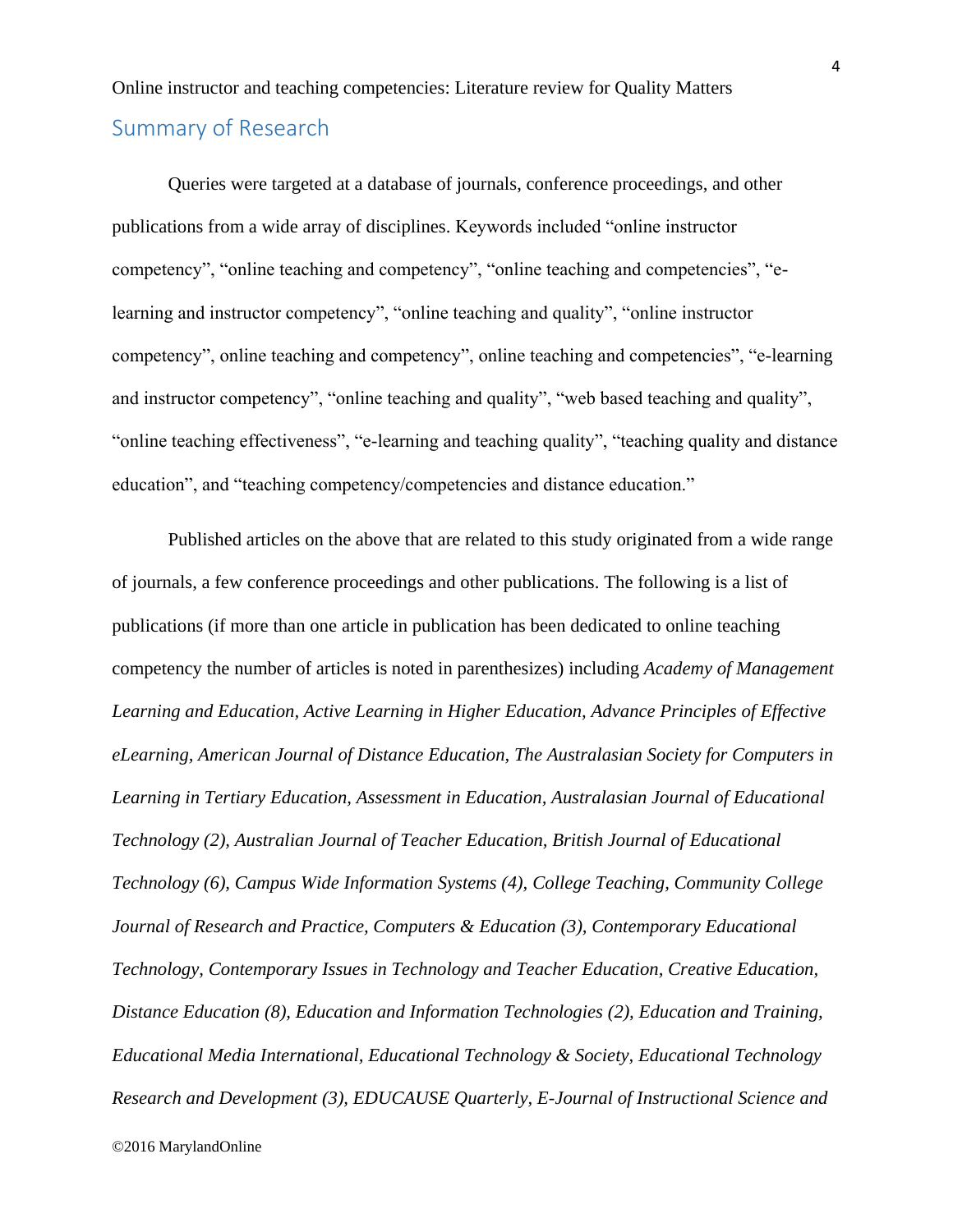## Summary of Research

Queries were targeted at a database of journals, conference proceedings, and other publications from a wide array of disciplines. Keywords included "online instructor competency", "online teaching and competency", "online teaching and competencies", "e-learning and instructor competency", "online teaching and quality", "online instructor competency", online teaching and competency", online teaching and competencies", "e-learning and instructor competency", "online teaching and quality", "web based teaching and quality", "online teaching effectiveness", "e-learning and teaching quality", "teaching quality and distance education", and "teaching competency/competencies and distance education."

Published articles on the above that are related to this study originated from a wide range of journals, a few conference proceedings and other publications. The following is a list of publications (if more than one article in publication has been dedicated to online teaching competency the number of articles is noted in parenthesizes) including *Academy of Management Learning and Education, Active Learning in Higher Education, Advance Principles of Effective eLearning, American Journal of Distance Education, The Australasian Society for Computers in Learning in Tertiary Education, Assessment in Education, Australasian Journal of Educational Technology (2), Australian Journal of Teacher Education, British Journal of Educational Technology (6), Campus Wide Information Systems (4), College Teaching, Community College Journal of Research and Practice, Computers & Education (3), Contemporary Educational Technology, Contemporary Issues in Technology and Teacher Education, Creative Education, Distance Education (8), Education and Information Technologies (2), Education and Training, Educational Media International, Educational Technology & Society, Educational Technology Research and Development (3), EDUCAUSE Quarterly, E-Journal of Instructional Science and*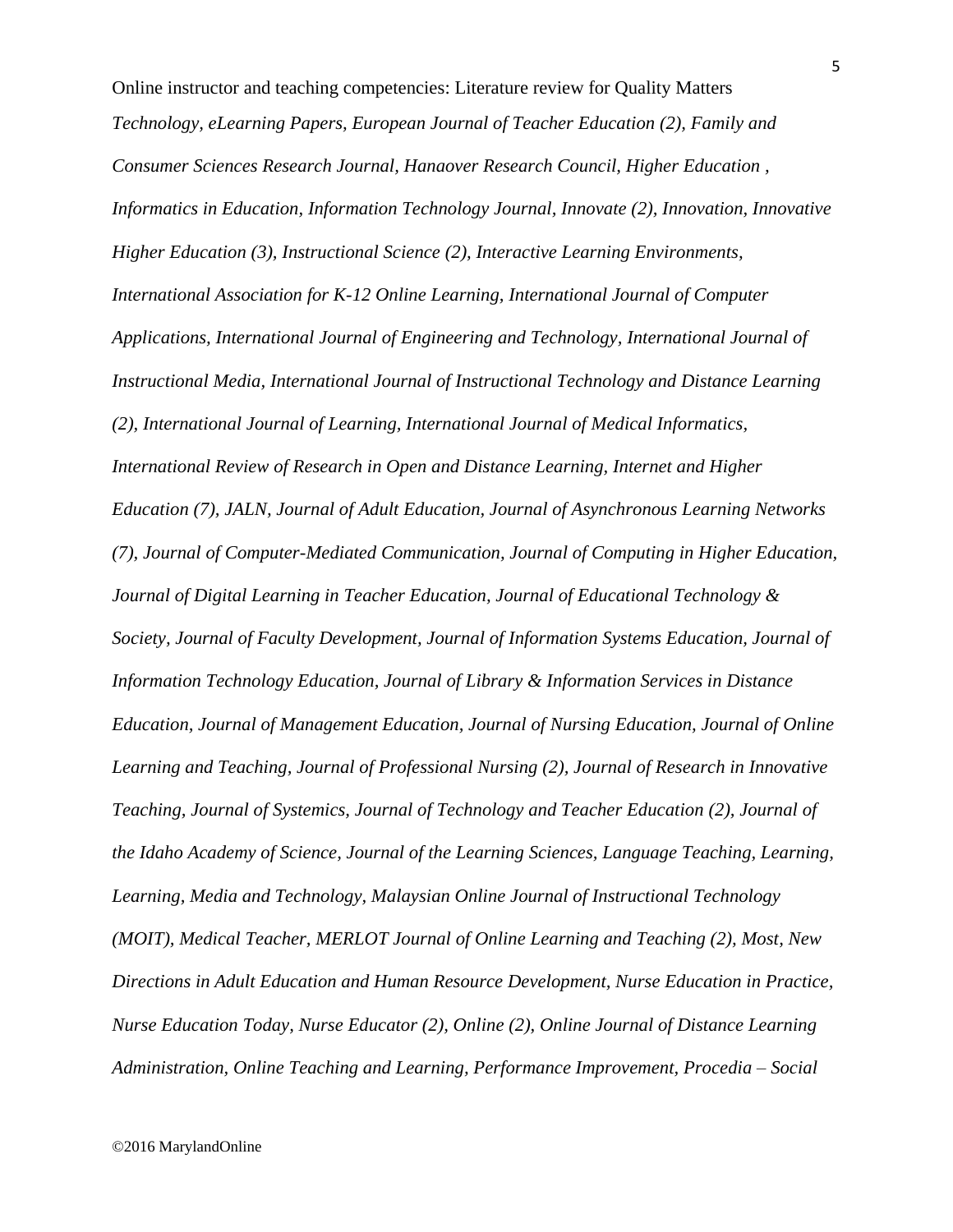*Technology, eLearning Papers, European Journal of Teacher Education (2), Family and Consumer Sciences Research Journal, Hanaover Research Council, Higher Education , Informatics in Education, Information Technology Journal, Innovate (2), Innovation, Innovative Higher Education (3), Instructional Science (2), Interactive Learning Environments, International Association for K-12 Online Learning, International Journal of Computer Applications, International Journal of Engineering and Technology, International Journal of Instructional Media, International Journal of Instructional Technology and Distance Learning (2), International Journal of Learning, International Journal of Medical Informatics, International Review of Research in Open and Distance Learning, Internet and Higher Education (7), JALN, Journal of Adult Education, Journal of Asynchronous Learning Networks (7), Journal of Computer-Mediated Communication, Journal of Computing in Higher Education, Journal of Digital Learning in Teacher Education, Journal of Educational Technology & Society, Journal of Faculty Development, Journal of Information Systems Education, Journal of Information Technology Education, Journal of Library & Information Services in Distance Education, Journal of Management Education, Journal of Nursing Education, Journal of Online Learning and Teaching, Journal of Professional Nursing (2), Journal of Research in Innovative Teaching, Journal of Systemics, Journal of Technology and Teacher Education (2), Journal of the Idaho Academy of Science, Journal of the Learning Sciences, Language Teaching, Learning, Learning, Media and Technology, Malaysian Online Journal of Instructional Technology (MOIT), Medical Teacher, MERLOT Journal of Online Learning and Teaching (2), Most, New Directions in Adult Education and Human Resource Development, Nurse Education in Practice, Nurse Education Today, Nurse Educator (2), Online (2), Online Journal of Distance Learning Administration, Online Teaching and Learning, Performance Improvement, Procedia – Social*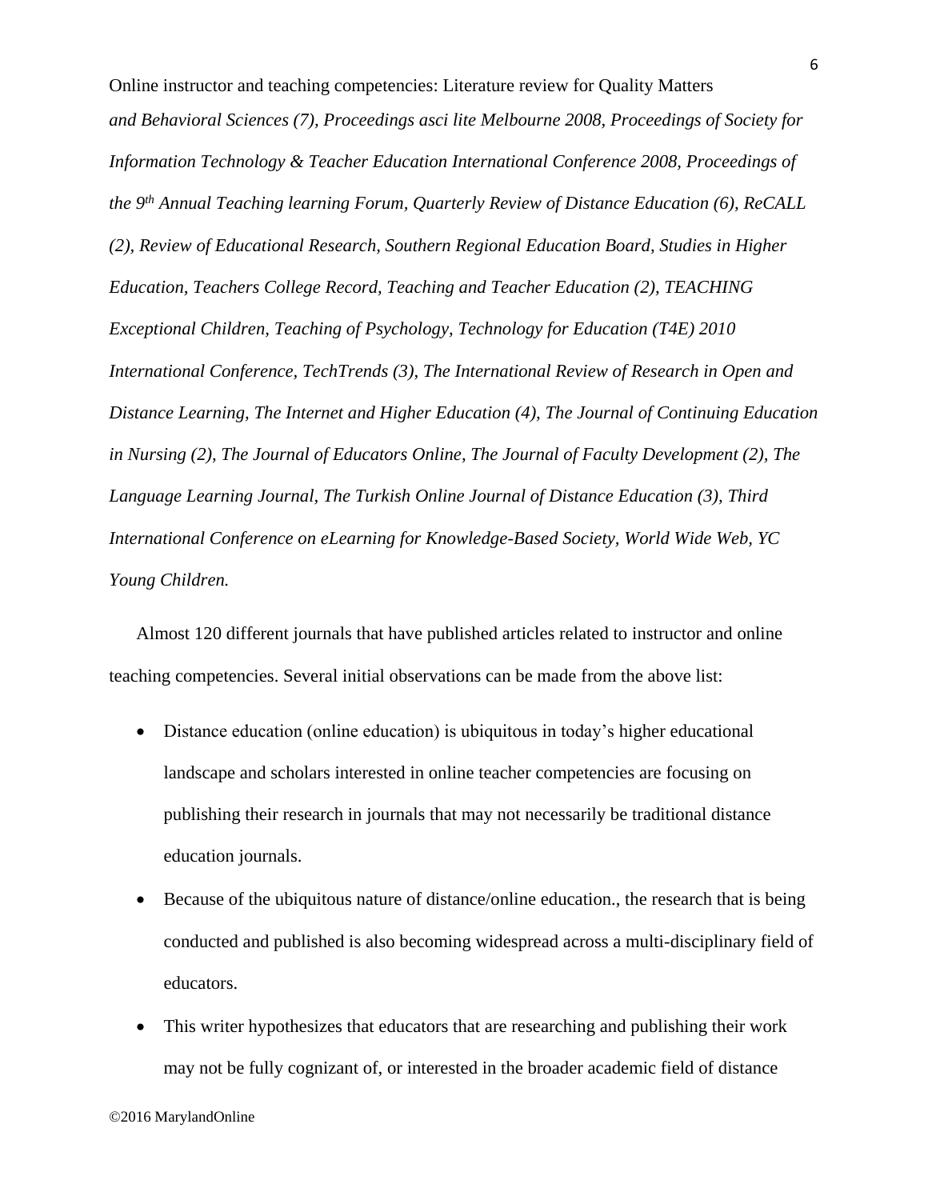*and Behavioral Sciences (7), Proceedings asci lite Melbourne 2008, Proceedings of Society for Information Technology & Teacher Education International Conference 2008, Proceedings of the 9th Annual Teaching learning Forum, Quarterly Review of Distance Education (6), ReCALL (2), Review of Educational Research, Southern Regional Education Board, Studies in Higher Education, Teachers College Record, Teaching and Teacher Education (2), TEACHING Exceptional Children, Teaching of Psychology, Technology for Education (T4E) 2010 International Conference, TechTrends (3), The International Review of Research in Open and Distance Learning, The Internet and Higher Education (4), The Journal of Continuing Education in Nursing (2), The Journal of Educators Online, The Journal of Faculty Development (2), The Language Learning Journal, The Turkish Online Journal of Distance Education (3), Third International Conference on eLearning for Knowledge-Based Society, World Wide Web, YC Young Children.*

Almost 120 different journals that have published articles related to instructor and online teaching competencies. Several initial observations can be made from the above list:

- Distance education (online education) is ubiquitous in today's higher educational landscape and scholars interested in online teacher competencies are focusing on publishing their research in journals that may not necessarily be traditional distance education journals.
- Because of the ubiquitous nature of distance/online education., the research that is being conducted and published is also becoming widespread across a multi-disciplinary field of educators.
- This writer hypothesizes that educators that are researching and publishing their work may not be fully cognizant of, or interested in the broader academic field of distance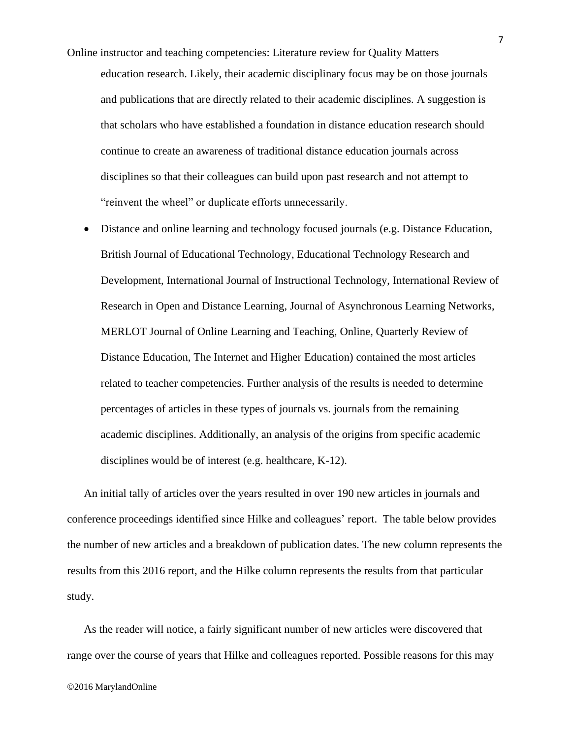education research. Likely, their academic disciplinary focus may be on those journals and publications that are directly related to their academic disciplines. A suggestion is that scholars who have established a foundation in distance education research should continue to create an awareness of traditional distance education journals across disciplines so that their colleagues can build upon past research and not attempt to "reinvent the wheel" or duplicate efforts unnecessarily.

- Distance and online learning and technology focused journals (e.g. Distance Education, British Journal of Educational Technology, Educational Technology Research and Development, International Journal of Instructional Technology, International Review of Research in Open and Distance Learning, Journal of Asynchronous Learning Networks, MERLOT Journal of Online Learning and Teaching, Online, Quarterly Review of Distance Education, The Internet and Higher Education) contained the most articles related to teacher competencies. Further analysis of the results is needed to determine percentages of articles in these types of journals vs. journals from the remaining academic disciplines. Additionally, an analysis of the origins from specific academic disciplines would be of interest (e.g. healthcare, K-12).

An initial tally of articles over the years resulted in over 190 new articles in journals and conference proceedings identified since Hilke and colleagues' report. The table below provides the number of new articles and a breakdown of publication dates. The new column represents the results from this 2016 report, and the Hilke column represents the results from that particular study.

As the reader will notice, a fairly significant number of new articles were discovered that range over the course of years that Hilke and colleagues reported. Possible reasons for this may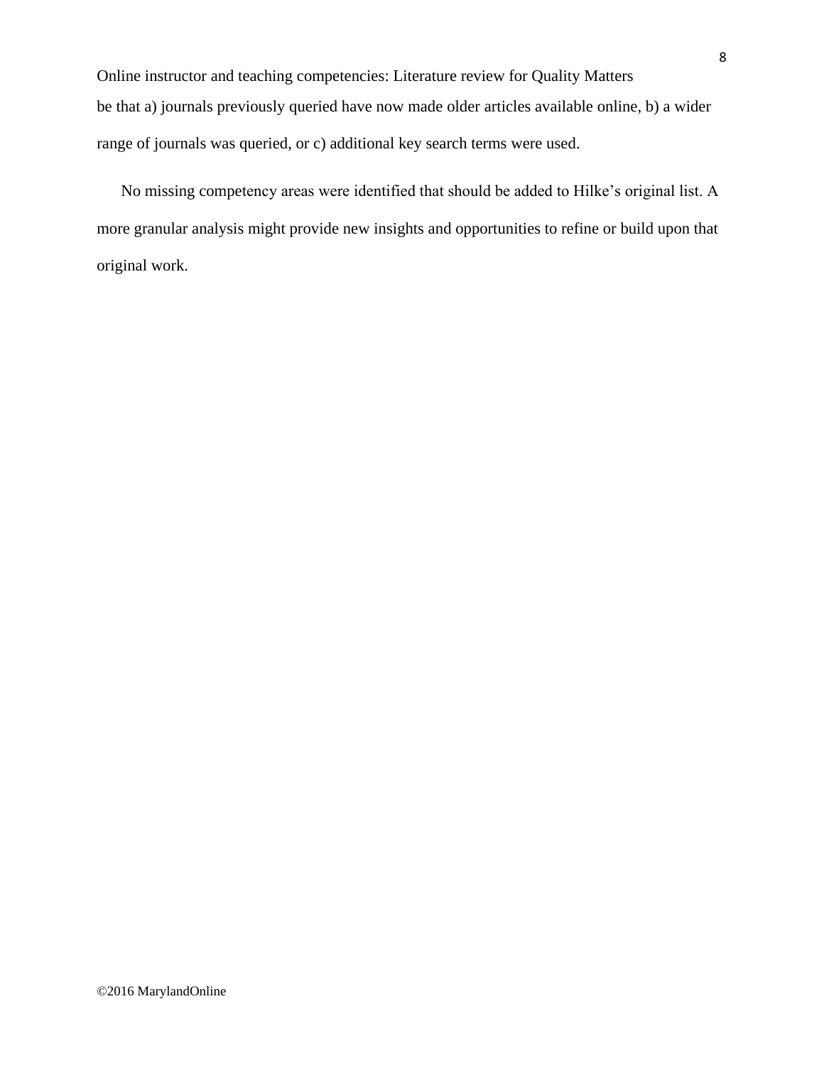be that a) journals previously queried have now made older articles available online, b) a wider range of journals was queried, or c) additional key search terms were used.

No missing competency areas were identified that should be added to Hilke's original list. A more granular analysis might provide new insights and opportunities to refine or build upon that original work.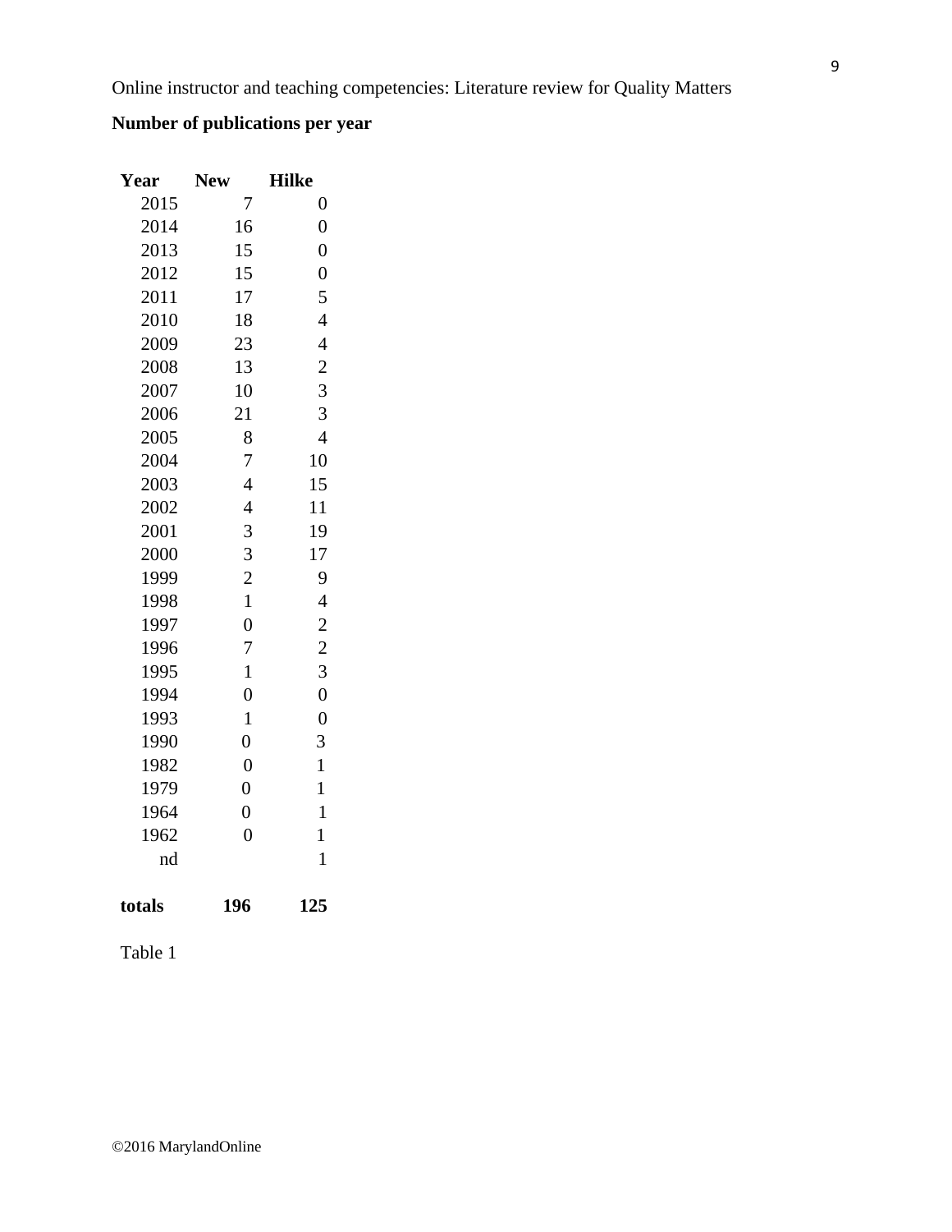**Number of publications per year**

| Year | New | Hilke |
|---|---|---|
| 2015 | 7 | 0 |
| 2014 | 16 | 0 |
| 2013 | 15 | 0 |
| 2012 | 15 | 0 |
| 2011 | 17 | 5 |
| 2010 | 18 | 4 |
| 2009 | 23 | 4 |
| 2008 | 13 | 2 |
| 2007 | 10 | 3 |
| 2006 | 21 | 3 |
| 2005 | 8 | 4 |
| 2004 | 7 | 10 |
| 2003 | 4 | 15 |
| 2002 | 4 | 11 |
| 2001 | 3 | 19 |
| 2000 | 3 | 17 |
| 1999 | 2 | 9 |
| 1998 | 1 | 4 |
| 1997 | 0 | 2 |
| 1996 | 7 | 2 |
| 1995 | 1 | 3 |
| 1994 | 0 | 0 |
| 1993 | 1 | 0 |
| 1990 | 0 | 3 |
| 1982 | 0 | 1 |
| 1979 | 0 | 1 |
| 1964 | 0 | 1 |
| 1962 | 0 | 1 |
| nd | | 1 |
| **totals** | **196** | **125** |

Table 1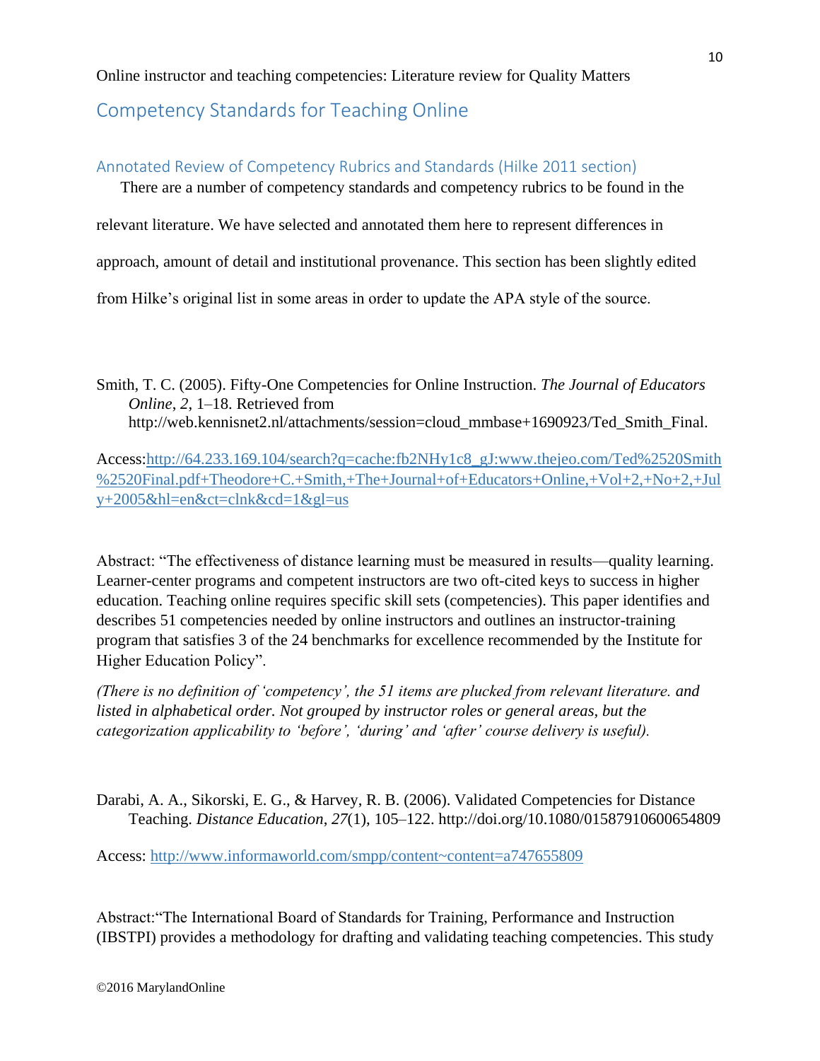## Competency Standards for Teaching Online

### Annotated Review of Competency Rubrics and Standards (Hilke 2011 section)

There are a number of competency standards and competency rubrics to be found in the relevant literature. We have selected and annotated them here to represent differences in approach, amount of detail and institutional provenance. This section has been slightly edited from Hilke's original list in some areas in order to update the APA style of the source.

Smith, T. C. (2005). Fifty-One Competencies for Online Instruction. *The Journal of Educators Online*, *2*, 1–18. Retrieved from http://web.kennisnet2.nl/attachments/session=cloud_mmbase+1690923/Ted_Smith_Final.

Access: [http://64.233.169.104/search?q=cache:fb2NHy1c8_gJ:www.thejeo.com/Ted%2520Smith%2520Final.pdf+Theodore+C.+Smith,+The+Journal+of+Educators+Online,+Vol+2,+No+2,+July+2005&hl=en&ct=clnk&cd=1&gl=us](http://64.233.169.104/search?q=cache:fb2NHy1c8_gJ:www.thejeo.com/Ted%2520Smith%2520Final.pdf+Theodore+C.+Smith,+The+Journal+of+Educators+Online,+Vol+2,+No+2,+July+2005&hl=en&ct=clnk&cd=1&gl=us)

Abstract: "The effectiveness of distance learning must be measured in results—quality learning. Learner-center programs and competent instructors are two oft-cited keys to success in higher education. Teaching online requires specific skill sets (competencies). This paper identifies and describes 51 competencies needed by online instructors and outlines an instructor-training program that satisfies 3 of the 24 benchmarks for excellence recommended by the Institute for Higher Education Policy".

*(There is no definition of 'competency', the 51 items are plucked from relevant literature. and listed in alphabetical order. Not grouped by instructor roles or general areas, but the categorization applicability to 'before', 'during' and 'after' course delivery is useful).*

Darabi, A. A., Sikorski, E. G., & Harvey, R. B. (2006). Validated Competencies for Distance Teaching. *Distance Education*, *27*(1), 105–122. http://doi.org/10.1080/01587910600654809

Access: [http://www.informaworld.com/smpp/content~content=a747655809](http://www.informaworld.com/smpp/content~content=a747655809)

Abstract:"The International Board of Standards for Training, Performance and Instruction (IBSTPI) provides a methodology for drafting and validating teaching competencies. This study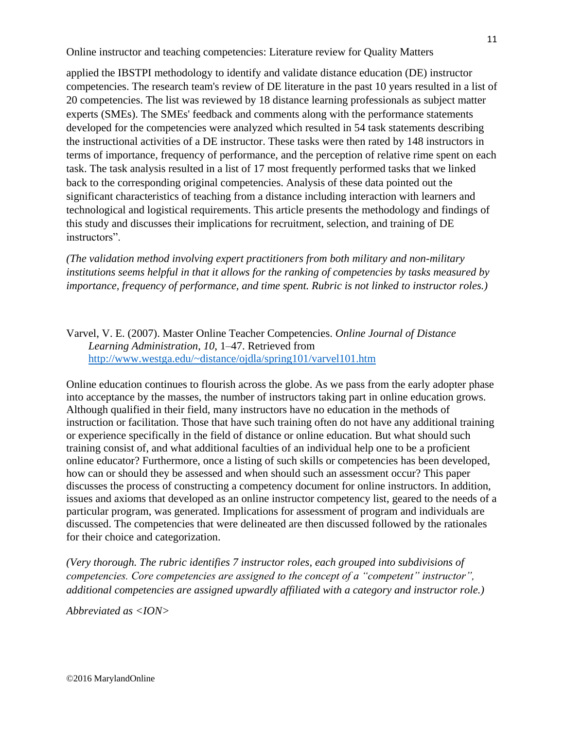applied the IBSTPI methodology to identify and validate distance education (DE) instructor competencies. The research team's review of DE literature in the past 10 years resulted in a list of 20 competencies. The list was reviewed by 18 distance learning professionals as subject matter experts (SMEs). The SMEs' feedback and comments along with the performance statements developed for the competencies were analyzed which resulted in 54 task statements describing the instructional activities of a DE instructor. These tasks were then rated by 148 instructors in terms of importance, frequency of performance, and the perception of relative rime spent on each task. The task analysis resulted in a list of 17 most frequently performed tasks that we linked back to the corresponding original competencies. Analysis of these data pointed out the significant characteristics of teaching from a distance including interaction with learners and technological and logistical requirements. This article presents the methodology and findings of this study and discusses their implications for recruitment, selection, and training of DE instructors".

*(The validation method involving expert practitioners from both military and non-military institutions seems helpful in that it allows for the ranking of competencies by tasks measured by importance, frequency of performance, and time spent. Rubric is not linked to instructor roles.)*

Varvel, V. E. (2007). Master Online Teacher Competencies. *Online Journal of Distance Learning Administration*, *10*, 1–47. Retrieved from http://www.westga.edu/~distance/ojdla/spring101/varvel101.htm

Online education continues to flourish across the globe. As we pass from the early adopter phase into acceptance by the masses, the number of instructors taking part in online education grows. Although qualified in their field, many instructors have no education in the methods of instruction or facilitation. Those that have such training often do not have any additional training or experience specifically in the field of distance or online education. But what should such training consist of, and what additional faculties of an individual help one to be a proficient online educator? Furthermore, once a listing of such skills or competencies has been developed, how can or should they be assessed and when should such an assessment occur? This paper discusses the process of constructing a competency document for online instructors. In addition, issues and axioms that developed as an online instructor competency list, geared to the needs of a particular program, was generated. Implications for assessment of program and individuals are discussed. The competencies that were delineated are then discussed followed by the rationales for their choice and categorization.

*(Very thorough. The rubric identifies 7 instructor roles, each grouped into subdivisions of competencies. Core competencies are assigned to the concept of a "competent" instructor", additional competencies are assigned upwardly affiliated with a category and instructor role.)*

*Abbreviated as <ION>*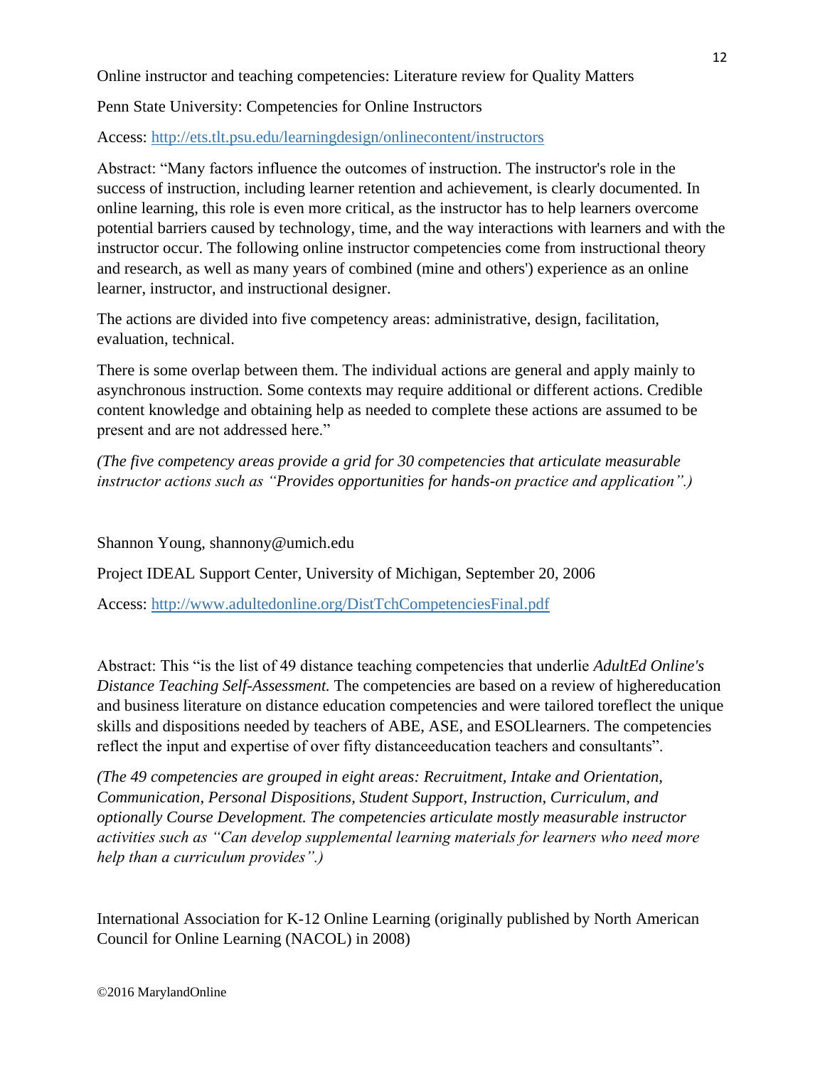Online instructor and teaching competencies: Literature review for Quality Matters

Penn State University: Competencies for Online Instructors

Access: http://ets.tlt.psu.edu/learningdesign/onlinecontent/instructors

Abstract: "Many factors influence the outcomes of instruction. The instructor's role in the success of instruction, including learner retention and achievement, is clearly documented. In online learning, this role is even more critical, as the instructor has to help learners overcome potential barriers caused by technology, time, and the way interactions with learners and with the instructor occur. The following online instructor competencies come from instructional theory and research, as well as many years of combined (mine and others') experience as an online learner, instructor, and instructional designer.

The actions are divided into five competency areas: administrative, design, facilitation, evaluation, technical.

There is some overlap between them. The individual actions are general and apply mainly to asynchronous instruction. Some contexts may require additional or different actions. Credible content knowledge and obtaining help as needed to complete these actions are assumed to be present and are not addressed here."

*(The five competency areas provide a grid for 30 competencies that articulate measurable instructor actions such as "Provides opportunities for hands-on practice and application".)*

Shannon Young, shannony@umich.edu

Project IDEAL Support Center, University of Michigan, September 20, 2006

Access: http://www.adultedonline.org/DistTchCompetenciesFinal.pdf

Abstract: This "is the list of 49 distance teaching competencies that underlie *AdultEd Online's Distance Teaching Self-Assessment.* The competencies are based on a review of highereducation and business literature on distance education competencies and were tailored toreflect the unique skills and dispositions needed by teachers of ABE, ASE, and ESOLlearners. The competencies reflect the input and expertise of over fifty distanceeducation teachers and consultants".

*(The 49 competencies are grouped in eight areas: Recruitment, Intake and Orientation, Communication, Personal Dispositions, Student Support, Instruction, Curriculum, and optionally Course Development. The competencies articulate mostly measurable instructor activities such as "Can develop supplemental learning materials for learners who need more help than a curriculum provides".)*

International Association for K-12 Online Learning (originally published by North American Council for Online Learning (NACOL) in 2008)

©2016 MarylandOnline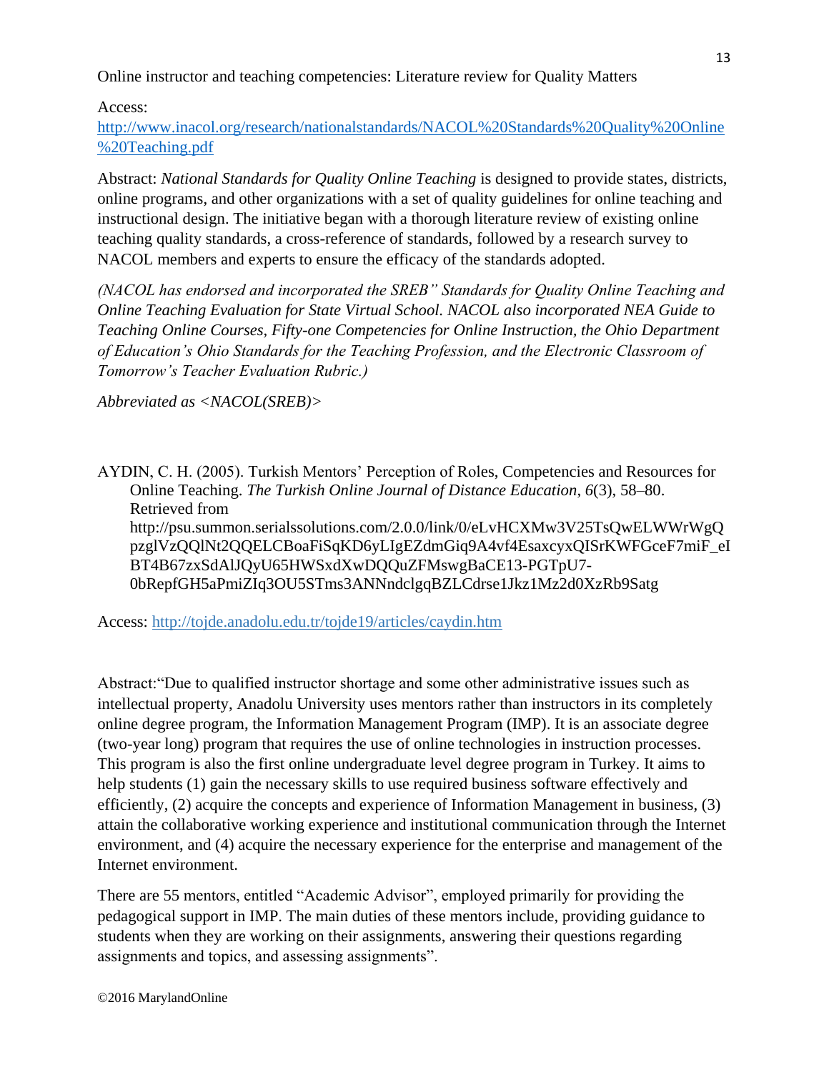Online instructor and teaching competencies: Literature review for Quality Matters

Access:
[http://www.inacol.org/research/nationalstandards/NACOL%20Standards%20Quality%20Online%20Teaching.pdf](http://www.inacol.org/research/nationalstandards/NACOL%20Standards%20Quality%20Online%20Teaching.pdf)

Abstract: *National Standards for Quality Online Teaching* is designed to provide states, districts, online programs, and other organizations with a set of quality guidelines for online teaching and instructional design. The initiative began with a thorough literature review of existing online teaching quality standards, a cross-reference of standards, followed by a research survey to NACOL members and experts to ensure the efficacy of the standards adopted.

*(NACOL has endorsed and incorporated the SREB" Standards for Quality Online Teaching and Online Teaching Evaluation for State Virtual School. NACOL also incorporated NEA Guide to Teaching Online Courses, Fifty-one Competencies for Online Instruction, the Ohio Department of Education's Ohio Standards for the Teaching Profession, and the Electronic Classroom of Tomorrow's Teacher Evaluation Rubric.)*

*Abbreviated as <NACOL(SREB)>*

AYDIN, C. H. (2005). Turkish Mentors' Perception of Roles, Competencies and Resources for Online Teaching. *The Turkish Online Journal of Distance Education*, *6*(3), 58–80. Retrieved from http://psu.summon.serialssolutions.com/2.0.0/link/0/eLvHCXMw3V25TsQwELWWrWgQpzglVzQQlNt2QQELCBoaFiSqKD6yLIgEZdmGiq9A4vf4EsaxcyxQISrKWFGceF7miF_eIBT4B67zxSdAlJQyU65HWSxdXwDQQuZFMswgBaCE13-PGTpU7-0bRepfGH5aPmiZIq3OU5STms3ANNndclgqBZLCdrse1Jkz1Mz2d0XzRb9Satg

Access: [http://tojde.anadolu.edu.tr/tojde19/articles/caydin.htm](http://tojde.anadolu.edu.tr/tojde19/articles/caydin.htm)

Abstract:"Due to qualified instructor shortage and some other administrative issues such as intellectual property, Anadolu University uses mentors rather than instructors in its completely online degree program, the Information Management Program (IMP). It is an associate degree (two-year long) program that requires the use of online technologies in instruction processes. This program is also the first online undergraduate level degree program in Turkey. It aims to help students (1) gain the necessary skills to use required business software effectively and efficiently, (2) acquire the concepts and experience of Information Management in business, (3) attain the collaborative working experience and institutional communication through the Internet environment, and (4) acquire the necessary experience for the enterprise and management of the Internet environment.

There are 55 mentors, entitled "Academic Advisor", employed primarily for providing the pedagogical support in IMP. The main duties of these mentors include, providing guidance to students when they are working on their assignments, answering their questions regarding assignments and topics, and assessing assignments".

©2016 MarylandOnline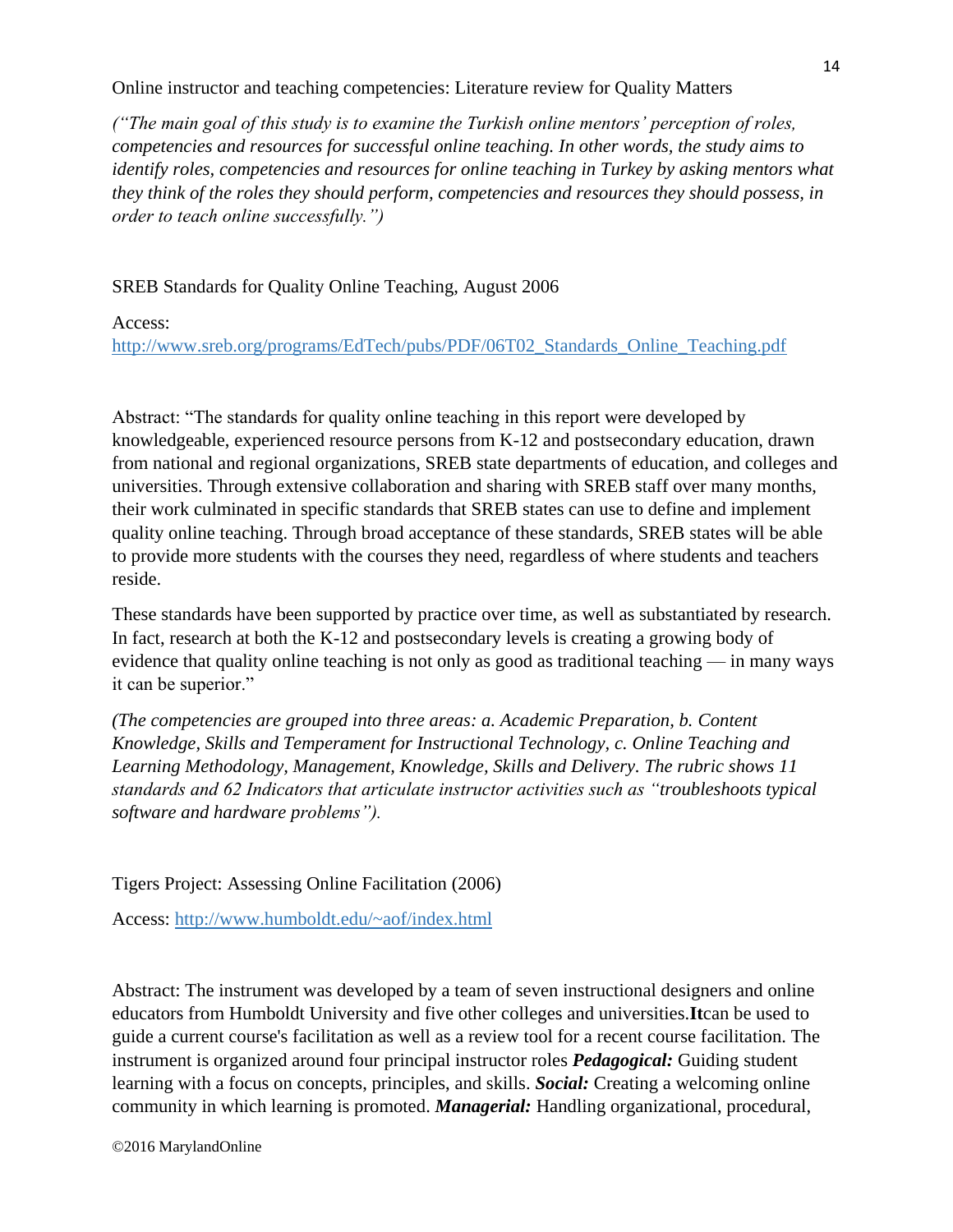Online instructor and teaching competencies: Literature review for Quality Matters

*("The main goal of this study is to examine the Turkish online mentors' perception of roles, competencies and resources for successful online teaching. In other words, the study aims to identify roles, competencies and resources for online teaching in Turkey by asking mentors what they think of the roles they should perform, competencies and resources they should possess, in order to teach online successfully.")*

SREB Standards for Quality Online Teaching, August 2006

Access:
http://www.sreb.org/programs/EdTech/pubs/PDF/06T02_Standards_Online_Teaching.pdf

Abstract: "The standards for quality online teaching in this report were developed by knowledgeable, experienced resource persons from K-12 and postsecondary education, drawn from national and regional organizations, SREB state departments of education, and colleges and universities. Through extensive collaboration and sharing with SREB staff over many months, their work culminated in specific standards that SREB states can use to define and implement quality online teaching. Through broad acceptance of these standards, SREB states will be able to provide more students with the courses they need, regardless of where students and teachers reside.

These standards have been supported by practice over time, as well as substantiated by research. In fact, research at both the K-12 and postsecondary levels is creating a growing body of evidence that quality online teaching is not only as good as traditional teaching — in many ways it can be superior."

*(The competencies are grouped into three areas: a. Academic Preparation, b. Content Knowledge, Skills and Temperament for Instructional Technology, c. Online Teaching and Learning Methodology, Management, Knowledge, Skills and Delivery. The rubric shows 11 standards and 62 Indicators that articulate instructor activities such as "troubleshoots typical software and hardware problems").*

Tigers Project: Assessing Online Facilitation (2006)

Access: http://www.humboldt.edu/~aof/index.html

Abstract: The instrument was developed by a team of seven instructional designers and online educators from Humboldt University and five other colleges and universities.**It**can be used to guide a current course's facilitation as well as a review tool for a recent course facilitation. The instrument is organized around four principal instructor roles ***Pedagogical:*** Guiding student learning with a focus on concepts, principles, and skills. ***Social:*** Creating a welcoming online community in which learning is promoted. ***Managerial:*** Handling organizational, procedural,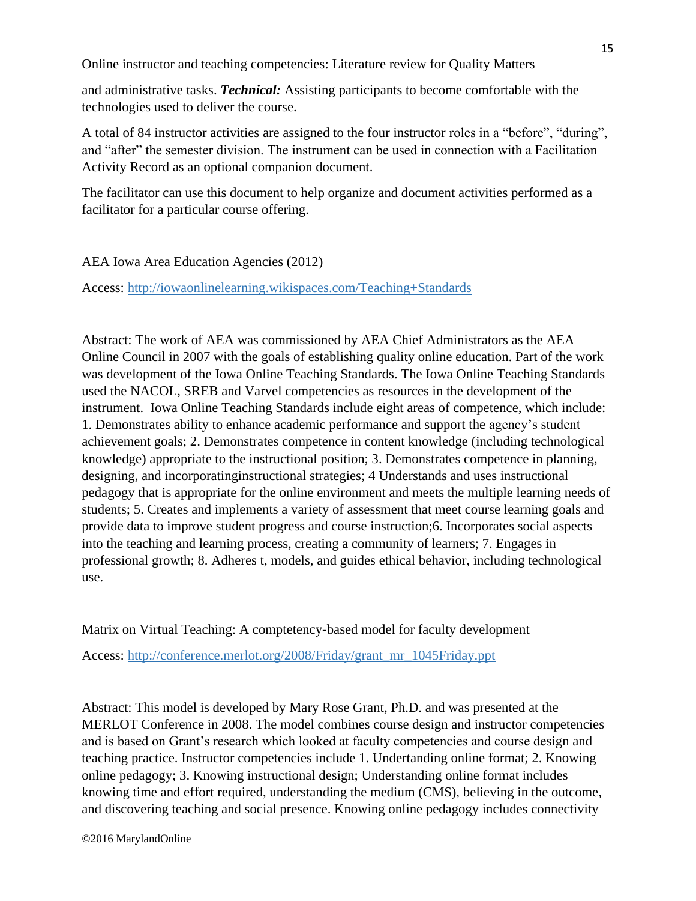and administrative tasks. ***Technical:*** Assisting participants to become comfortable with the technologies used to deliver the course.

A total of 84 instructor activities are assigned to the four instructor roles in a "before", "during", and "after" the semester division. The instrument can be used in connection with a Facilitation Activity Record as an optional companion document.

The facilitator can use this document to help organize and document activities performed as a facilitator for a particular course offering.

AEA Iowa Area Education Agencies (2012)

Access: http://iowaonlinelearning.wikispaces.com/Teaching+Standards

Abstract: The work of AEA was commissioned by AEA Chief Administrators as the AEA Online Council in 2007 with the goals of establishing quality online education. Part of the work was development of the Iowa Online Teaching Standards. The Iowa Online Teaching Standards used the NACOL, SREB and Varvel competencies as resources in the development of the instrument. Iowa Online Teaching Standards include eight areas of competence, which include: 1. Demonstrates ability to enhance academic performance and support the agency's student achievement goals; 2. Demonstrates competence in content knowledge (including technological knowledge) appropriate to the instructional position; 3. Demonstrates competence in planning, designing, and incorporatinginstructional strategies; 4 Understands and uses instructional pedagogy that is appropriate for the online environment and meets the multiple learning needs of students; 5. Creates and implements a variety of assessment that meet course learning goals and provide data to improve student progress and course instruction;6. Incorporates social aspects into the teaching and learning process, creating a community of learners; 7. Engages in professional growth; 8. Adheres t, models, and guides ethical behavior, including technological use.

Matrix on Virtual Teaching: A comptetency-based model for faculty development

Access: http://conference.merlot.org/2008/Friday/grant_mr_1045Friday.ppt

Abstract: This model is developed by Mary Rose Grant, Ph.D. and was presented at the MERLOT Conference in 2008. The model combines course design and instructor competencies and is based on Grant's research which looked at faculty competencies and course design and teaching practice. Instructor competencies include 1. Undertanding online format; 2. Knowing online pedagogy; 3. Knowing instructional design; Understanding online format includes knowing time and effort required, understanding the medium (CMS), believing in the outcome, and discovering teaching and social presence. Knowing online pedagogy includes connectivity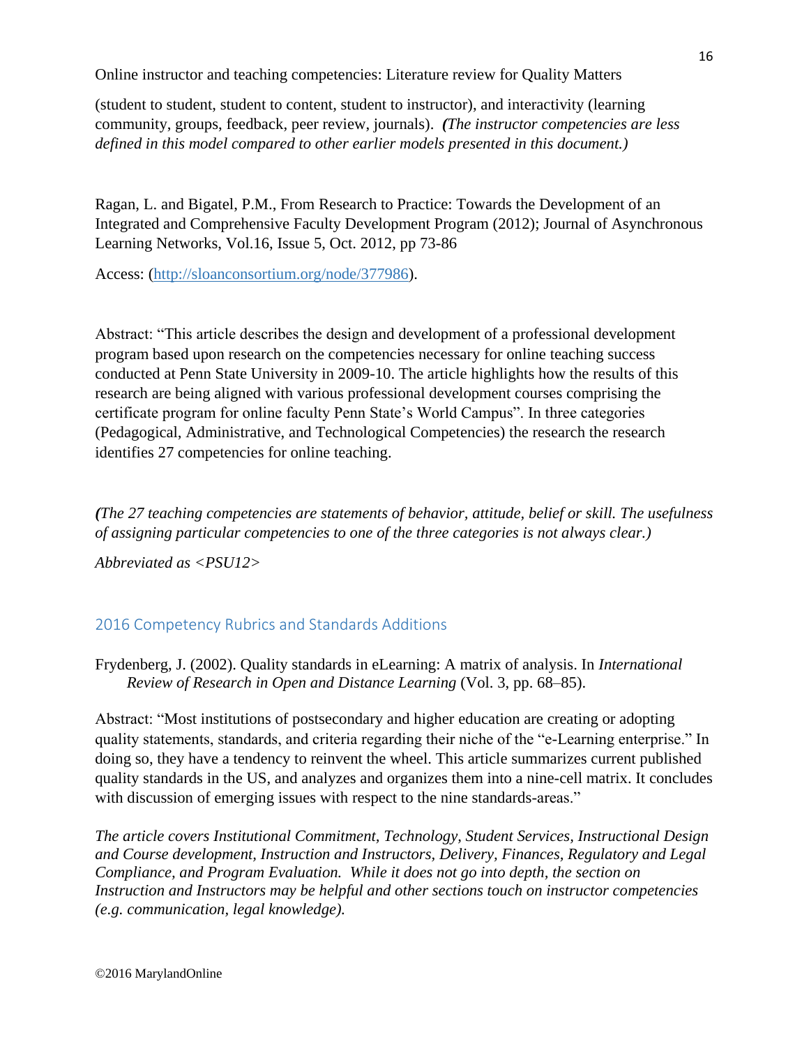(student to student, student to content, student to instructor), and interactivity (learning community, groups, feedback, peer review, journals). *(The instructor competencies are less defined in this model compared to other earlier models presented in this document.)*

Ragan, L. and Bigatel, P.M., From Research to Practice: Towards the Development of an Integrated and Comprehensive Faculty Development Program (2012); Journal of Asynchronous Learning Networks, Vol.16, Issue 5, Oct. 2012, pp 73-86

Access: (http://sloanconsortium.org/node/377986).

Abstract: "This article describes the design and development of a professional development program based upon research on the competencies necessary for online teaching success conducted at Penn State University in 2009-10. The article highlights how the results of this research are being aligned with various professional development courses comprising the certificate program for online faculty Penn State's World Campus". In three categories (Pedagogical, Administrative, and Technological Competencies) the research the research identifies 27 competencies for online teaching.

*(The 27 teaching competencies are statements of behavior, attitude, belief or skill. The usefulness of assigning particular competencies to one of the three categories is not always clear.)*

*Abbreviated as <PSU12>*

## 2016 Competency Rubrics and Standards Additions

Frydenberg, J. (2002). Quality standards in eLearning: A matrix of analysis. In *International Review of Research in Open and Distance Learning* (Vol. 3, pp. 68–85).

Abstract: "Most institutions of postsecondary and higher education are creating or adopting quality statements, standards, and criteria regarding their niche of the "e-Learning enterprise." In doing so, they have a tendency to reinvent the wheel. This article summarizes current published quality standards in the US, and analyzes and organizes them into a nine-cell matrix. It concludes with discussion of emerging issues with respect to the nine standards-areas."

*The article covers Institutional Commitment, Technology, Student Services, Instructional Design and Course development, Instruction and Instructors, Delivery, Finances, Regulatory and Legal Compliance, and Program Evaluation. While it does not go into depth, the section on Instruction and Instructors may be helpful and other sections touch on instructor competencies (e.g. communication, legal knowledge).*

©2016 MarylandOnline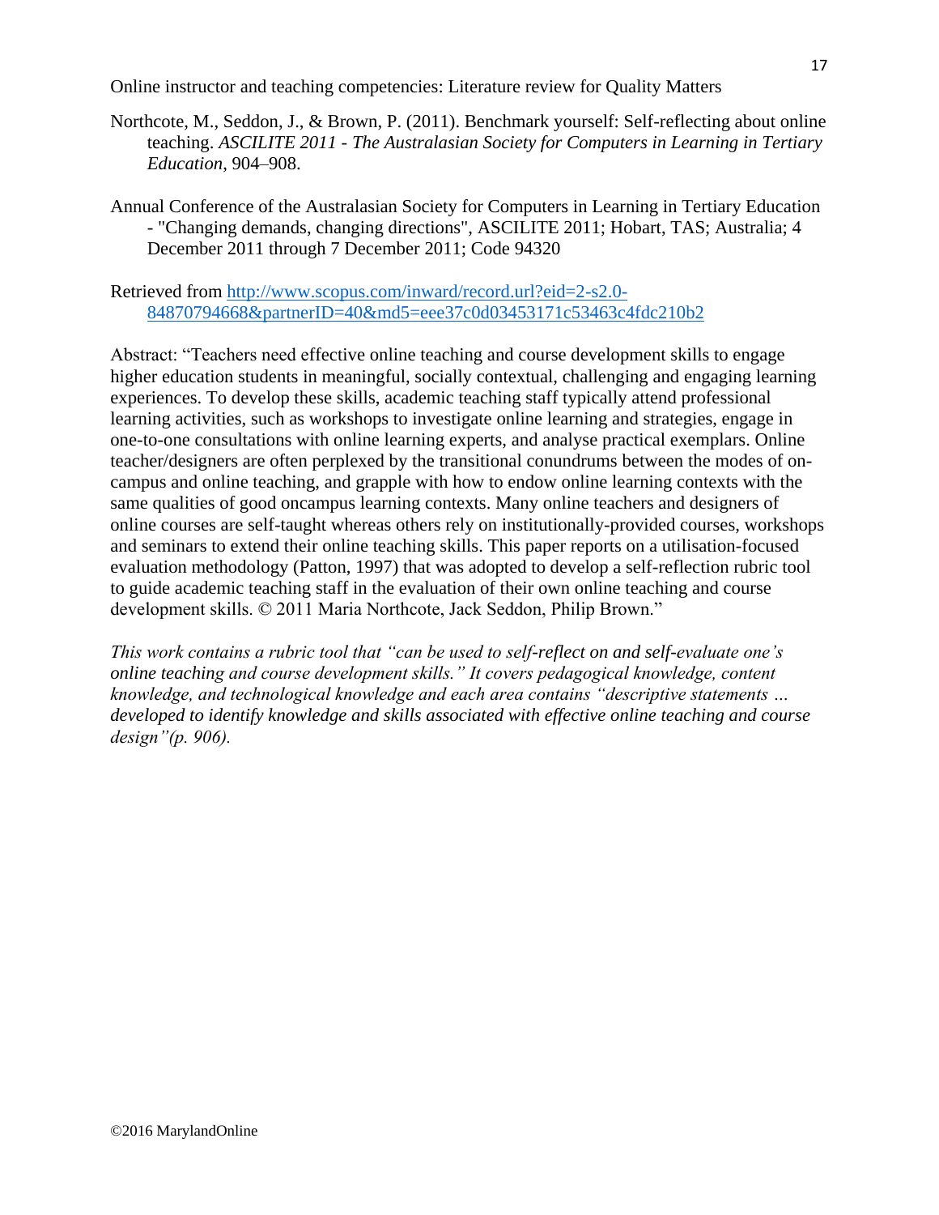Northcote, M., Seddon, J., & Brown, P. (2011). Benchmark yourself: Self-reflecting about online teaching. *ASCILITE 2011 - The Australasian Society for Computers in Learning in Tertiary Education*, 904–908.

Annual Conference of the Australasian Society for Computers in Learning in Tertiary Education - "Changing demands, changing directions", ASCILITE 2011; Hobart, TAS; Australia; 4 December 2011 through 7 December 2011; Code 94320

Retrieved from http://www.scopus.com/inward/record.url?eid=2-s2.0-84870794668&partnerID=40&md5=eee37c0d03453171c53463c4fdc210b2

Abstract: "Teachers need effective online teaching and course development skills to engage higher education students in meaningful, socially contextual, challenging and engaging learning experiences. To develop these skills, academic teaching staff typically attend professional learning activities, such as workshops to investigate online learning and strategies, engage in one-to-one consultations with online learning experts, and analyse practical exemplars. Online teacher/designers are often perplexed by the transitional conundrums between the modes of on-campus and online teaching, and grapple with how to endow online learning contexts with the same qualities of good oncampus learning contexts. Many online teachers and designers of online courses are self-taught whereas others rely on institutionally-provided courses, workshops and seminars to extend their online teaching skills. This paper reports on a utilisation-focused evaluation methodology (Patton, 1997) that was adopted to develop a self-reflection rubric tool to guide academic teaching staff in the evaluation of their own online teaching and course development skills. © 2011 Maria Northcote, Jack Seddon, Philip Brown."

*This work contains a rubric tool that "can be used to self-reflect on and self-evaluate one's online teaching and course development skills." It covers pedagogical knowledge, content knowledge, and technological knowledge and each area contains "descriptive statements … developed to identify knowledge and skills associated with effective online teaching and course design"(p. 906).*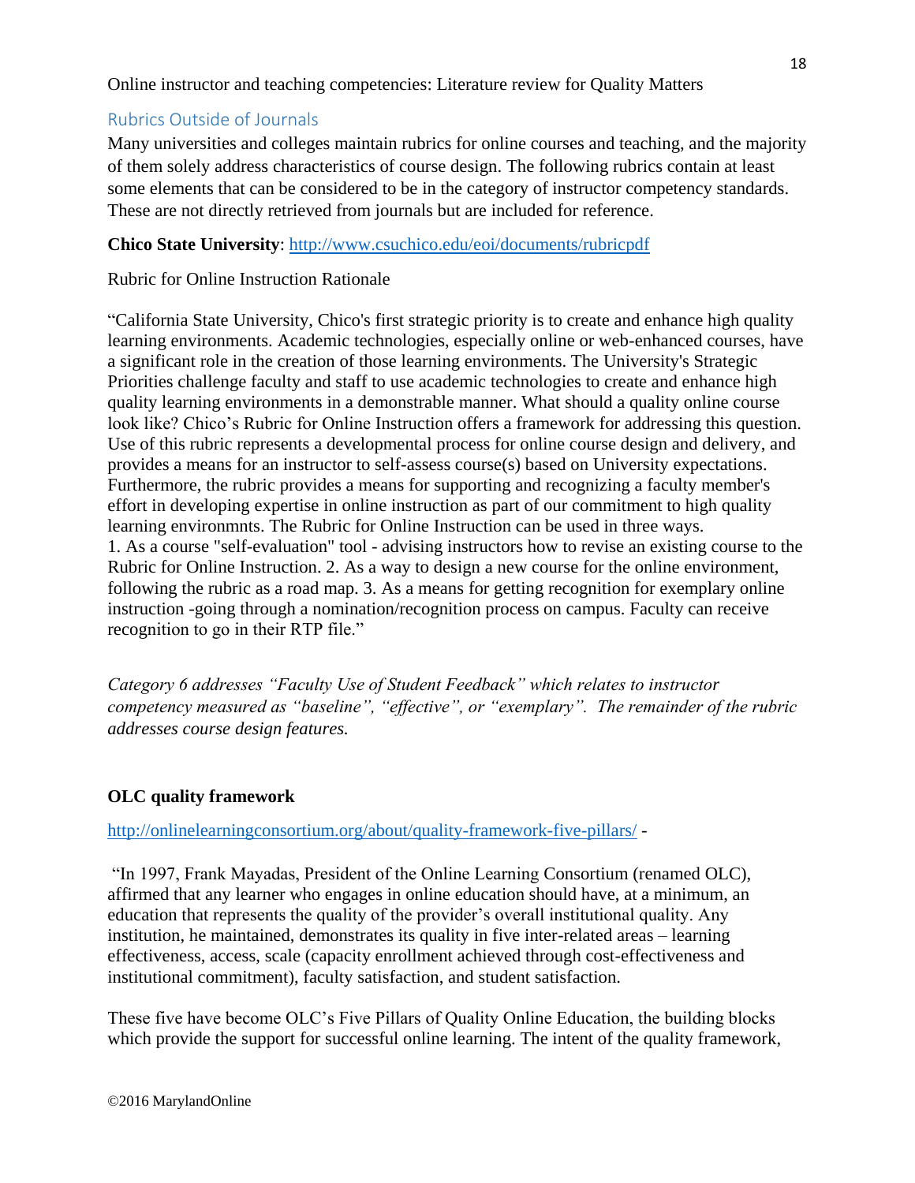## Rubrics Outside of Journals

Many universities and colleges maintain rubrics for online courses and teaching, and the majority of them solely address characteristics of course design. The following rubrics contain at least some elements that can be considered to be in the category of instructor competency standards. These are not directly retrieved from journals but are included for reference.

**Chico State University**: http://www.csuchico.edu/eoi/documents/rubricpdf

Rubric for Online Instruction Rationale

"California State University, Chico's first strategic priority is to create and enhance high quality learning environments. Academic technologies, especially online or web-enhanced courses, have a significant role in the creation of those learning environments. The University's Strategic Priorities challenge faculty and staff to use academic technologies to create and enhance high quality learning environments in a demonstrable manner. What should a quality online course look like? Chico's Rubric for Online Instruction offers a framework for addressing this question. Use of this rubric represents a developmental process for online course design and delivery, and provides a means for an instructor to self-assess course(s) based on University expectations. Furthermore, the rubric provides a means for supporting and recognizing a faculty member's effort in developing expertise in online instruction as part of our commitment to high quality learning environmnts. The Rubric for Online Instruction can be used in three ways.
1. As a course "self-evaluation" tool - advising instructors how to revise an existing course to the Rubric for Online Instruction. 2. As a way to design a new course for the online environment, following the rubric as a road map. 3. As a means for getting recognition for exemplary online instruction -going through a nomination/recognition process on campus. Faculty can receive recognition to go in their RTP file."

*Category 6 addresses "Faculty Use of Student Feedback" which relates to instructor competency measured as "baseline", "effective", or "exemplary". The remainder of the rubric addresses course design features.*

**OLC quality framework**

http://onlinelearningconsortium.org/about/quality-framework-five-pillars/ -

"In 1997, Frank Mayadas, President of the Online Learning Consortium (renamed OLC), affirmed that any learner who engages in online education should have, at a minimum, an education that represents the quality of the provider's overall institutional quality. Any institution, he maintained, demonstrates its quality in five inter-related areas – learning effectiveness, access, scale (capacity enrollment achieved through cost-effectiveness and institutional commitment), faculty satisfaction, and student satisfaction.

These five have become OLC's Five Pillars of Quality Online Education, the building blocks which provide the support for successful online learning. The intent of the quality framework,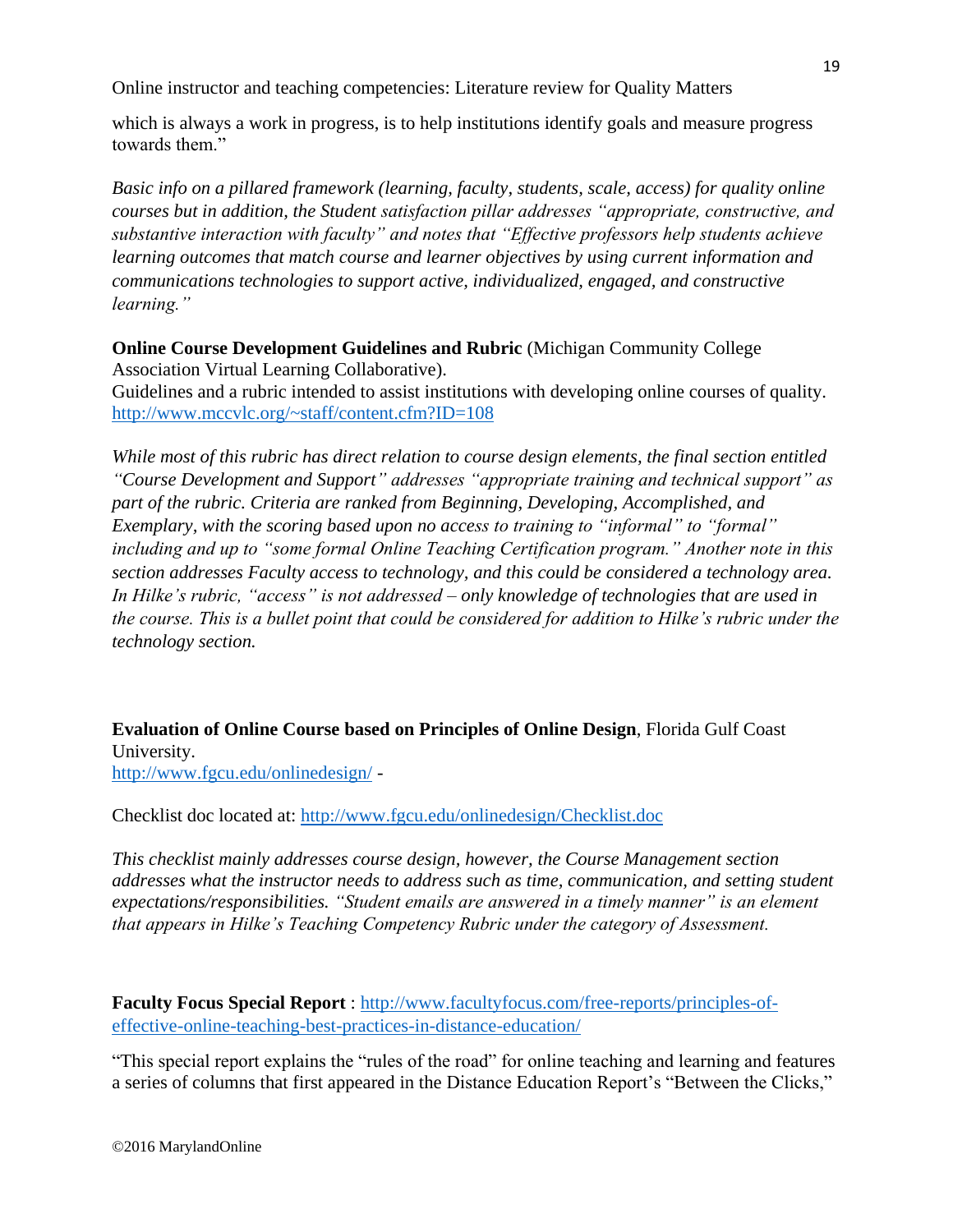which is always a work in progress, is to help institutions identify goals and measure progress towards them."

*Basic info on a pillared framework (learning, faculty, students, scale, access) for quality online courses but in addition, the Student satisfaction pillar addresses "appropriate, constructive, and substantive interaction with faculty" and notes that "Effective professors help students achieve learning outcomes that match course and learner objectives by using current information and communications technologies to support active, individualized, engaged, and constructive learning."*

**Online Course Development Guidelines and Rubric** (Michigan Community College Association Virtual Learning Collaborative).
Guidelines and a rubric intended to assist institutions with developing online courses of quality. [http://www.mccvlc.org/~staff/content.cfm?ID=108](http://www.mccvlc.org/~staff/content.cfm?ID=108)

*While most of this rubric has direct relation to course design elements, the final section entitled "Course Development and Support" addresses "appropriate training and technical support" as part of the rubric. Criteria are ranked from Beginning, Developing, Accomplished, and Exemplary, with the scoring based upon no access to training to "informal" to "formal" including and up to "some formal Online Teaching Certification program." Another note in this section addresses Faculty access to technology, and this could be considered a technology area. In Hilke's rubric, "access" is not addressed – only knowledge of technologies that are used in the course. This is a bullet point that could be considered for addition to Hilke's rubric under the technology section.*

**Evaluation of Online Course based on Principles of Online Design**, Florida Gulf Coast University.
[http://www.fgcu.edu/onlinedesign/](http://www.fgcu.edu/onlinedesign/) -

Checklist doc located at: [http://www.fgcu.edu/onlinedesign/Checklist.doc](http://www.fgcu.edu/onlinedesign/Checklist.doc)

*This checklist mainly addresses course design, however, the Course Management section addresses what the instructor needs to address such as time, communication, and setting student expectations/responsibilities. "Student emails are answered in a timely manner" is an element that appears in Hilke's Teaching Competency Rubric under the category of Assessment.*

**Faculty Focus Special Report** : [http://www.facultyfocus.com/free-reports/principles-of-effective-online-teaching-best-practices-in-distance-education/](http://www.facultyfocus.com/free-reports/principles-of-effective-online-teaching-best-practices-in-distance-education/)

"This special report explains the "rules of the road" for online teaching and learning and features a series of columns that first appeared in the Distance Education Report's "Between the Clicks,"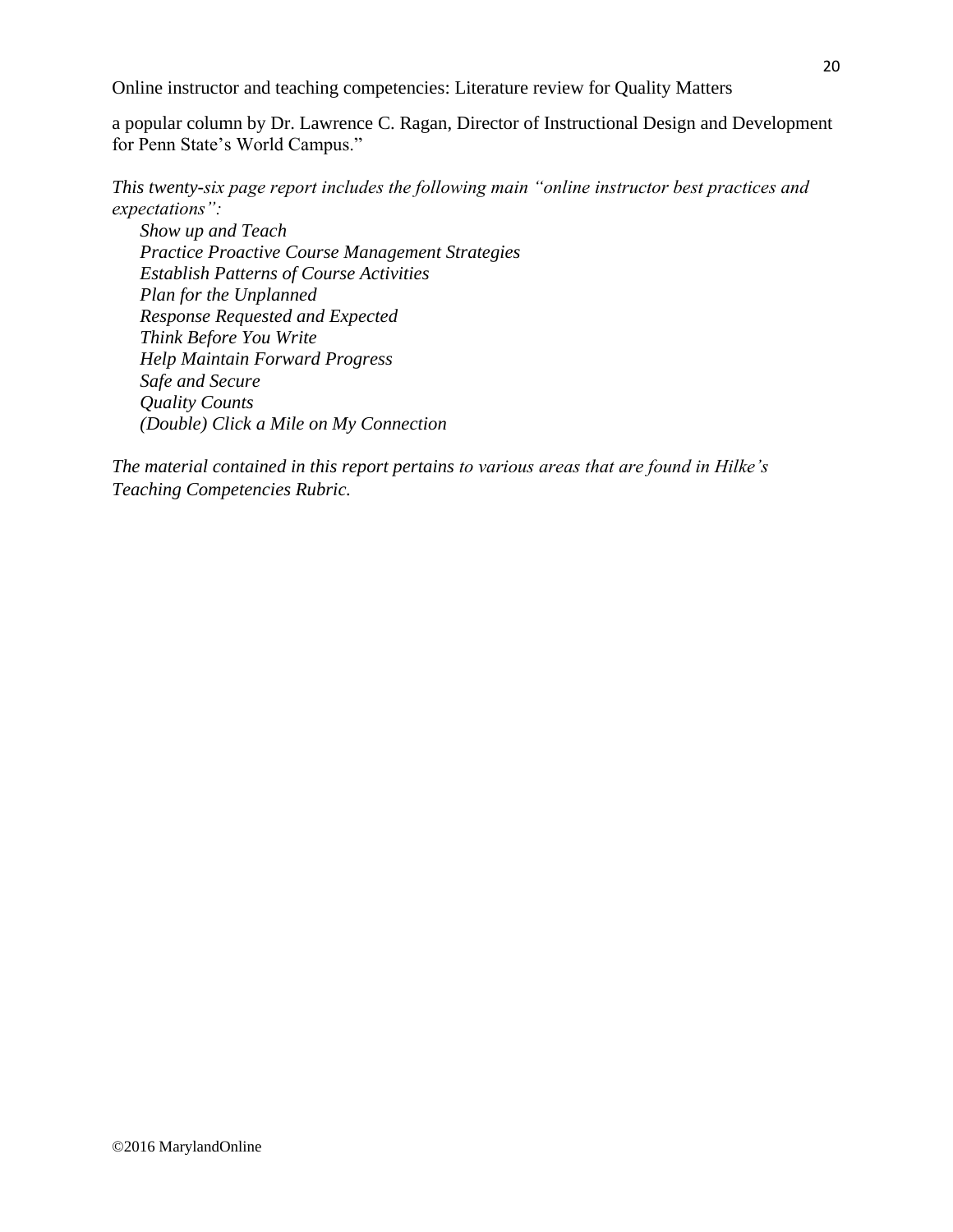a popular column by Dr. Lawrence C. Ragan, Director of Instructional Design and Development for Penn State's World Campus."

*This twenty-six page report includes the following main "online instructor best practices and expectations":*

*Show up and Teach*
*Practice Proactive Course Management Strategies*
*Establish Patterns of Course Activities*
*Plan for the Unplanned*
*Response Requested and Expected*
*Think Before You Write*
*Help Maintain Forward Progress*
*Safe and Secure*
*Quality Counts*
*(Double) Click a Mile on My Connection*

*The material contained in this report pertains to various areas that are found in Hilke's Teaching Competencies Rubric.*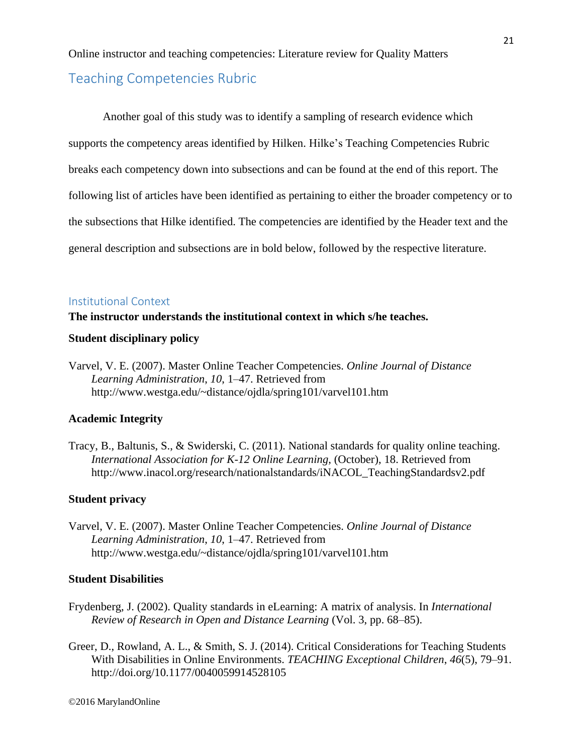Online instructor and teaching competencies: Literature review for Quality Matters

## Teaching Competencies Rubric

Another goal of this study was to identify a sampling of research evidence which supports the competency areas identified by Hilken. Hilke's Teaching Competencies Rubric breaks each competency down into subsections and can be found at the end of this report. The following list of articles have been identified as pertaining to either the broader competency or to the subsections that Hilke identified. The competencies are identified by the Header text and the general description and subsections are in bold below, followed by the respective literature.

### Institutional Context

**The instructor understands the institutional context in which s/he teaches.**

**Student disciplinary policy**

Varvel, V. E. (2007). Master Online Teacher Competencies. *Online Journal of Distance Learning Administration*, *10*, 1–47. Retrieved from http://www.westga.edu/~distance/ojdla/spring101/varvel101.htm

**Academic Integrity**

Tracy, B., Baltunis, S., & Swiderski, C. (2011). National standards for quality online teaching. *International Association for K-12 Online Learning*, (October), 18. Retrieved from http://www.inacol.org/research/nationalstandards/iNACOL_TeachingStandardsv2.pdf

**Student privacy**

Varvel, V. E. (2007). Master Online Teacher Competencies. *Online Journal of Distance Learning Administration*, *10*, 1–47. Retrieved from http://www.westga.edu/~distance/ojdla/spring101/varvel101.htm

**Student Disabilities**

Frydenberg, J. (2002). Quality standards in eLearning: A matrix of analysis. In *International Review of Research in Open and Distance Learning* (Vol. 3, pp. 68–85).

Greer, D., Rowland, A. L., & Smith, S. J. (2014). Critical Considerations for Teaching Students With Disabilities in Online Environments. *TEACHING Exceptional Children*, *46*(5), 79–91. http://doi.org/10.1177/0040059914528105

©2016 MarylandOnline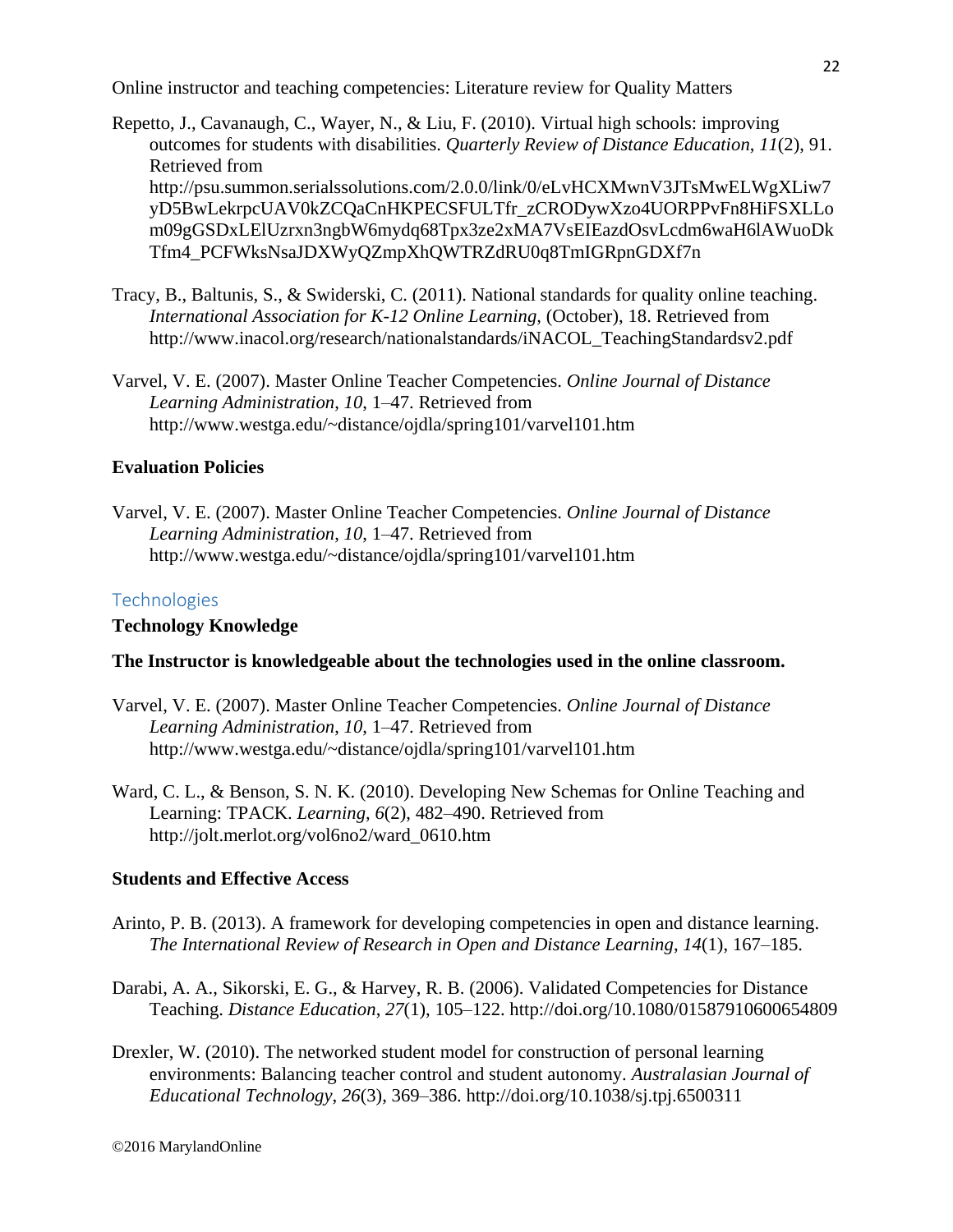Repetto, J., Cavanaugh, C., Wayer, N., & Liu, F. (2010). Virtual high schools: improving outcomes for students with disabilities. *Quarterly Review of Distance Education*, *11*(2), 91. Retrieved from http://psu.summon.serialssolutions.com/2.0.0/link/0/eLvHCXMwnV3JTsMwELWgXLiw7yD5BwLekrpcUAV0kZCQaCnHKPECSFULTfr_zCRODywXzo4UORPPvFn8HiFSXLLom09gGSDxLElUzrxn3ngbW6mydq68Tpx3ze2xMA7VsEIEazdOsvLcdm6waH6lAWuoDkTfm4_PCFWksNsaJDXWyQZmpXhQWTRZdRU0q8TmIGRpnGDXf7n

Tracy, B., Baltunis, S., & Swiderski, C. (2011). National standards for quality online teaching. *International Association for K-12 Online Learning*, (October), 18. Retrieved from http://www.inacol.org/research/nationalstandards/iNACOL_TeachingStandardsv2.pdf

Varvel, V. E. (2007). Master Online Teacher Competencies. *Online Journal of Distance Learning Administration*, *10*, 1–47. Retrieved from http://www.westga.edu/~distance/ojdla/spring101/varvel101.htm

**Evaluation Policies**

Varvel, V. E. (2007). Master Online Teacher Competencies. *Online Journal of Distance Learning Administration*, *10*, 1–47. Retrieved from http://www.westga.edu/~distance/ojdla/spring101/varvel101.htm

## Technologies

**Technology Knowledge**

**The Instructor is knowledgeable about the technologies used in the online classroom.**

Varvel, V. E. (2007). Master Online Teacher Competencies. *Online Journal of Distance Learning Administration*, *10*, 1–47. Retrieved from http://www.westga.edu/~distance/ojdla/spring101/varvel101.htm

Ward, C. L., & Benson, S. N. K. (2010). Developing New Schemas for Online Teaching and Learning: TPACK. *Learning*, *6*(2), 482–490. Retrieved from http://jolt.merlot.org/vol6no2/ward_0610.htm

**Students and Effective Access**

Arinto, P. B. (2013). A framework for developing competencies in open and distance learning. *The International Review of Research in Open and Distance Learning*, *14*(1), 167–185.

Darabi, A. A., Sikorski, E. G., & Harvey, R. B. (2006). Validated Competencies for Distance Teaching. *Distance Education*, *27*(1), 105–122. http://doi.org/10.1080/01587910600654809

Drexler, W. (2010). The networked student model for construction of personal learning environments: Balancing teacher control and student autonomy. *Australasian Journal of Educational Technology*, *26*(3), 369–386. http://doi.org/10.1038/sj.tpj.6500311

©2016 MarylandOnline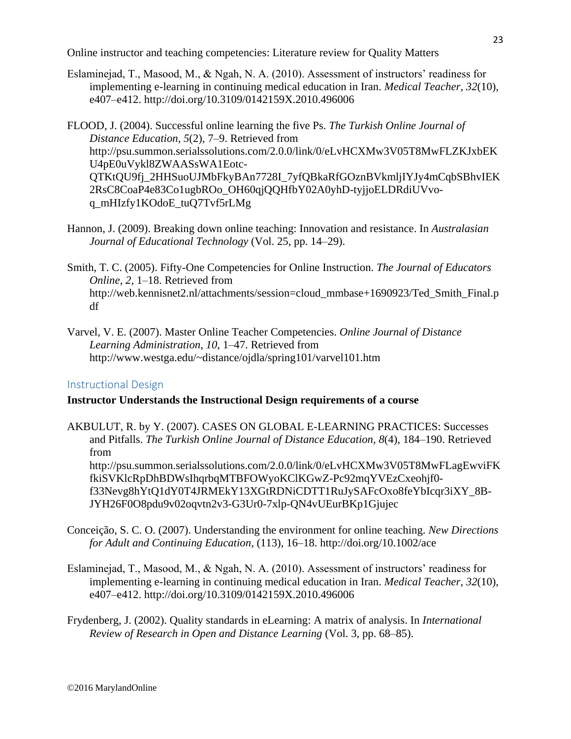Eslaminejad, T., Masood, M., & Ngah, N. A. (2010). Assessment of instructors' readiness for implementing e-learning in continuing medical education in Iran. *Medical Teacher*, *32*(10), e407–e412. http://doi.org/10.3109/0142159X.2010.496006

FLOOD, J. (2004). Successful online learning the five Ps. *The Turkish Online Journal of Distance Education*, *5*(2), 7–9. Retrieved from http://psu.summon.serialssolutions.com/2.0.0/link/0/eLvHCXMw3V05T8MwFLZKJxbEKU4pE0uVykl8ZWAASsWA1Eotc-QTKtQU9fj_2HHSuoUJMbFkyBAn7728I_7yfQBkaRfGOznBVkmljIYJy4mCqbSBhvIEK2RsC8CoaP4e83Co1ugbROo_OH60qjQQHfbY02A0yhD-tyjjoELDRdiUVvo-q_mHIzfy1KOdoE_tuQ7Tvf5rLMg

Hannon, J. (2009). Breaking down online teaching: Innovation and resistance. In *Australasian Journal of Educational Technology* (Vol. 25, pp. 14–29).

Smith, T. C. (2005). Fifty-One Competencies for Online Instruction. *The Journal of Educators Online*, *2*, 1–18. Retrieved from http://web.kennisnet2.nl/attachments/session=cloud_mmbase+1690923/Ted_Smith_Final.pdf

Varvel, V. E. (2007). Master Online Teacher Competencies. *Online Journal of Distance Learning Administration*, *10*, 1–47. Retrieved from http://www.westga.edu/~distance/ojdla/spring101/varvel101.htm

## Instructional Design

**Instructor Understands the Instructional Design requirements of a course**

AKBULUT, R. by Y. (2007). CASES ON GLOBAL E-LEARNING PRACTICES: Successes and Pitfalls. *The Turkish Online Journal of Distance Education*, *8*(4), 184–190. Retrieved from http://psu.summon.serialssolutions.com/2.0.0/link/0/eLvHCXMw3V05T8MwFLagEwviFKfkiSVKlcRpDhBDWsIhqrbqMTBFOWyoKClKGwZ-Pc92mqYVEzCxeohjf0-f33Nevg8hYtQ1dY0T4JRMEkY13XGtRDNiCDTT1RuJySAFcOxo8feYbIcqr3iXY_8B-JYH26F0O8pdu9v02oqvtn2v3-G3Ur0-7xlp-QN4vUEurBKp1Gjujec

Conceição, S. C. O. (2007). Understanding the environment for online teaching. *New Directions for Adult and Continuing Education*, (113), 16–18. http://doi.org/10.1002/ace

Eslaminejad, T., Masood, M., & Ngah, N. A. (2010). Assessment of instructors' readiness for implementing e-learning in continuing medical education in Iran. *Medical Teacher*, *32*(10), e407–e412. http://doi.org/10.3109/0142159X.2010.496006

Frydenberg, J. (2002). Quality standards in eLearning: A matrix of analysis. In *International Review of Research in Open and Distance Learning* (Vol. 3, pp. 68–85).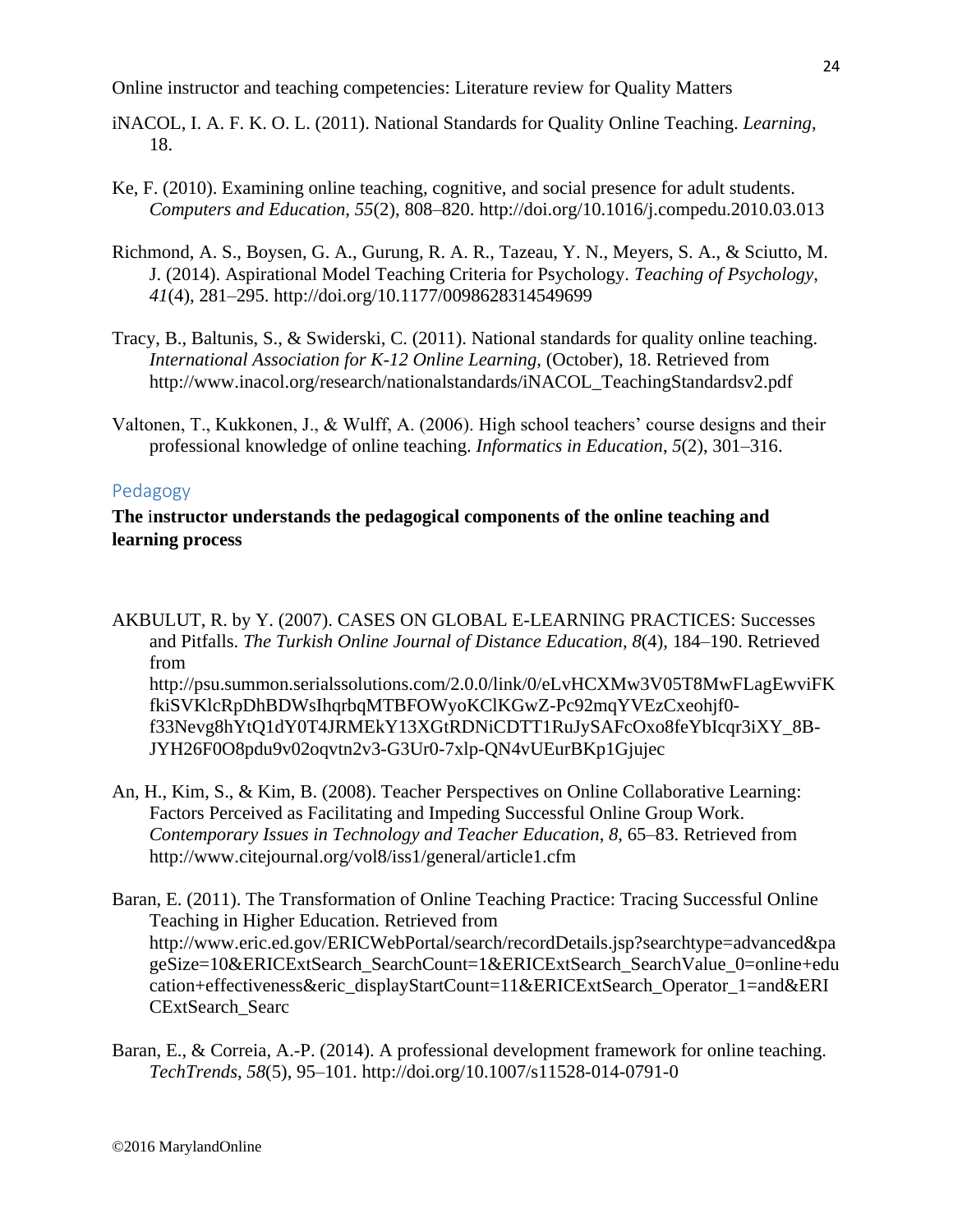iNACOL, I. A. F. K. O. L. (2011). National Standards for Quality Online Teaching. *Learning*, 18.

Ke, F. (2010). Examining online teaching, cognitive, and social presence for adult students. *Computers and Education*, *55*(2), 808–820. http://doi.org/10.1016/j.compedu.2010.03.013

Richmond, A. S., Boysen, G. A., Gurung, R. A. R., Tazeau, Y. N., Meyers, S. A., & Sciutto, M. J. (2014). Aspirational Model Teaching Criteria for Psychology. *Teaching of Psychology*, *41*(4), 281–295. http://doi.org/10.1177/0098628314549699

Tracy, B., Baltunis, S., & Swiderski, C. (2011). National standards for quality online teaching. *International Association for K-12 Online Learning*, (October), 18. Retrieved from http://www.inacol.org/research/nationalstandards/iNACOL_TeachingStandardsv2.pdf

Valtonen, T., Kukkonen, J., & Wulff, A. (2006). High school teachers' course designs and their professional knowledge of online teaching. *Informatics in Education*, *5*(2), 301–316.

## Pedagogy

**The instructor understands the pedagogical components of the online teaching and learning process**

AKBULUT, R. by Y. (2007). CASES ON GLOBAL E-LEARNING PRACTICES: Successes and Pitfalls. *The Turkish Online Journal of Distance Education*, *8*(4), 184–190. Retrieved from http://psu.summon.serialssolutions.com/2.0.0/link/0/eLvHCXMw3V05T8MwFLagEwviFKfkiSVKlcRpDhBDWsIhqrbqMTBFOWyoKClKGwZ-Pc92mqYVEzCxeohjf0-f33Nevg8hYtQ1dY0T4JRMEkY13XGtRDNiCDTT1RuJySAFcOxo8feYbIcqr3iXY_8B-JYH26F0O8pdu9v02oqvtn2v3-G3Ur0-7xlp-QN4vUEurBKp1Gjujec

An, H., Kim, S., & Kim, B. (2008). Teacher Perspectives on Online Collaborative Learning: Factors Perceived as Facilitating and Impeding Successful Online Group Work. *Contemporary Issues in Technology and Teacher Education*, *8*, 65–83. Retrieved from http://www.citejournal.org/vol8/iss1/general/article1.cfm

Baran, E. (2011). The Transformation of Online Teaching Practice: Tracing Successful Online Teaching in Higher Education. Retrieved from http://www.eric.ed.gov/ERICWebPortal/search/recordDetails.jsp?searchtype=advanced&pageSize=10&ERICExtSearch_SearchCount=1&ERICExtSearch_SearchValue_0=online+education+effectiveness&eric_displayStartCount=11&ERICExtSearch_Operator_1=and&ERICExtSearch_Searc

Baran, E., & Correia, A.-P. (2014). A professional development framework for online teaching. *TechTrends*, *58*(5), 95–101. http://doi.org/10.1007/s11528-014-0791-0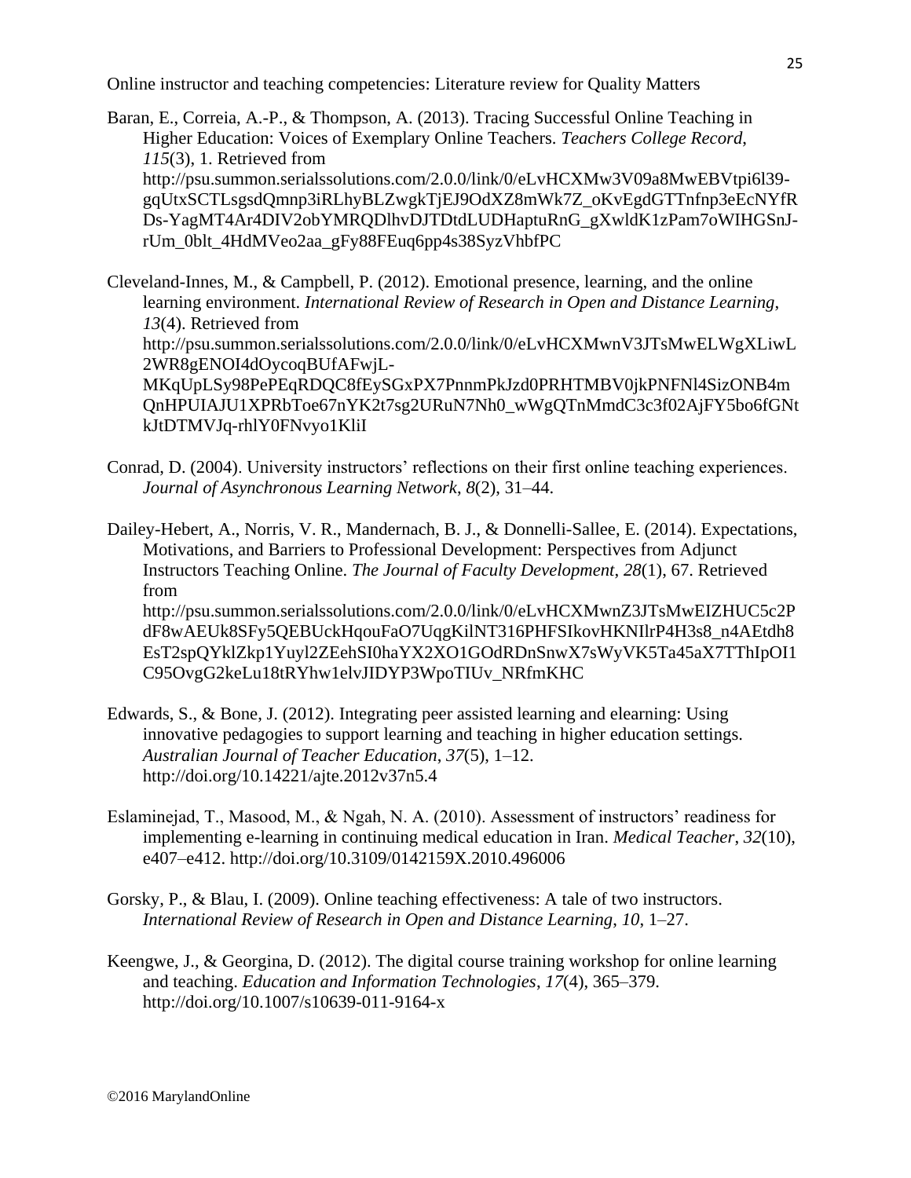Baran, E., Correia, A.-P., & Thompson, A. (2013). Tracing Successful Online Teaching in Higher Education: Voices of Exemplary Online Teachers. *Teachers College Record*, *115*(3), 1. Retrieved from http://psu.summon.serialssolutions.com/2.0.0/link/0/eLvHCXMw3V09a8MwEBVtpi6l39-gqUtxSCTLsgsdQmnp3iRLhyBLZwgkTjEJ9OdXZ8mWk7Z_oKvEgdGTTnfnp3eEcNYfRDs-YagMT4Ar4DIV2obYMRQDlhvDJTDtdLUDHaptuRnG_gXwldK1zPam7oWIHGSnJ-rUm_0blt_4HdMVeo2aa_gFy88FEuq6pp4s38SyzVhbfPC

Cleveland-Innes, M., & Campbell, P. (2012). Emotional presence, learning, and the online learning environment. *International Review of Research in Open and Distance Learning*, *13*(4). Retrieved from http://psu.summon.serialssolutions.com/2.0.0/link/0/eLvHCXMwnV3JTsMwELWgXLiwL2WR8gENOI4dOycoqBUfAFwjL-MKqUpLSy98PePEqRDQC8fEySGxPX7PnnmPkJzd0PRHTMBV0jkPNFNl4SizONB4mQnHPUIAJU1XPRbToe67nYK2t7sg2URuN7Nh0_wWgQTnMmdC3c3f02AjFY5bo6fGNtkJtDTMVJq-rhlY0FNvyo1KliI

Conrad, D. (2004). University instructors' reflections on their first online teaching experiences. *Journal of Asynchronous Learning Network*, *8*(2), 31–44.

Dailey-Hebert, A., Norris, V. R., Mandernach, B. J., & Donnelli-Sallee, E. (2014). Expectations, Motivations, and Barriers to Professional Development: Perspectives from Adjunct Instructors Teaching Online. *The Journal of Faculty Development*, *28*(1), 67. Retrieved from http://psu.summon.serialssolutions.com/2.0.0/link/0/eLvHCXMwnZ3JTsMwEIZHUC5c2PdF8wAEUk8SFy5QEBUckHqouFaO7UqgKilNT316PHFSIkovHKNIlrP4H3s8_n4AEtdh8EsT2spQYklZkp1Yuyl2ZEehSI0haYX2XO1GOdRDnSnwX7sWyVK5Ta45aX7TThIpOI1C95OvgG2keLu18tRYhw1elvJIDYP3WpoTIUv_NRfmKHC

Edwards, S., & Bone, J. (2012). Integrating peer assisted learning and elearning: Using innovative pedagogies to support learning and teaching in higher education settings. *Australian Journal of Teacher Education*, *37*(5), 1–12. http://doi.org/10.14221/ajte.2012v37n5.4

Eslaminejad, T., Masood, M., & Ngah, N. A. (2010). Assessment of instructors' readiness for implementing e-learning in continuing medical education in Iran. *Medical Teacher*, *32*(10), e407–e412. http://doi.org/10.3109/0142159X.2010.496006

Gorsky, P., & Blau, I. (2009). Online teaching effectiveness: A tale of two instructors. *International Review of Research in Open and Distance Learning*, *10*, 1–27.

Keengwe, J., & Georgina, D. (2012). The digital course training workshop for online learning and teaching. *Education and Information Technologies*, *17*(4), 365–379. http://doi.org/10.1007/s10639-011-9164-x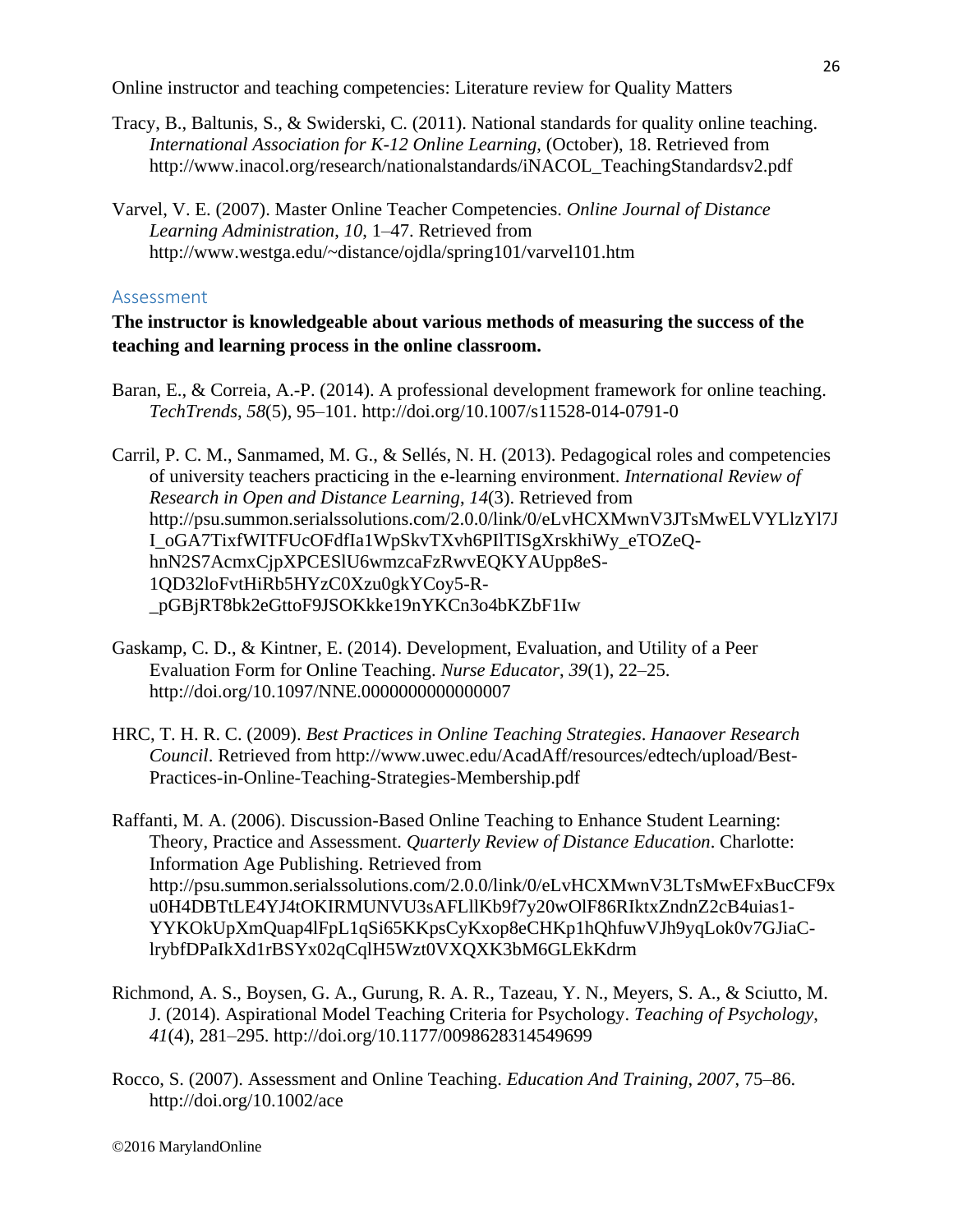Tracy, B., Baltunis, S., & Swiderski, C. (2011). National standards for quality online teaching. *International Association for K-12 Online Learning*, (October), 18. Retrieved from http://www.inacol.org/research/nationalstandards/iNACOL_TeachingStandardsv2.pdf

Varvel, V. E. (2007). Master Online Teacher Competencies. *Online Journal of Distance Learning Administration*, *10*, 1–47. Retrieved from http://www.westga.edu/~distance/ojdla/spring101/varvel101.htm

## Assessment

**The instructor is knowledgeable about various methods of measuring the success of the teaching and learning process in the online classroom.**

Baran, E., & Correia, A.-P. (2014). A professional development framework for online teaching. *TechTrends*, *58*(5), 95–101. http://doi.org/10.1007/s11528-014-0791-0

Carril, P. C. M., Sanmamed, M. G., & Sellés, N. H. (2013). Pedagogical roles and competencies of university teachers practicing in the e-learning environment. *International Review of Research in Open and Distance Learning*, *14*(3). Retrieved from http://psu.summon.serialssolutions.com/2.0.0/link/0/eLvHCXMwnV3JTsMwELVYLlzYl7JI_oGA7TixfWITFUcOFdfIa1WpSkvTXvh6PIlTISgXrskhiWy_eTOZeQ-hnN2S7AcmxCjpXPCESlU6wmzcaFzRwvEQKYAUpp8eS-1QD32loFvtHiRb5HYzC0Xzu0gkYCoy5-R-_pGBjRT8bk2eGttoF9JSOKkke19nYKCn3o4bKZbF1Iw

Gaskamp, C. D., & Kintner, E. (2014). Development, Evaluation, and Utility of a Peer Evaluation Form for Online Teaching. *Nurse Educator*, *39*(1), 22–25. http://doi.org/10.1097/NNE.0000000000000007

HRC, T. H. R. C. (2009). *Best Practices in Online Teaching Strategies*. *Hanaover Research Council*. Retrieved from http://www.uwec.edu/AcadAff/resources/edtech/upload/Best-Practices-in-Online-Teaching-Strategies-Membership.pdf

Raffanti, M. A. (2006). Discussion-Based Online Teaching to Enhance Student Learning: Theory, Practice and Assessment. *Quarterly Review of Distance Education*. Charlotte: Information Age Publishing. Retrieved from http://psu.summon.serialssolutions.com/2.0.0/link/0/eLvHCXMwnV3LTsMwEFxBucCF9xu0H4DBTtLE4YJ4tOKIRMUNVU3sAFLllKb9f7y20wOlF86RIktxZndnZ2cB4uias1-YYKOkUpXmQuap4lFpL1qSi65KKpsCyKxop8eCHKp1hQhfuwVJh9yqLok0v7GJiaC-lrybfDPaIkXd1rBSYx02qCqlH5Wzt0VXQXK3bM6GLEkKdrm

Richmond, A. S., Boysen, G. A., Gurung, R. A. R., Tazeau, Y. N., Meyers, S. A., & Sciutto, M. J. (2014). Aspirational Model Teaching Criteria for Psychology. *Teaching of Psychology*, *41*(4), 281–295. http://doi.org/10.1177/0098628314549699

Rocco, S. (2007). Assessment and Online Teaching. *Education And Training*, *2007*, 75–86. http://doi.org/10.1002/ace

©2016 MarylandOnline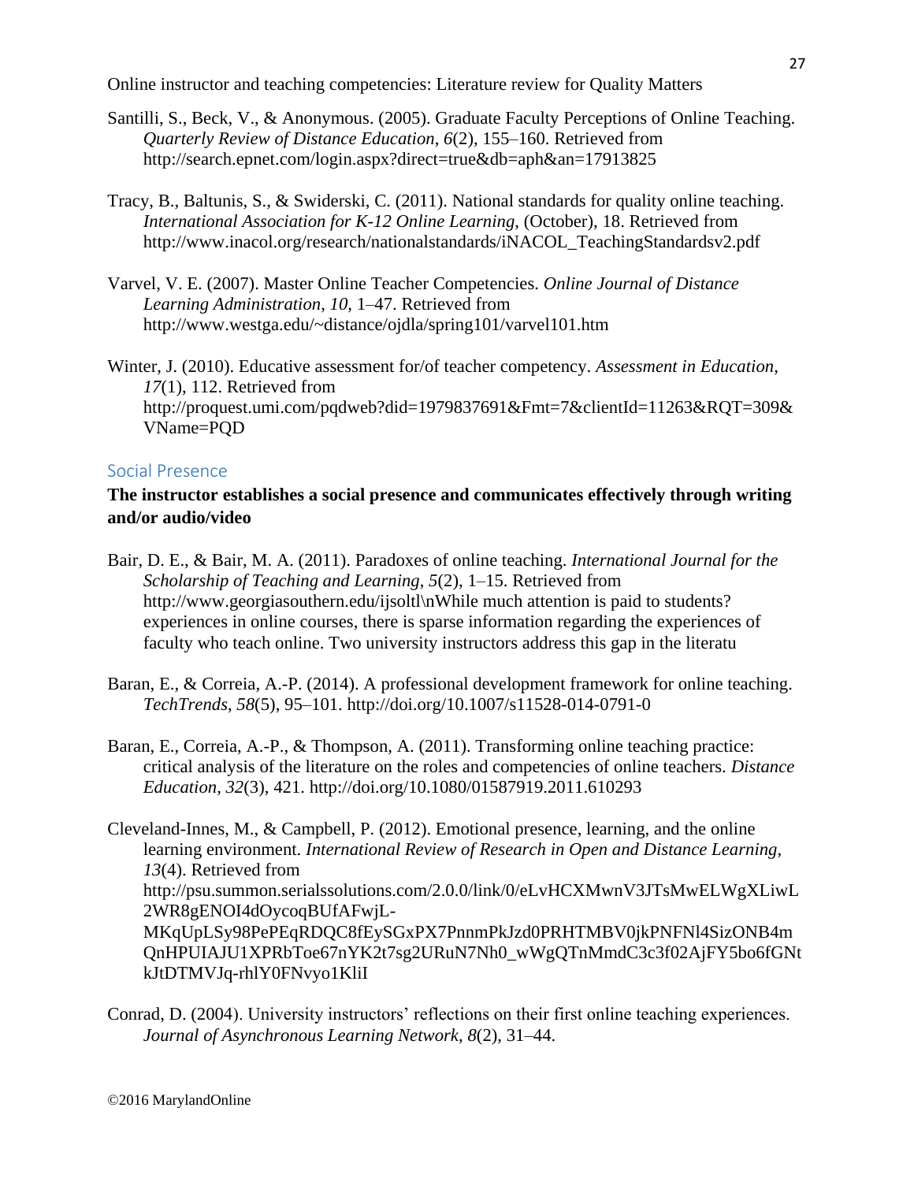Santilli, S., Beck, V., & Anonymous. (2005). Graduate Faculty Perceptions of Online Teaching. *Quarterly Review of Distance Education*, *6*(2), 155–160. Retrieved from http://search.epnet.com/login.aspx?direct=true&db=aph&an=17913825

Tracy, B., Baltunis, S., & Swiderski, C. (2011). National standards for quality online teaching. *International Association for K-12 Online Learning*, (October), 18. Retrieved from http://www.inacol.org/research/nationalstandards/iNACOL_TeachingStandardsv2.pdf

Varvel, V. E. (2007). Master Online Teacher Competencies. *Online Journal of Distance Learning Administration*, *10*, 1–47. Retrieved from http://www.westga.edu/~distance/ojdla/spring101/varvel101.htm

Winter, J. (2010). Educative assessment for/of teacher competency. *Assessment in Education*, *17*(1), 112. Retrieved from http://proquest.umi.com/pqdweb?did=1979837691&Fmt=7&clientId=11263&RQT=309&VName=PQD

## Social Presence

**The instructor establishes a social presence and communicates effectively through writing and/or audio/video**

Bair, D. E., & Bair, M. A. (2011). Paradoxes of online teaching. *International Journal for the Scholarship of Teaching and Learning*, *5*(2), 1–15. Retrieved from http://www.georgiasouthern.edu/ijsoltl\nWhile much attention is paid to students? experiences in online courses, there is sparse information regarding the experiences of faculty who teach online. Two university instructors address this gap in the literatu

Baran, E., & Correia, A.-P. (2014). A professional development framework for online teaching. *TechTrends*, *58*(5), 95–101. http://doi.org/10.1007/s11528-014-0791-0

Baran, E., Correia, A.-P., & Thompson, A. (2011). Transforming online teaching practice: critical analysis of the literature on the roles and competencies of online teachers. *Distance Education*, *32*(3), 421. http://doi.org/10.1080/01587919.2011.610293

Cleveland-Innes, M., & Campbell, P. (2012). Emotional presence, learning, and the online learning environment. *International Review of Research in Open and Distance Learning*, *13*(4). Retrieved from http://psu.summon.serialssolutions.com/2.0.0/link/0/eLvHCXMwnV3JTsMwELWgXLiwL2WR8gENOI4dOycoqBUfAFwjL-MKqUpLSy98PePEqRDQC8fEySGxPX7PnnmPkJzd0PRHTMBV0jkPNFNl4SizONB4mQnHPUIAJU1XPRbToe67nYK2t7sg2URuN7Nh0_wWgQTnMmdC3c3f02AjFY5bo6fGNtkJtDTMVJq-rhlY0FNvyo1KliI

Conrad, D. (2004). University instructors' reflections on their first online teaching experiences. *Journal of Asynchronous Learning Network*, *8*(2), 31–44.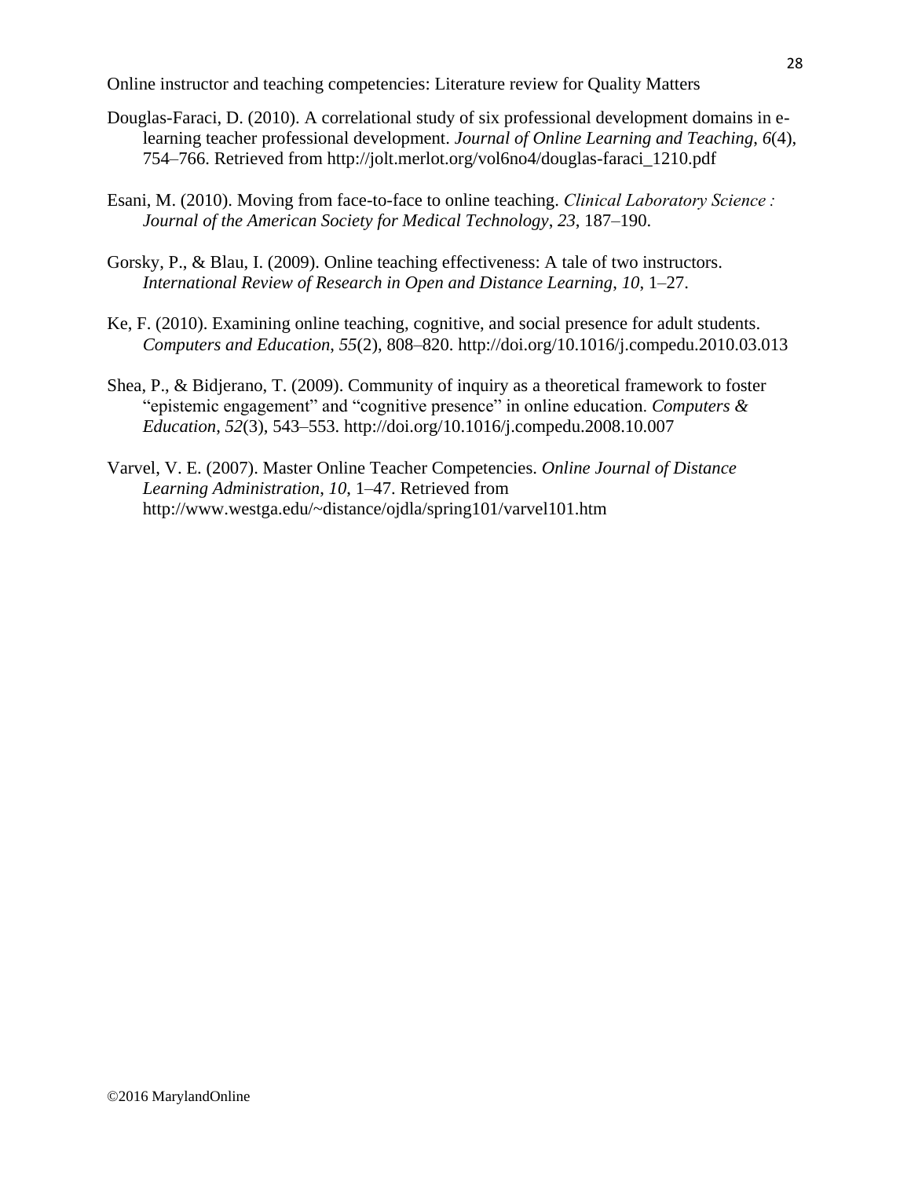Douglas-Faraci, D. (2010). A correlational study of six professional development domains in e-learning teacher professional development. *Journal of Online Learning and Teaching*, *6*(4), 754–766. Retrieved from http://jolt.merlot.org/vol6no4/douglas-faraci_1210.pdf

Esani, M. (2010). Moving from face-to-face to online teaching. *Clinical Laboratory Science : Journal of the American Society for Medical Technology*, *23*, 187–190.

Gorsky, P., & Blau, I. (2009). Online teaching effectiveness: A tale of two instructors. *International Review of Research in Open and Distance Learning*, *10*, 1–27.

Ke, F. (2010). Examining online teaching, cognitive, and social presence for adult students. *Computers and Education*, *55*(2), 808–820. http://doi.org/10.1016/j.compedu.2010.03.013

Shea, P., & Bidjerano, T. (2009). Community of inquiry as a theoretical framework to foster "epistemic engagement" and "cognitive presence" in online education. *Computers & Education*, *52*(3), 543–553. http://doi.org/10.1016/j.compedu.2008.10.007

Varvel, V. E. (2007). Master Online Teacher Competencies. *Online Journal of Distance Learning Administration*, *10*, 1–47. Retrieved from http://www.westga.edu/~distance/ojdla/spring101/varvel101.htm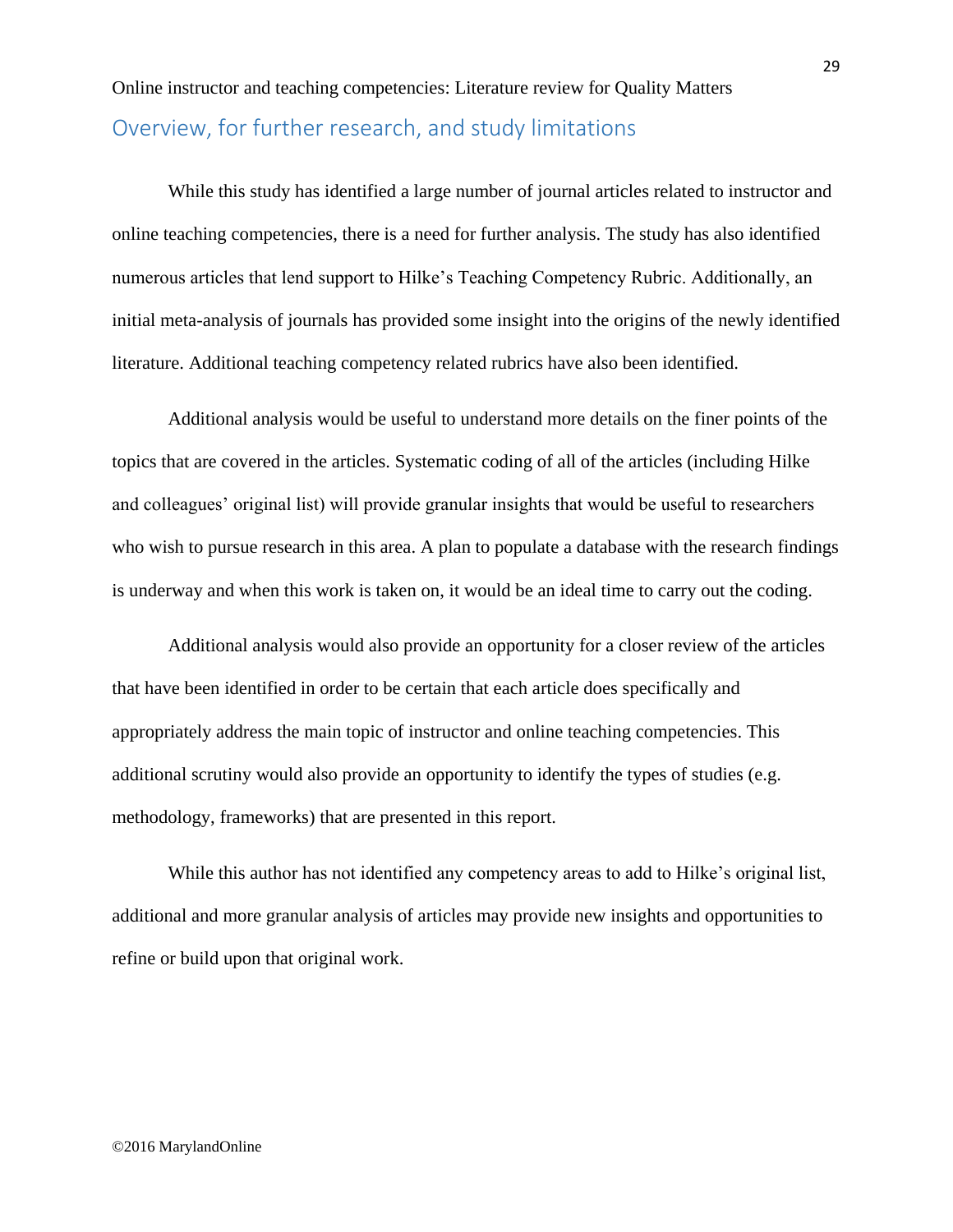## Overview, for further research, and study limitations

While this study has identified a large number of journal articles related to instructor and online teaching competencies, there is a need for further analysis. The study has also identified numerous articles that lend support to Hilke's Teaching Competency Rubric. Additionally, an initial meta-analysis of journals has provided some insight into the origins of the newly identified literature. Additional teaching competency related rubrics have also been identified.

Additional analysis would be useful to understand more details on the finer points of the topics that are covered in the articles. Systematic coding of all of the articles (including Hilke and colleagues' original list) will provide granular insights that would be useful to researchers who wish to pursue research in this area. A plan to populate a database with the research findings is underway and when this work is taken on, it would be an ideal time to carry out the coding.

Additional analysis would also provide an opportunity for a closer review of the articles that have been identified in order to be certain that each article does specifically and appropriately address the main topic of instructor and online teaching competencies. This additional scrutiny would also provide an opportunity to identify the types of studies (e.g. methodology, frameworks) that are presented in this report.

While this author has not identified any competency areas to add to Hilke's original list, additional and more granular analysis of articles may provide new insights and opportunities to refine or build upon that original work.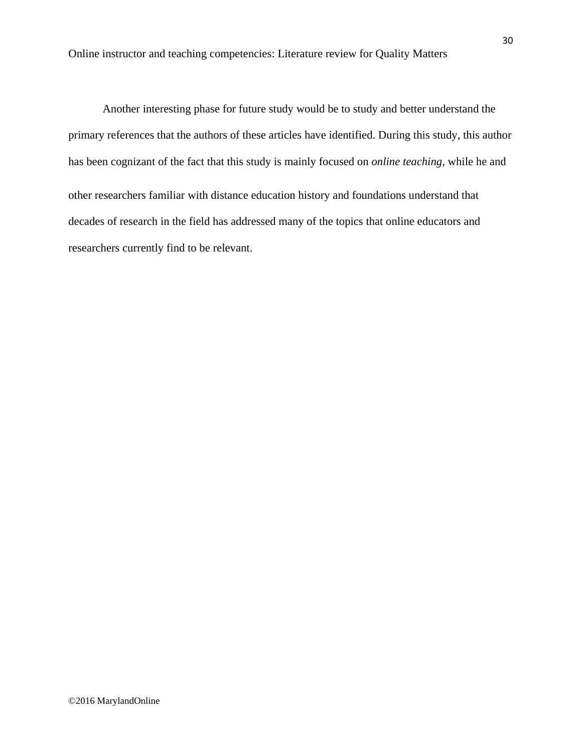Another interesting phase for future study would be to study and better understand the primary references that the authors of these articles have identified. During this study, this author has been cognizant of the fact that this study is mainly focused on *online teaching*, while he and other researchers familiar with distance education history and foundations understand that decades of research in the field has addressed many of the topics that online educators and researchers currently find to be relevant.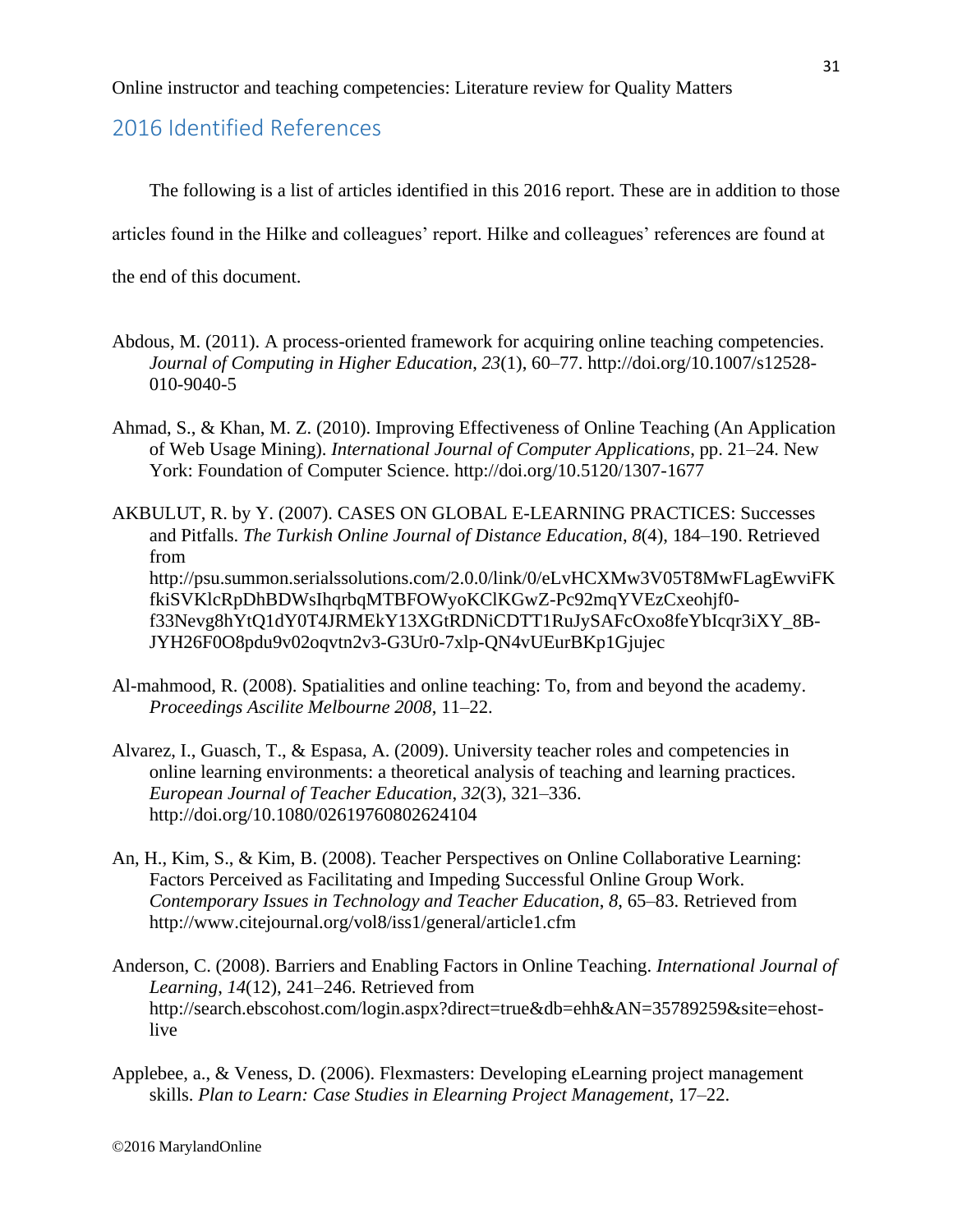## 2016 Identified References

The following is a list of articles identified in this 2016 report. These are in addition to those articles found in the Hilke and colleagues' report. Hilke and colleagues' references are found at the end of this document.

Abdous, M. (2011). A process-oriented framework for acquiring online teaching competencies. *Journal of Computing in Higher Education*, *23*(1), 60–77. http://doi.org/10.1007/s12528-010-9040-5

Ahmad, S., & Khan, M. Z. (2010). Improving Effectiveness of Online Teaching (An Application of Web Usage Mining). *International Journal of Computer Applications*, pp. 21–24. New York: Foundation of Computer Science. http://doi.org/10.5120/1307-1677

AKBULUT, R. by Y. (2007). CASES ON GLOBAL E-LEARNING PRACTICES: Successes and Pitfalls. *The Turkish Online Journal of Distance Education*, *8*(4), 184–190. Retrieved from http://psu.summon.serialssolutions.com/2.0.0/link/0/eLvHCXMw3V05T8MwFLagEwviFKfkiSVKlcRpDhBDWsIhqrbqMTBFOWyoKClKGwZ-Pc92mqYVEzCxeohjf0-f33Nevg8hYtQ1dY0T4JRMEkY13XGtRDNiCDTT1RuJySAFcOxo8feYbIcqr3iXY_8B-JYH26F0O8pdu9v02oqvtn2v3-G3Ur0-7xlp-QN4vUEurBKp1Gjujec

Al-mahmood, R. (2008). Spatialities and online teaching: To, from and beyond the academy. *Proceedings Ascilite Melbourne 2008*, 11–22.

Alvarez, I., Guasch, T., & Espasa, A. (2009). University teacher roles and competencies in online learning environments: a theoretical analysis of teaching and learning practices. *European Journal of Teacher Education*, *32*(3), 321–336. http://doi.org/10.1080/02619760802624104

An, H., Kim, S., & Kim, B. (2008). Teacher Perspectives on Online Collaborative Learning: Factors Perceived as Facilitating and Impeding Successful Online Group Work. *Contemporary Issues in Technology and Teacher Education*, *8*, 65–83. Retrieved from http://www.citejournal.org/vol8/iss1/general/article1.cfm

Anderson, C. (2008). Barriers and Enabling Factors in Online Teaching. *International Journal of Learning*, *14*(12), 241–246. Retrieved from http://search.ebscohost.com/login.aspx?direct=true&db=ehh&AN=35789259&site=ehost-live

Applebee, a., & Veness, D. (2006). Flexmasters: Developing eLearning project management skills. *Plan to Learn: Case Studies in Elearning Project Management*, 17–22.

©2016 MarylandOnline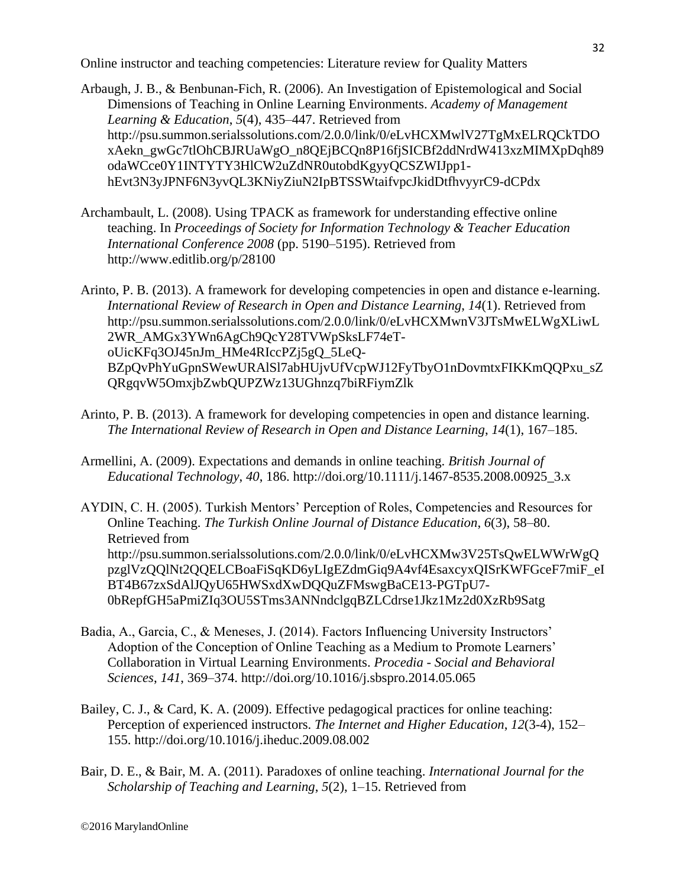Arbaugh, J. B., & Benbunan-Fich, R. (2006). An Investigation of Epistemological and Social Dimensions of Teaching in Online Learning Environments. *Academy of Management Learning & Education*, *5*(4), 435–447. Retrieved from http://psu.summon.serialssolutions.com/2.0.0/link/0/eLvHCXMwlV27TgMxELRQCkTDOxAekn_gwGc7tlOhCBJRUaWgO_n8QEjBCQn8P16fjSICBf2ddNrdW413xzMIMXpDqh89odaWCce0Y1INTYTY3HlCW2uZdNR0utobdKgyyQCSZWIJpp1-hEvt3N3yJPNF6N3yvQL3KNiyZiuN2IpBTSSWtaifvpcJkidDtfhvyyrC9-dCPdx

Archambault, L. (2008). Using TPACK as framework for understanding effective online teaching. In *Proceedings of Society for Information Technology & Teacher Education International Conference 2008* (pp. 5190–5195). Retrieved from http://www.editlib.org/p/28100

Arinto, P. B. (2013). A framework for developing competencies in open and distance e-learning. *International Review of Research in Open and Distance Learning*, *14*(1). Retrieved from http://psu.summon.serialssolutions.com/2.0.0/link/0/eLvHCXMwnV3JTsMwELWgXLiwL2WR_AMGx3YWn6AgCh9QcY28TVWpSksLF74eT-oUicKFq3OJ45nJm_HMe4RIccPZj5gQ_5LeQ-BZpQvPhYuGpnSWewURAlSl7abHUjvUfVcpWJ12FyTbyO1nDovmtxFIKKmQQPxu_sZQRgqvW5OmxjbZwbQUPZWz13UGhnzq7biRFiymZlk

Arinto, P. B. (2013). A framework for developing competencies in open and distance learning. *The International Review of Research in Open and Distance Learning*, *14*(1), 167–185.

Armellini, A. (2009). Expectations and demands in online teaching. *British Journal of Educational Technology*, *40*, 186. http://doi.org/10.1111/j.1467-8535.2008.00925_3.x

AYDIN, C. H. (2005). Turkish Mentors' Perception of Roles, Competencies and Resources for Online Teaching. *The Turkish Online Journal of Distance Education*, *6*(3), 58–80. Retrieved from http://psu.summon.serialssolutions.com/2.0.0/link/0/eLvHCXMw3V25TsQwELWWrWgQpzglVzQQlNt2QQELCBoaFiSqKD6yLIgEZdmGiq9A4vf4EsaxcyxQISrKWFGceF7miF_eIBT4B67zxSdAlJQyU65HWSxdXwDQQuZFMswgBaCE13-PGTpU7-0bRepfGH5aPmiZIq3OU5STms3ANNndclgqBZLCdrse1Jkz1Mz2d0XzRb9Satg

Badia, A., Garcia, C., & Meneses, J. (2014). Factors Influencing University Instructors' Adoption of the Conception of Online Teaching as a Medium to Promote Learners' Collaboration in Virtual Learning Environments. *Procedia - Social and Behavioral Sciences*, *141*, 369–374. http://doi.org/10.1016/j.sbspro.2014.05.065

Bailey, C. J., & Card, K. A. (2009). Effective pedagogical practices for online teaching: Perception of experienced instructors. *The Internet and Higher Education*, *12*(3-4), 152–155. http://doi.org/10.1016/j.iheduc.2009.08.002

Bair, D. E., & Bair, M. A. (2011). Paradoxes of online teaching. *International Journal for the Scholarship of Teaching and Learning*, *5*(2), 1–15. Retrieved from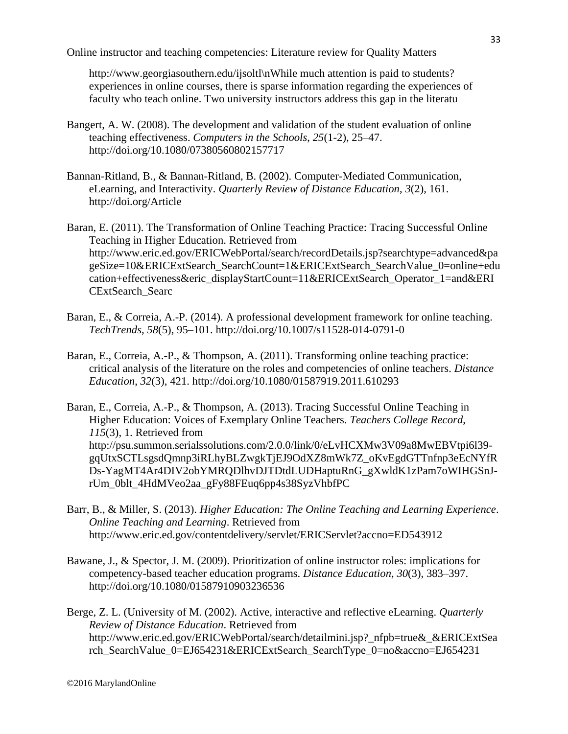http://www.georgiasouthern.edu/ijsoltl\nWhile much attention is paid to students? experiences in online courses, there is sparse information regarding the experiences of faculty who teach online. Two university instructors address this gap in the literatu

Bangert, A. W. (2008). The development and validation of the student evaluation of online teaching effectiveness. *Computers in the Schools*, *25*(1-2), 25–47. http://doi.org/10.1080/07380560802157717

Bannan-Ritland, B., & Bannan-Ritland, B. (2002). Computer-Mediated Communication, eLearning, and Interactivity. *Quarterly Review of Distance Education*, *3*(2), 161. http://doi.org/Article

Baran, E. (2011). The Transformation of Online Teaching Practice: Tracing Successful Online Teaching in Higher Education. Retrieved from http://www.eric.ed.gov/ERICWebPortal/search/recordDetails.jsp?searchtype=advanced&pageSize=10&ERICExtSearch_SearchCount=1&ERICExtSearch_SearchValue_0=online+education+effectiveness&eric_displayStartCount=11&ERICExtSearch_Operator_1=and&ERICExtSearch_Searc

Baran, E., & Correia, A.-P. (2014). A professional development framework for online teaching. *TechTrends*, *58*(5), 95–101. http://doi.org/10.1007/s11528-014-0791-0

Baran, E., Correia, A.-P., & Thompson, A. (2011). Transforming online teaching practice: critical analysis of the literature on the roles and competencies of online teachers. *Distance Education*, *32*(3), 421. http://doi.org/10.1080/01587919.2011.610293

Baran, E., Correia, A.-P., & Thompson, A. (2013). Tracing Successful Online Teaching in Higher Education: Voices of Exemplary Online Teachers. *Teachers College Record*, *115*(3), 1. Retrieved from http://psu.summon.serialssolutions.com/2.0.0/link/0/eLvHCXMw3V09a8MwEBVtpi6l39-gqUtxSCTLsgsdQmnp3iRLhyBLZwgkTjEJ9OdXZ8mWk7Z_oKvEgdGTTnfnp3eEcNYfRDs-YagMT4Ar4DIV2obYMRQDlhvDJTDtdLUDHaptuRnG_gXwldK1zPam7oWIHGSnJ-rUm_0blt_4HdMVeo2aa_gFy88FEuq6pp4s38SyzVhbfPC

Barr, B., & Miller, S. (2013). *Higher Education: The Online Teaching and Learning Experience*. *Online Teaching and Learning*. Retrieved from http://www.eric.ed.gov/contentdelivery/servlet/ERICServlet?accno=ED543912

Bawane, J., & Spector, J. M. (2009). Prioritization of online instructor roles: implications for competency-based teacher education programs. *Distance Education*, *30*(3), 383–397. http://doi.org/10.1080/01587910903236536

Berge, Z. L. (University of M. (2002). Active, interactive and reflective eLearning. *Quarterly Review of Distance Education*. Retrieved from http://www.eric.ed.gov/ERICWebPortal/search/detailmini.jsp?_nfpb=true&_&ERICExtSearch_SearchValue_0=EJ654231&ERICExtSearch_SearchType_0=no&accno=EJ654231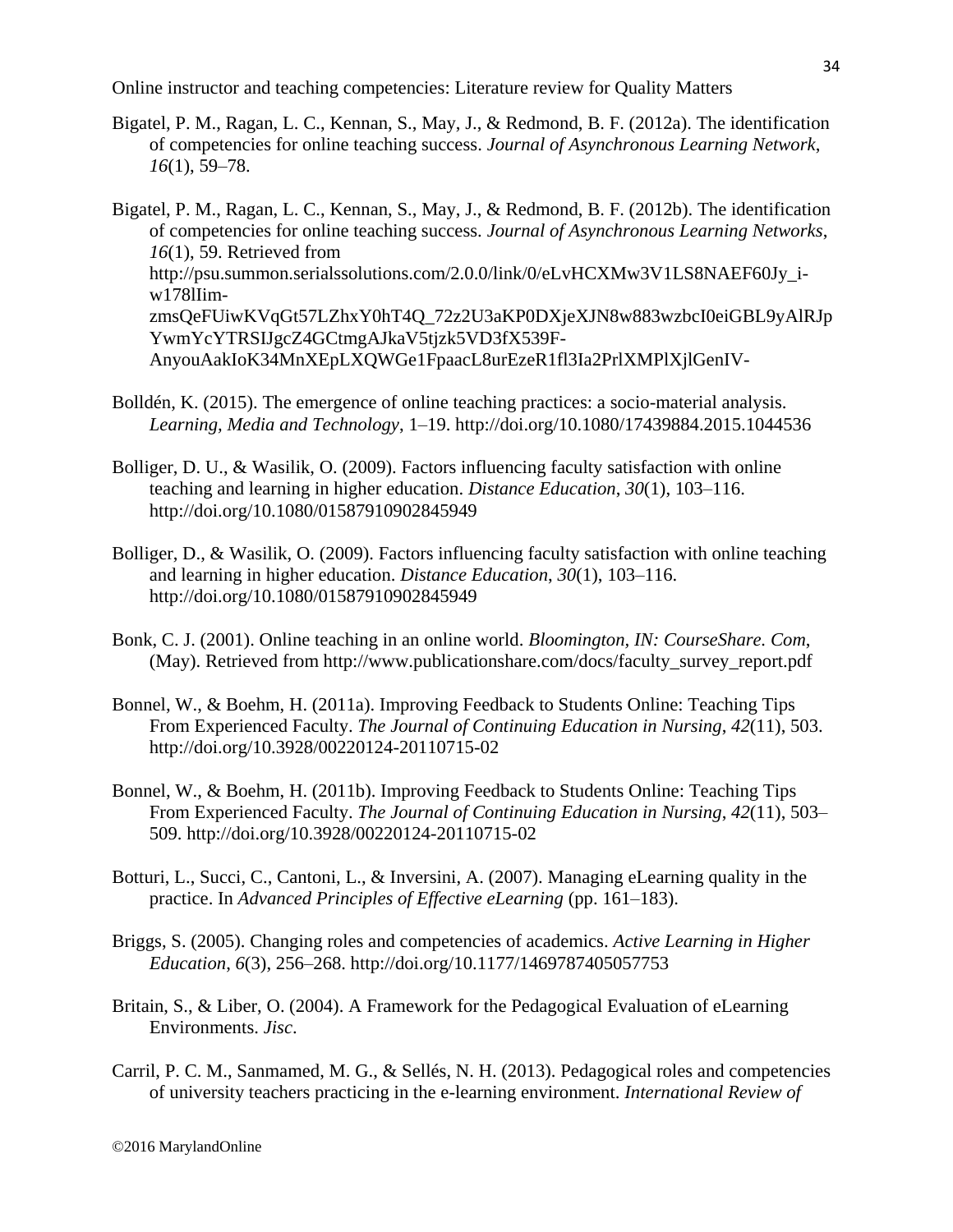Bigatel, P. M., Ragan, L. C., Kennan, S., May, J., & Redmond, B. F. (2012a). The identification of competencies for online teaching success. *Journal of Asynchronous Learning Network*, *16*(1), 59–78.

Bigatel, P. M., Ragan, L. C., Kennan, S., May, J., & Redmond, B. F. (2012b). The identification of competencies for online teaching success. *Journal of Asynchronous Learning Networks*, *16*(1), 59. Retrieved from http://psu.summon.serialssolutions.com/2.0.0/link/0/eLvHCXMw3V1LS8NAEF60Jy_i-w178lIim-zmsQeFUiwKVqGt57LZhxY0hT4Q_72z2U3aKP0DXjeXJN8w883wzbcI0eiGBL9yAlRJpYwmYcYTRSIJgcZ4GCtmgAJkaV5tjzk5VD3fX539F-AnyouAakIoK34MnXEpLXQWGe1FpaacL8urEzeR1fl3Ia2PrlXMPlXjlGenIV-

Bolldén, K. (2015). The emergence of online teaching practices: a socio-material analysis. *Learning, Media and Technology*, 1–19. http://doi.org/10.1080/17439884.2015.1044536

Bolliger, D. U., & Wasilik, O. (2009). Factors influencing faculty satisfaction with online teaching and learning in higher education. *Distance Education*, *30*(1), 103–116. http://doi.org/10.1080/01587910902845949

Bolliger, D., & Wasilik, O. (2009). Factors influencing faculty satisfaction with online teaching and learning in higher education. *Distance Education*, *30*(1), 103–116. http://doi.org/10.1080/01587910902845949

Bonk, C. J. (2001). Online teaching in an online world. *Bloomington, IN: CourseShare. Com*, (May). Retrieved from http://www.publicationshare.com/docs/faculty_survey_report.pdf

Bonnel, W., & Boehm, H. (2011a). Improving Feedback to Students Online: Teaching Tips From Experienced Faculty. *The Journal of Continuing Education in Nursing*, *42*(11), 503. http://doi.org/10.3928/00220124-20110715-02

Bonnel, W., & Boehm, H. (2011b). Improving Feedback to Students Online: Teaching Tips From Experienced Faculty. *The Journal of Continuing Education in Nursing*, *42*(11), 503–509. http://doi.org/10.3928/00220124-20110715-02

Botturi, L., Succi, C., Cantoni, L., & Inversini, A. (2007). Managing eLearning quality in the practice. In *Advanced Principles of Effective eLearning* (pp. 161–183).

Briggs, S. (2005). Changing roles and competencies of academics. *Active Learning in Higher Education*, *6*(3), 256–268. http://doi.org/10.1177/1469787405057753

Britain, S., & Liber, O. (2004). A Framework for the Pedagogical Evaluation of eLearning Environments. *Jisc*.

Carril, P. C. M., Sanmamed, M. G., & Sellés, N. H. (2013). Pedagogical roles and competencies of university teachers practicing in the e-learning environment. *International Review of*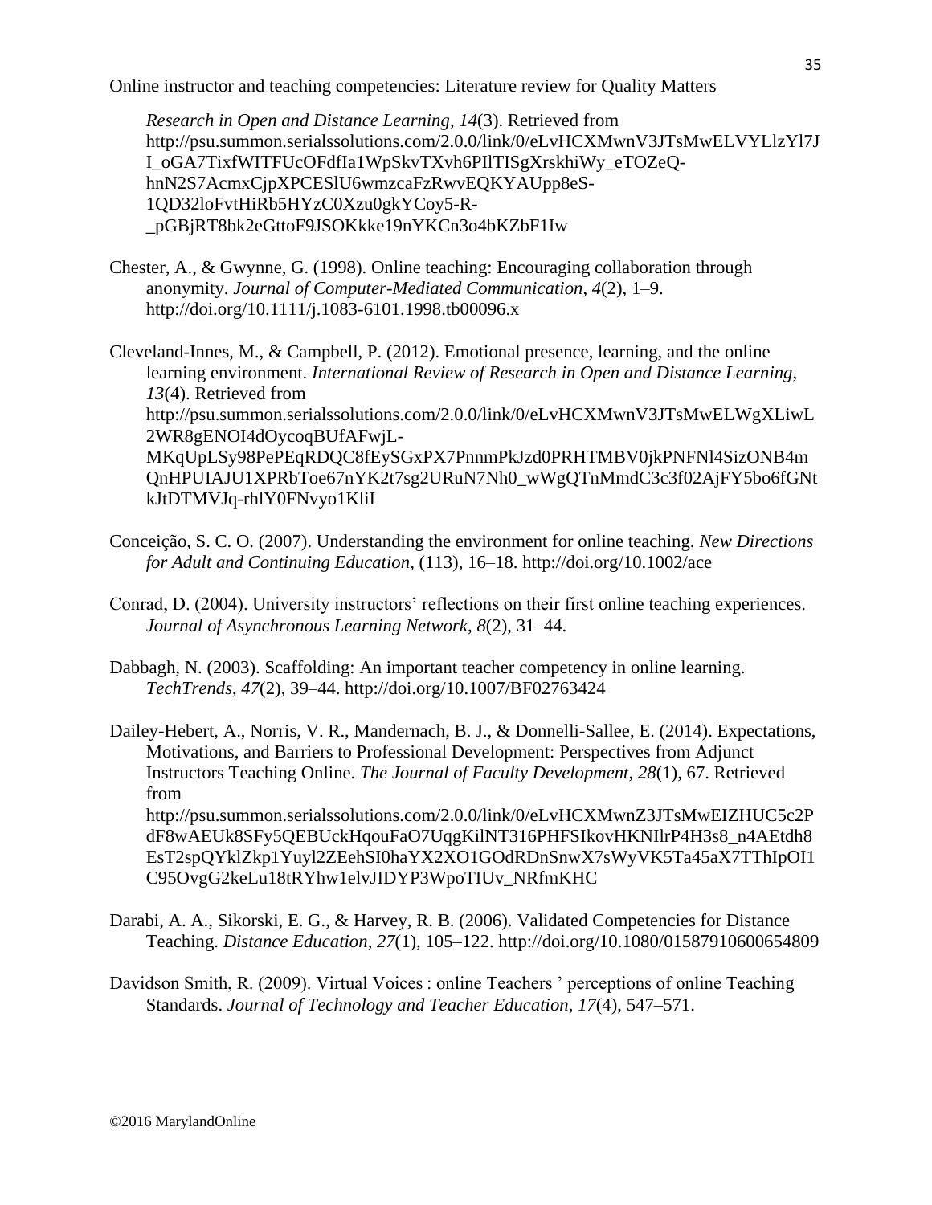*Research in Open and Distance Learning*, *14*(3). Retrieved from http://psu.summon.serialssolutions.com/2.0.0/link/0/eLvHCXMwnV3JTsMwELVYLlzYl7JI_oGA7TixfWITFUcOFdfIa1WpSkvTXvh6PIlTISgXrskhiWy_eTOZeQ-hnN2S7AcmxCjpXPCESlU6wmzcaFzRwvEQKYAUpp8eS-1QD32loFvtHiRb5HYzC0Xzu0gkYCoy5-R-_pGBjRT8bk2eGttoF9JSOKkke19nYKCn3o4bKZbF1Iw

Chester, A., & Gwynne, G. (1998). Online teaching: Encouraging collaboration through anonymity. *Journal of Computer-Mediated Communication*, *4*(2), 1–9. http://doi.org/10.1111/j.1083-6101.1998.tb00096.x

Cleveland-Innes, M., & Campbell, P. (2012). Emotional presence, learning, and the online learning environment. *International Review of Research in Open and Distance Learning*, *13*(4). Retrieved from http://psu.summon.serialssolutions.com/2.0.0/link/0/eLvHCXMwnV3JTsMwELWgXLiwL2WR8gENOI4dOycoqBUfAFwjL-MKqUpLSy98PePEqRDQC8fEySGxPX7PnnmPkJzd0PRHTMBV0jkPNFNl4SizONB4mQnHPUIAJU1XPRbToe67nYK2t7sg2URuN7Nh0_wWgQTnMmdC3c3f02AjFY5bo6fGNtkJtDTMVJq-rhlY0FNvyo1KliI

Conceição, S. C. O. (2007). Understanding the environment for online teaching. *New Directions for Adult and Continuing Education*, (113), 16–18. http://doi.org/10.1002/ace

Conrad, D. (2004). University instructors' reflections on their first online teaching experiences. *Journal of Asynchronous Learning Network*, *8*(2), 31–44.

Dabbagh, N. (2003). Scaffolding: An important teacher competency in online learning. *TechTrends*, *47*(2), 39–44. http://doi.org/10.1007/BF02763424

Dailey-Hebert, A., Norris, V. R., Mandernach, B. J., & Donnelli-Sallee, E. (2014). Expectations, Motivations, and Barriers to Professional Development: Perspectives from Adjunct Instructors Teaching Online. *The Journal of Faculty Development*, *28*(1), 67. Retrieved from http://psu.summon.serialssolutions.com/2.0.0/link/0/eLvHCXMwnZ3JTsMwEIZHUC5c2PdF8wAEUk8SFy5QEBUckHqouFaO7UqgKilNT316PHFSIkovHKNIlrP4H3s8_n4AEtdh8EsT2spQYklZkp1Yuyl2ZEehSI0haYX2XO1GOdRDnSnwX7sWyVK5Ta45aX7TThIpOI1C95OvgG2keLu18tRYhw1elvJIDYP3WpoTIUv_NRfmKHC

Darabi, A. A., Sikorski, E. G., & Harvey, R. B. (2006). Validated Competencies for Distance Teaching. *Distance Education*, *27*(1), 105–122. http://doi.org/10.1080/01587910600654809

Davidson Smith, R. (2009). Virtual Voices : online Teachers ' perceptions of online Teaching Standards. *Journal of Technology and Teacher Education*, *17*(4), 547–571.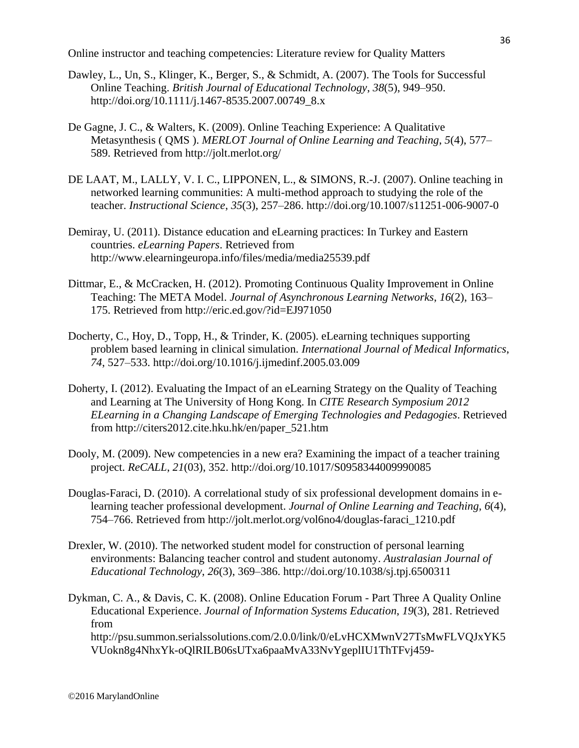Dawley, L., Un, S., Klinger, K., Berger, S., & Schmidt, A. (2007). The Tools for Successful Online Teaching. *British Journal of Educational Technology*, *38*(5), 949–950. http://doi.org/10.1111/j.1467-8535.2007.00749_8.x

De Gagne, J. C., & Walters, K. (2009). Online Teaching Experience: A Qualitative Metasynthesis ( QMS ). *MERLOT Journal of Online Learning and Teaching*, *5*(4), 577–589. Retrieved from http://jolt.merlot.org/

DE LAAT, M., LALLY, V. I. C., LIPPONEN, L., & SIMONS, R.-J. (2007). Online teaching in networked learning communities: A multi-method approach to studying the role of the teacher. *Instructional Science*, *35*(3), 257–286. http://doi.org/10.1007/s11251-006-9007-0

Demiray, U. (2011). Distance education and eLearning practices: In Turkey and Eastern countries. *eLearning Papers*. Retrieved from http://www.elearningeuropa.info/files/media/media25539.pdf

Dittmar, E., & McCracken, H. (2012). Promoting Continuous Quality Improvement in Online Teaching: The META Model. *Journal of Asynchronous Learning Networks*, *16*(2), 163–175. Retrieved from http://eric.ed.gov/?id=EJ971050

Docherty, C., Hoy, D., Topp, H., & Trinder, K. (2005). eLearning techniques supporting problem based learning in clinical simulation. *International Journal of Medical Informatics*, *74*, 527–533. http://doi.org/10.1016/j.ijmedinf.2005.03.009

Doherty, I. (2012). Evaluating the Impact of an eLearning Strategy on the Quality of Teaching and Learning at The University of Hong Kong. In *CITE Research Symposium 2012 ELearning in a Changing Landscape of Emerging Technologies and Pedagogies*. Retrieved from http://citers2012.cite.hku.hk/en/paper_521.htm

Dooly, M. (2009). New competencies in a new era? Examining the impact of a teacher training project. *ReCALL*, *21*(03), 352. http://doi.org/10.1017/S0958344009990085

Douglas-Faraci, D. (2010). A correlational study of six professional development domains in e-learning teacher professional development. *Journal of Online Learning and Teaching*, *6*(4), 754–766. Retrieved from http://jolt.merlot.org/vol6no4/douglas-faraci_1210.pdf

Drexler, W. (2010). The networked student model for construction of personal learning environments: Balancing teacher control and student autonomy. *Australasian Journal of Educational Technology*, *26*(3), 369–386. http://doi.org/10.1038/sj.tpj.6500311

Dykman, C. A., & Davis, C. K. (2008). Online Education Forum - Part Three A Quality Online Educational Experience. *Journal of Information Systems Education*, *19*(3), 281. Retrieved from http://psu.summon.serialssolutions.com/2.0.0/link/0/eLvHCXMwnV27TsMwFLVQJxYK5VUokn8g4NhxYk-oQlRILB06sUTxa6paaMvA33NvYgeplIU1ThTFvj459-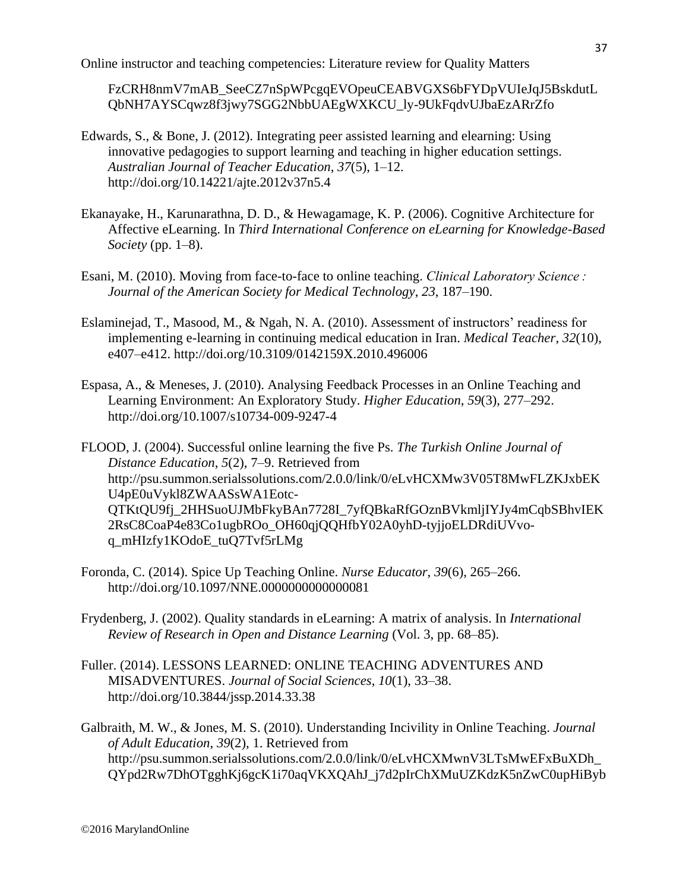FzCRH8nmV7mAB_SeeCZ7nSpWPcgqEVOpeuCEABVGXS6bFYDpVUIeJqJ5BskdutLQbNH7AYSCqwz8f3jwy7SGG2NbbUAEgWXKCU_ly-9UkFqdvUJbaEzARrZfo

Edwards, S., & Bone, J. (2012). Integrating peer assisted learning and elearning: Using innovative pedagogies to support learning and teaching in higher education settings. *Australian Journal of Teacher Education*, *37*(5), 1–12. http://doi.org/10.14221/ajte.2012v37n5.4

Ekanayake, H., Karunarathna, D. D., & Hewagamage, K. P. (2006). Cognitive Architecture for Affective eLearning. In *Third International Conference on eLearning for Knowledge-Based Society* (pp. 1–8).

Esani, M. (2010). Moving from face-to-face to online teaching. *Clinical Laboratory Science : Journal of the American Society for Medical Technology*, *23*, 187–190.

Eslaminejad, T., Masood, M., & Ngah, N. A. (2010). Assessment of instructors' readiness for implementing e-learning in continuing medical education in Iran. *Medical Teacher*, *32*(10), e407–e412. http://doi.org/10.3109/0142159X.2010.496006

Espasa, A., & Meneses, J. (2010). Analysing Feedback Processes in an Online Teaching and Learning Environment: An Exploratory Study. *Higher Education*, *59*(3), 277–292. http://doi.org/10.1007/s10734-009-9247-4

FLOOD, J. (2004). Successful online learning the five Ps. *The Turkish Online Journal of Distance Education*, *5*(2), 7–9. Retrieved from http://psu.summon.serialssolutions.com/2.0.0/link/0/eLvHCXMw3V05T8MwFLZKJxbEKU4pE0uVykl8ZWAASsWA1Eotc-QTKtQU9fj_2HHSuoUJMbFkyBAn7728I_7yfQBkaRfGOznBVkmljIYJy4mCqbSBhvIEK2RsC8CoaP4e83Co1ugbROo_OH60qjQQHfbY02A0yhD-tyjjoELDRdiUVvo-q_mHIzfy1KOdoE_tuQ7Tvf5rLMg

Foronda, C. (2014). Spice Up Teaching Online. *Nurse Educator*, *39*(6), 265–266. http://doi.org/10.1097/NNE.0000000000000081

Frydenberg, J. (2002). Quality standards in eLearning: A matrix of analysis. In *International Review of Research in Open and Distance Learning* (Vol. 3, pp. 68–85).

Fuller. (2014). LESSONS LEARNED: ONLINE TEACHING ADVENTURES AND MISADVENTURES. *Journal of Social Sciences*, *10*(1), 33–38. http://doi.org/10.3844/jssp.2014.33.38

Galbraith, M. W., & Jones, M. S. (2010). Understanding Incivility in Online Teaching. *Journal of Adult Education*, *39*(2), 1. Retrieved from http://psu.summon.serialssolutions.com/2.0.0/link/0/eLvHCXMwnV3LTsMwEFxBuXDh_QYpd2Rw7DhOTgghKj6gcK1i70aqVKXQAhJ_j7d2pIrChXMuUZKdzK5nZwC0upHiByb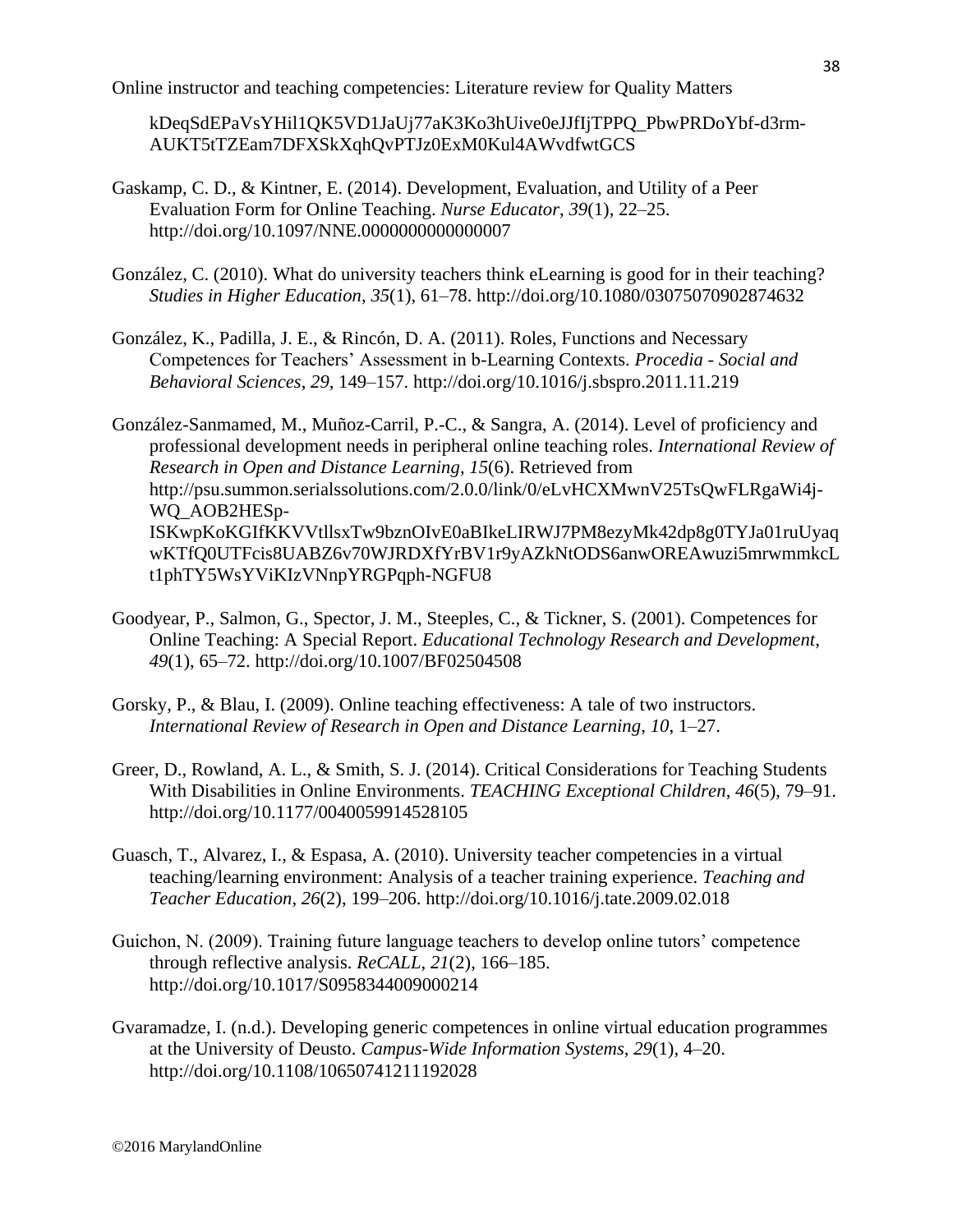kDeqSdEPaVsYHil1QK5VD1JaUj77aK3Ko3hUive0eJJfIjTPPQ_PbwPRDoYbf-d3rm-AUKT5tTZEam7DFXSkXqhQvPTJz0ExM0Kul4AWvdfwtGCS

Gaskamp, C. D., & Kintner, E. (2014). Development, Evaluation, and Utility of a Peer Evaluation Form for Online Teaching. *Nurse Educator*, *39*(1), 22–25. http://doi.org/10.1097/NNE.0000000000000007

González, C. (2010). What do university teachers think eLearning is good for in their teaching? *Studies in Higher Education*, *35*(1), 61–78. http://doi.org/10.1080/03075070902874632

González, K., Padilla, J. E., & Rincón, D. A. (2011). Roles, Functions and Necessary Competences for Teachers' Assessment in b-Learning Contexts. *Procedia - Social and Behavioral Sciences*, *29*, 149–157. http://doi.org/10.1016/j.sbspro.2011.11.219

González-Sanmamed, M., Muñoz-Carril, P.-C., & Sangra, A. (2014). Level of proficiency and professional development needs in peripheral online teaching roles. *International Review of Research in Open and Distance Learning*, *15*(6). Retrieved from http://psu.summon.serialssolutions.com/2.0.0/link/0/eLvHCXMwnV25TsQwFLRgaWi4j-WQ_AOB2HESp-ISKwpKoKGIfKKVVtllsxTw9bznOIvE0aBIkeLIRWJ7PM8ezyMk42dp8g0TYJa01ruUyaqwKTfQ0UTFcis8UABZ6v70WJRDXfYrBV1r9yAZkNtODS6anwOREAwuzi5mrwmmkcLt1phTY5WsYViKIzVNnpYRGPqph-NGFU8

Goodyear, P., Salmon, G., Spector, J. M., Steeples, C., & Tickner, S. (2001). Competences for Online Teaching: A Special Report. *Educational Technology Research and Development*, *49*(1), 65–72. http://doi.org/10.1007/BF02504508

Gorsky, P., & Blau, I. (2009). Online teaching effectiveness: A tale of two instructors. *International Review of Research in Open and Distance Learning*, *10*, 1–27.

Greer, D., Rowland, A. L., & Smith, S. J. (2014). Critical Considerations for Teaching Students With Disabilities in Online Environments. *TEACHING Exceptional Children*, *46*(5), 79–91. http://doi.org/10.1177/0040059914528105

Guasch, T., Alvarez, I., & Espasa, A. (2010). University teacher competencies in a virtual teaching/learning environment: Analysis of a teacher training experience. *Teaching and Teacher Education*, *26*(2), 199–206. http://doi.org/10.1016/j.tate.2009.02.018

Guichon, N. (2009). Training future language teachers to develop online tutors' competence through reflective analysis. *ReCALL*, *21*(2), 166–185. http://doi.org/10.1017/S0958344009000214

Gvaramadze, I. (n.d.). Developing generic competences in online virtual education programmes at the University of Deusto. *Campus-Wide Information Systems*, *29*(1), 4–20. http://doi.org/10.1108/10650741211192028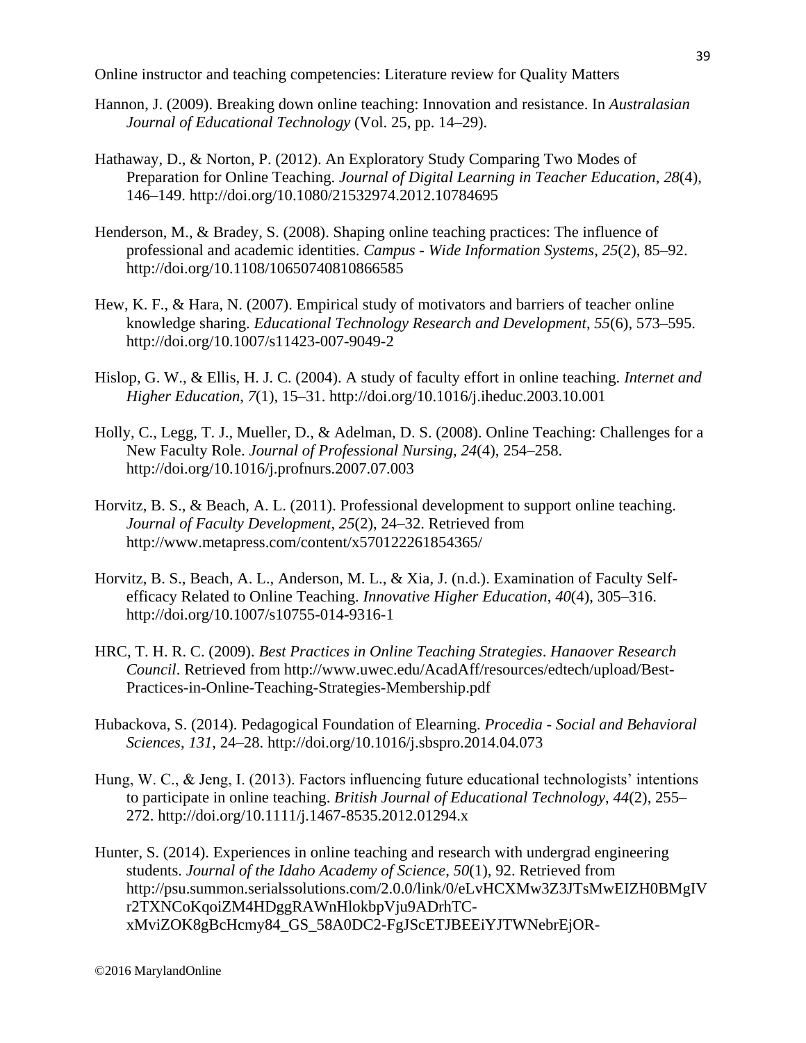Hannon, J. (2009). Breaking down online teaching: Innovation and resistance. In *Australasian Journal of Educational Technology* (Vol. 25, pp. 14–29).

Hathaway, D., & Norton, P. (2012). An Exploratory Study Comparing Two Modes of Preparation for Online Teaching. *Journal of Digital Learning in Teacher Education*, *28*(4), 146–149. http://doi.org/10.1080/21532974.2012.10784695

Henderson, M., & Bradey, S. (2008). Shaping online teaching practices: The influence of professional and academic identities. *Campus - Wide Information Systems*, *25*(2), 85–92. http://doi.org/10.1108/10650740810866585

Hew, K. F., & Hara, N. (2007). Empirical study of motivators and barriers of teacher online knowledge sharing. *Educational Technology Research and Development*, *55*(6), 573–595. http://doi.org/10.1007/s11423-007-9049-2

Hislop, G. W., & Ellis, H. J. C. (2004). A study of faculty effort in online teaching. *Internet and Higher Education*, *7*(1), 15–31. http://doi.org/10.1016/j.iheduc.2003.10.001

Holly, C., Legg, T. J., Mueller, D., & Adelman, D. S. (2008). Online Teaching: Challenges for a New Faculty Role. *Journal of Professional Nursing*, *24*(4), 254–258. http://doi.org/10.1016/j.profnurs.2007.07.003

Horvitz, B. S., & Beach, A. L. (2011). Professional development to support online teaching. *Journal of Faculty Development*, *25*(2), 24–32. Retrieved from http://www.metapress.com/content/x570122261854365/

Horvitz, B. S., Beach, A. L., Anderson, M. L., & Xia, J. (n.d.). Examination of Faculty Self-efficacy Related to Online Teaching. *Innovative Higher Education*, *40*(4), 305–316. http://doi.org/10.1007/s10755-014-9316-1

HRC, T. H. R. C. (2009). *Best Practices in Online Teaching Strategies*. *Hanaover Research Council*. Retrieved from http://www.uwec.edu/AcadAff/resources/edtech/upload/Best-Practices-in-Online-Teaching-Strategies-Membership.pdf

Hubackova, S. (2014). Pedagogical Foundation of Elearning. *Procedia - Social and Behavioral Sciences*, *131*, 24–28. http://doi.org/10.1016/j.sbspro.2014.04.073

Hung, W. C., & Jeng, I. (2013). Factors influencing future educational technologists' intentions to participate in online teaching. *British Journal of Educational Technology*, *44*(2), 255–272. http://doi.org/10.1111/j.1467-8535.2012.01294.x

Hunter, S. (2014). Experiences in online teaching and research with undergrad engineering students. *Journal of the Idaho Academy of Science*, *50*(1), 92. Retrieved from http://psu.summon.serialssolutions.com/2.0.0/link/0/eLvHCXMw3Z3JTsMwEIZH0BMgIVr2TXNCoKqoiZM4HDggRAWnHlokbpVju9ADrhTC-xMviZOK8gBcHcmy84_GS_58A0DC2-FgJScETJBEEiYJTWNebrEjOR-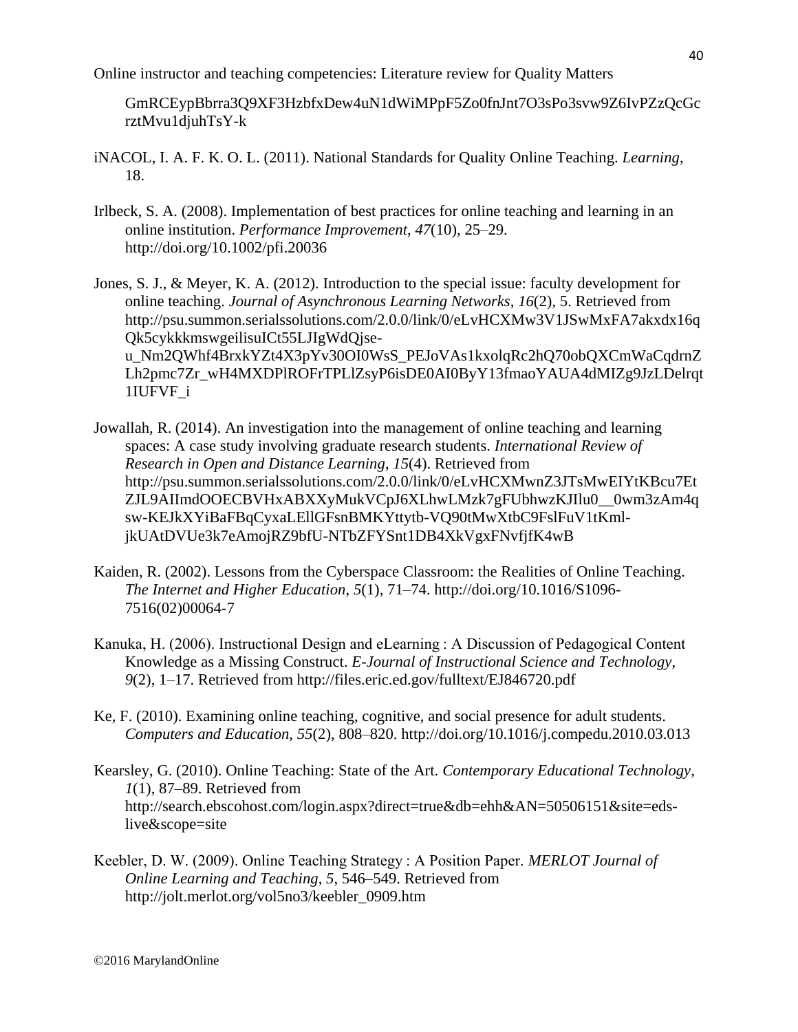GmRCEypBbrra3Q9XF3HzbfxDew4uN1dWiMPpF5Zo0fnJnt7O3sPo3svw9Z6IvPZzQcGcrztMvu1djuhTsY-k

iNACOL, I. A. F. K. O. L. (2011). National Standards for Quality Online Teaching. *Learning*, 18.

Irlbeck, S. A. (2008). Implementation of best practices for online teaching and learning in an online institution. *Performance Improvement*, *47*(10), 25–29. http://doi.org/10.1002/pfi.20036

Jones, S. J., & Meyer, K. A. (2012). Introduction to the special issue: faculty development for online teaching. *Journal of Asynchronous Learning Networks*, *16*(2), 5. Retrieved from http://psu.summon.serialssolutions.com/2.0.0/link/0/eLvHCXMw3V1JSwMxFA7akxdx16qQk5cykkkmswgeilisuICt55LJIgWdQjse-u_Nm2QWhf4BrxkYZt4X3pYv30OI0WsS_PEJoVAs1kxolqRc2hQ70obQXCmWaCqdrnZLh2pmc7Zr_wH4MXDPlROFrTPLlZsyP6isDE0AI0ByY13fmaoYAUA4dMIZg9JzLDelrqt1IUFVF_i

Jowallah, R. (2014). An investigation into the management of online teaching and learning spaces: A case study involving graduate research students. *International Review of Research in Open and Distance Learning*, *15*(4). Retrieved from http://psu.summon.serialssolutions.com/2.0.0/link/0/eLvHCXMwnZ3JTsMwEIYtKBcu7EtZJL9AIImdOOECBVHxABXXyMukVCpJ6XLhwLMzk7gFUbhwzKJIlu0__0wm3zAm4qsw-KEJkXYiBaFBqCyxaLEllGFsnBMKYttytb-VQ90tMwXtbC9FslFuV1tKml-jkUAtDVUe3k7eAmojRZ9bfU-NTbZFYSnt1DB4XkVgxFNvfjfK4wB

Kaiden, R. (2002). Lessons from the Cyberspace Classroom: the Realities of Online Teaching. *The Internet and Higher Education*, *5*(1), 71–74. http://doi.org/10.1016/S1096-7516(02)00064-7

Kanuka, H. (2006). Instructional Design and eLearning : A Discussion of Pedagogical Content Knowledge as a Missing Construct. *E-Journal of Instructional Science and Technology*, *9*(2), 1–17. Retrieved from http://files.eric.ed.gov/fulltext/EJ846720.pdf

Ke, F. (2010). Examining online teaching, cognitive, and social presence for adult students. *Computers and Education*, *55*(2), 808–820. http://doi.org/10.1016/j.compedu.2010.03.013

Kearsley, G. (2010). Online Teaching: State of the Art. *Contemporary Educational Technology*, *1*(1), 87–89. Retrieved from http://search.ebscohost.com/login.aspx?direct=true&db=ehh&AN=50506151&site=eds-live&scope=site

Keebler, D. W. (2009). Online Teaching Strategy : A Position Paper. *MERLOT Journal of Online Learning and Teaching*, *5*, 546–549. Retrieved from http://jolt.merlot.org/vol5no3/keebler_0909.htm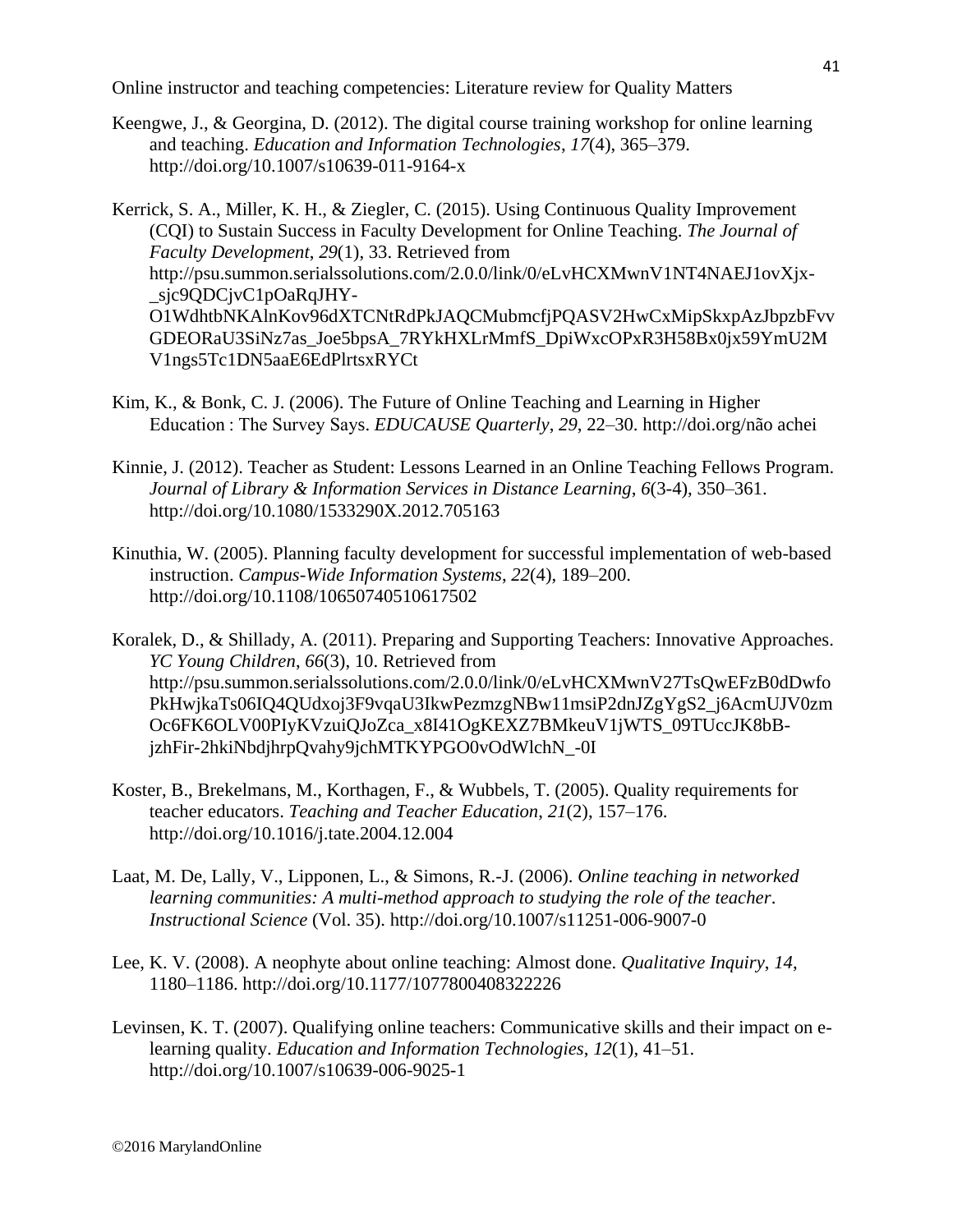Keengwe, J., & Georgina, D. (2012). The digital course training workshop for online learning and teaching. *Education and Information Technologies*, *17*(4), 365–379. http://doi.org/10.1007/s10639-011-9164-x

Kerrick, S. A., Miller, K. H., & Ziegler, C. (2015). Using Continuous Quality Improvement (CQI) to Sustain Success in Faculty Development for Online Teaching. *The Journal of Faculty Development*, *29*(1), 33. Retrieved from http://psu.summon.serialssolutions.com/2.0.0/link/0/eLvHCXMwnV1NT4NAEJ1ovXjx-_sjc9QDCjvC1pOaRqJHY-O1WdhtbNKAlnKov96dXTCNtRdPkJAQCMubmcfjPQASV2HwCxMipSkxpAzJbpzbFvvGDEORaU3SiNz7as_Joe5bpsA_7RYkHXLrMmfS_DpiWxcOPxR3H58Bx0jx59YmU2MV1ngs5Tc1DN5aaE6EdPlrtsxRYCt

Kim, K., & Bonk, C. J. (2006). The Future of Online Teaching and Learning in Higher Education : The Survey Says. *EDUCAUSE Quarterly*, *29*, 22–30. http://doi.org/não achei

Kinnie, J. (2012). Teacher as Student: Lessons Learned in an Online Teaching Fellows Program. *Journal of Library & Information Services in Distance Learning*, *6*(3-4), 350–361. http://doi.org/10.1080/1533290X.2012.705163

Kinuthia, W. (2005). Planning faculty development for successful implementation of web-based instruction. *Campus-Wide Information Systems*, *22*(4), 189–200. http://doi.org/10.1108/10650740510617502

Koralek, D., & Shillady, A. (2011). Preparing and Supporting Teachers: Innovative Approaches. *YC Young Children*, *66*(3), 10. Retrieved from http://psu.summon.serialssolutions.com/2.0.0/link/0/eLvHCXMwnV27TsQwEFzB0dDwfoPkHwjkaTs06IQ4QUdxoj3F9vqaU3IkwPezmzgNBw11msiP2dnJZgYgS2_j6AcmUJV0zmOc6FK6OLV00PIyKVzuiQJoZca_x8I41OgKEXZ7BMkeuV1jWTS_09TUccJK8bB-jzhFir-2hkiNbdjhrpQvahy9jchMTKYPGO0vOdWlchN_-0I

Koster, B., Brekelmans, M., Korthagen, F., & Wubbels, T. (2005). Quality requirements for teacher educators. *Teaching and Teacher Education*, *21*(2), 157–176. http://doi.org/10.1016/j.tate.2004.12.004

Laat, M. De, Lally, V., Lipponen, L., & Simons, R.-J. (2006). *Online teaching in networked learning communities: A multi-method approach to studying the role of the teacher*. *Instructional Science* (Vol. 35). http://doi.org/10.1007/s11251-006-9007-0

Lee, K. V. (2008). A neophyte about online teaching: Almost done. *Qualitative Inquiry*, *14*, 1180–1186. http://doi.org/10.1177/1077800408322226

Levinsen, K. T. (2007). Qualifying online teachers: Communicative skills and their impact on e-learning quality. *Education and Information Technologies*, *12*(1), 41–51. http://doi.org/10.1007/s10639-006-9025-1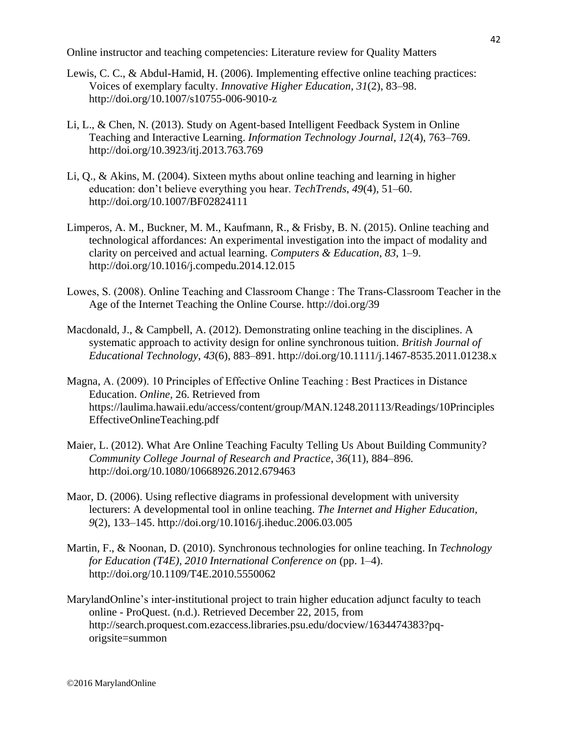Lewis, C. C., & Abdul-Hamid, H. (2006). Implementing effective online teaching practices: Voices of exemplary faculty. *Innovative Higher Education*, *31*(2), 83–98. http://doi.org/10.1007/s10755-006-9010-z

Li, L., & Chen, N. (2013). Study on Agent-based Intelligent Feedback System in Online Teaching and Interactive Learning. *Information Technology Journal*, *12*(4), 763–769. http://doi.org/10.3923/itj.2013.763.769

Li, Q., & Akins, M. (2004). Sixteen myths about online teaching and learning in higher education: don't believe everything you hear. *TechTrends*, *49*(4), 51–60. http://doi.org/10.1007/BF02824111

Limperos, A. M., Buckner, M. M., Kaufmann, R., & Frisby, B. N. (2015). Online teaching and technological affordances: An experimental investigation into the impact of modality and clarity on perceived and actual learning. *Computers & Education*, *83*, 1–9. http://doi.org/10.1016/j.compedu.2014.12.015

Lowes, S. (2008). Online Teaching and Classroom Change : The Trans-Classroom Teacher in the Age of the Internet Teaching the Online Course. http://doi.org/39

Macdonald, J., & Campbell, A. (2012). Demonstrating online teaching in the disciplines. A systematic approach to activity design for online synchronous tuition. *British Journal of Educational Technology*, *43*(6), 883–891. http://doi.org/10.1111/j.1467-8535.2011.01238.x

Magna, A. (2009). 10 Principles of Effective Online Teaching : Best Practices in Distance Education. *Online*, 26. Retrieved from https://laulima.hawaii.edu/access/content/group/MAN.1248.201113/Readings/10PrinciplesEffectiveOnlineTeaching.pdf

Maier, L. (2012). What Are Online Teaching Faculty Telling Us About Building Community? *Community College Journal of Research and Practice*, *36*(11), 884–896. http://doi.org/10.1080/10668926.2012.679463

Maor, D. (2006). Using reflective diagrams in professional development with university lecturers: A developmental tool in online teaching. *The Internet and Higher Education*, *9*(2), 133–145. http://doi.org/10.1016/j.iheduc.2006.03.005

Martin, F., & Noonan, D. (2010). Synchronous technologies for online teaching. In *Technology for Education (T4E), 2010 International Conference on* (pp. 1–4). http://doi.org/10.1109/T4E.2010.5550062

MarylandOnline's inter-institutional project to train higher education adjunct faculty to teach online - ProQuest. (n.d.). Retrieved December 22, 2015, from http://search.proquest.com.ezaccess.libraries.psu.edu/docview/1634474383?pq-origsite=summon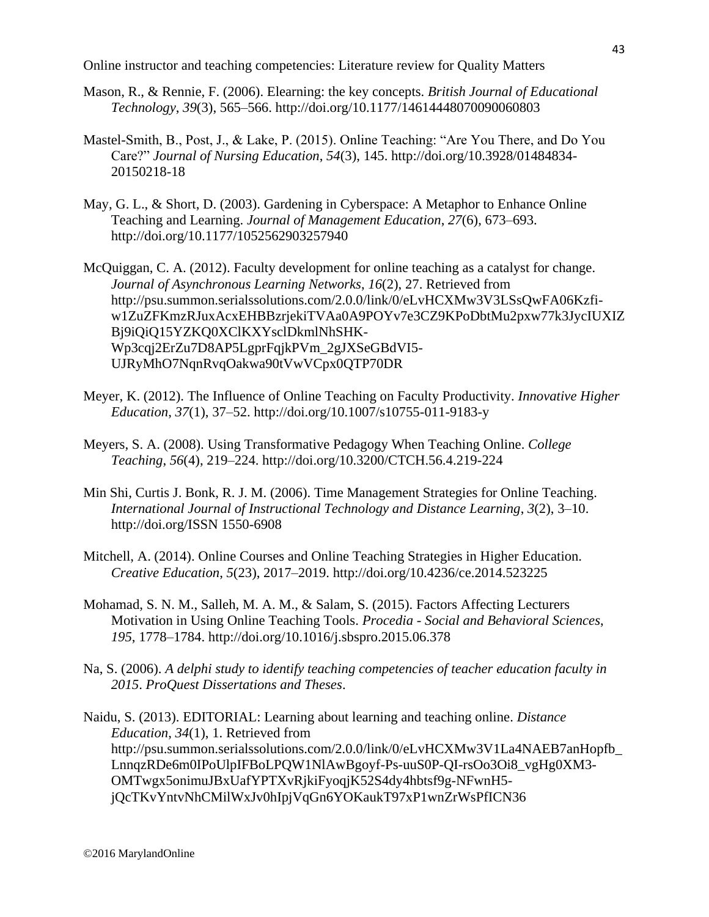Mason, R., & Rennie, F. (2006). Elearning: the key concepts. *British Journal of Educational Technology*, *39*(3), 565–566. http://doi.org/10.1177/14614448070090060803

Mastel-Smith, B., Post, J., & Lake, P. (2015). Online Teaching: "Are You There, and Do You Care?" *Journal of Nursing Education*, *54*(3), 145. http://doi.org/10.3928/01484834-20150218-18

May, G. L., & Short, D. (2003). Gardening in Cyberspace: A Metaphor to Enhance Online Teaching and Learning. *Journal of Management Education*, *27*(6), 673–693. http://doi.org/10.1177/1052562903257940

McQuiggan, C. A. (2012). Faculty development for online teaching as a catalyst for change. *Journal of Asynchronous Learning Networks*, *16*(2), 27. Retrieved from http://psu.summon.serialssolutions.com/2.0.0/link/0/eLvHCXMw3V3LSsQwFA06Kzfi-w1ZuZFKmzRJuxAcxEHBBzrjekiTVAa0A9POYv7e3CZ9KPoDbtMu2pxw77k3JycIUXIZBj9iQiQ15YZKQ0XClKXYsclDkmlNhSHK-Wp3cqj2ErZu7D8AP5LgprFqjkPVm_2gJXSeGBdVI5-UJRyMhO7NqnRvqOakwa90tVwVCpx0QTP70DR

Meyer, K. (2012). The Influence of Online Teaching on Faculty Productivity. *Innovative Higher Education*, *37*(1), 37–52. http://doi.org/10.1007/s10755-011-9183-y

Meyers, S. A. (2008). Using Transformative Pedagogy When Teaching Online. *College Teaching*, *56*(4), 219–224. http://doi.org/10.3200/CTCH.56.4.219-224

Min Shi, Curtis J. Bonk, R. J. M. (2006). Time Management Strategies for Online Teaching. *International Journal of Instructional Technology and Distance Learning*, *3*(2), 3–10. http://doi.org/ISSN 1550-6908

Mitchell, A. (2014). Online Courses and Online Teaching Strategies in Higher Education. *Creative Education*, *5*(23), 2017–2019. http://doi.org/10.4236/ce.2014.523225

Mohamad, S. N. M., Salleh, M. A. M., & Salam, S. (2015). Factors Affecting Lecturers Motivation in Using Online Teaching Tools. *Procedia - Social and Behavioral Sciences*, *195*, 1778–1784. http://doi.org/10.1016/j.sbspro.2015.06.378

Na, S. (2006). *A delphi study to identify teaching competencies of teacher education faculty in 2015*. *ProQuest Dissertations and Theses*.

Naidu, S. (2013). EDITORIAL: Learning about learning and teaching online. *Distance Education*, *34*(1), 1. Retrieved from http://psu.summon.serialssolutions.com/2.0.0/link/0/eLvHCXMw3V1La4NAEB7anHopfb_LnnqzRDe6m0IPoUlpIFBoLPQW1NlAwBgoyf-Ps-uuS0P-QI-rsOo3Oi8_vgHg0XM3-OMTwgx5onimuJBxUafYPTXvRjkiFyoqjK52S4dy4hbtsf9g-NFwnH5-jQcTKvYntvNhCMilWxJv0hIpjVqGn6YOKaukT97xP1wnZrWsPfICN36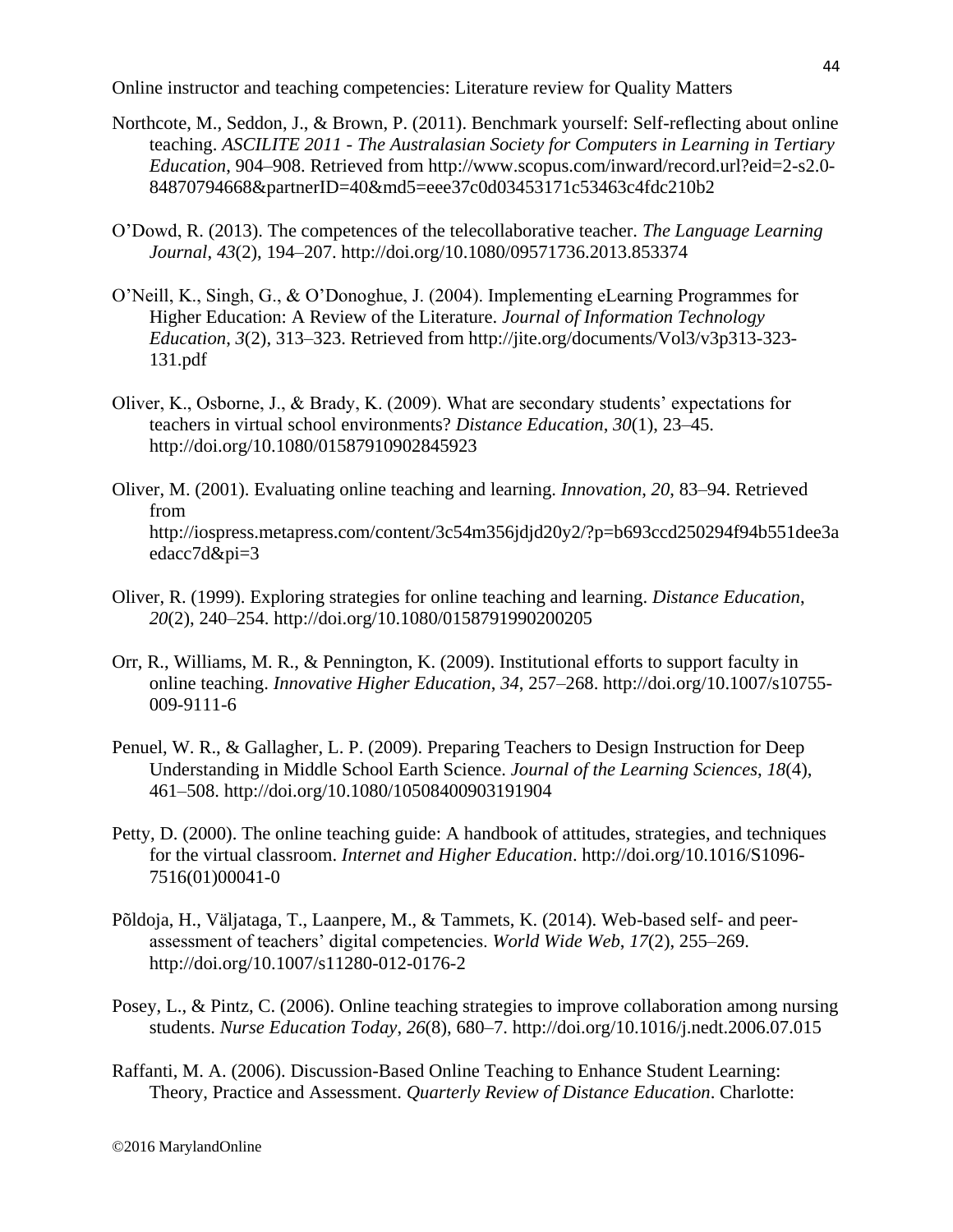Northcote, M., Seddon, J., & Brown, P. (2011). Benchmark yourself: Self-reflecting about online teaching. *ASCILITE 2011 - The Australasian Society for Computers in Learning in Tertiary Education*, 904–908. Retrieved from http://www.scopus.com/inward/record.url?eid=2-s2.0-84870794668&partnerID=40&md5=eee37c0d03453171c53463c4fdc210b2

O'Dowd, R. (2013). The competences of the telecollaborative teacher. *The Language Learning Journal*, *43*(2), 194–207. http://doi.org/10.1080/09571736.2013.853374

O'Neill, K., Singh, G., & O'Donoghue, J. (2004). Implementing eLearning Programmes for Higher Education: A Review of the Literature. *Journal of Information Technology Education*, *3*(2), 313–323. Retrieved from http://jite.org/documents/Vol3/v3p313-323-131.pdf

Oliver, K., Osborne, J., & Brady, K. (2009). What are secondary students' expectations for teachers in virtual school environments? *Distance Education*, *30*(1), 23–45. http://doi.org/10.1080/01587910902845923

Oliver, M. (2001). Evaluating online teaching and learning. *Innovation*, *20*, 83–94. Retrieved from http://iospress.metapress.com/content/3c54m356jdjd20y2/?p=b693ccd250294f94b551dee3aedacc7d&pi=3

Oliver, R. (1999). Exploring strategies for online teaching and learning. *Distance Education*, *20*(2), 240–254. http://doi.org/10.1080/0158791990200205

Orr, R., Williams, M. R., & Pennington, K. (2009). Institutional efforts to support faculty in online teaching. *Innovative Higher Education*, *34*, 257–268. http://doi.org/10.1007/s10755-009-9111-6

Penuel, W. R., & Gallagher, L. P. (2009). Preparing Teachers to Design Instruction for Deep Understanding in Middle School Earth Science. *Journal of the Learning Sciences*, *18*(4), 461–508. http://doi.org/10.1080/10508400903191904

Petty, D. (2000). The online teaching guide: A handbook of attitudes, strategies, and techniques for the virtual classroom. *Internet and Higher Education*. http://doi.org/10.1016/S1096-7516(01)00041-0

Põldoja, H., Väljataga, T., Laanpere, M., & Tammets, K. (2014). Web-based self- and peer-assessment of teachers' digital competencies. *World Wide Web*, *17*(2), 255–269. http://doi.org/10.1007/s11280-012-0176-2

Posey, L., & Pintz, C. (2006). Online teaching strategies to improve collaboration among nursing students. *Nurse Education Today*, *26*(8), 680–7. http://doi.org/10.1016/j.nedt.2006.07.015

Raffanti, M. A. (2006). Discussion-Based Online Teaching to Enhance Student Learning: Theory, Practice and Assessment. *Quarterly Review of Distance Education*. Charlotte: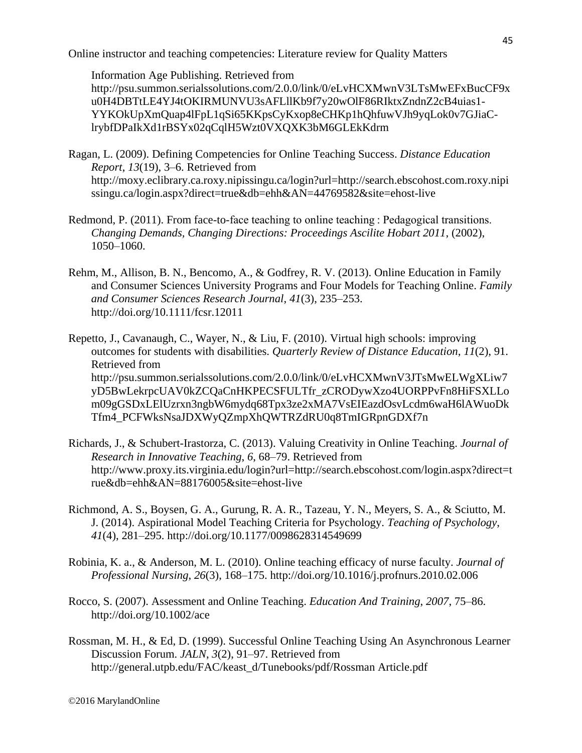Information Age Publishing. Retrieved from http://psu.summon.serialssolutions.com/2.0.0/link/0/eLvHCXMwnV3LTsMwEFxBucCF9xu0H4DBTtLE4YJ4tOKIRMUNVU3sAFLllKb9f7y20wOlF86RIktxZndnZ2cB4uias1-YYKOkUpXmQuap4lFpL1qSi65KKpsCyKxop8eCHKp1hQhfuwVJh9yqLok0v7GJiaC-lrybfDPaIkXd1rBSYx02qCqlH5Wzt0VXQXK3bM6GLEkKdrm

Ragan, L. (2009). Defining Competencies for Online Teaching Success. *Distance Education Report*, *13*(19), 3–6. Retrieved from http://moxy.eclibrary.ca.roxy.nipissingu.ca/login?url=http://search.ebscohost.com.roxy.nipissingu.ca/login.aspx?direct=true&db=ehh&AN=44769582&site=ehost-live

Redmond, P. (2011). From face-to-face teaching to online teaching : Pedagogical transitions. *Changing Demands, Changing Directions: Proceedings Ascilite Hobart 2011*, (2002), 1050–1060.

Rehm, M., Allison, B. N., Bencomo, A., & Godfrey, R. V. (2013). Online Education in Family and Consumer Sciences University Programs and Four Models for Teaching Online. *Family and Consumer Sciences Research Journal*, *41*(3), 235–253. http://doi.org/10.1111/fcsr.12011

Repetto, J., Cavanaugh, C., Wayer, N., & Liu, F. (2010). Virtual high schools: improving outcomes for students with disabilities. *Quarterly Review of Distance Education*, *11*(2), 91. Retrieved from http://psu.summon.serialssolutions.com/2.0.0/link/0/eLvHCXMwnV3JTsMwELWgXLiw7yD5BwLekrpcUAV0kZCQaCnHKPECSFULTfr_zCRODywXzo4UORPPvFn8HiFSXLLom09gGSDxLElUzrxn3ngbW6mydq68Tpx3ze2xMA7VsEIEazdOsvLcdm6waH6lAWuoDkTfm4_PCFWksNsaJDXWyQZmpXhQWTRZdRU0q8TmIGRpnGDXf7n

Richards, J., & Schubert-Irastorza, C. (2013). Valuing Creativity in Online Teaching. *Journal of Research in Innovative Teaching*, *6*, 68–79. Retrieved from http://www.proxy.its.virginia.edu/login?url=http://search.ebscohost.com/login.aspx?direct=true&db=ehh&AN=88176005&site=ehost-live

Richmond, A. S., Boysen, G. A., Gurung, R. A. R., Tazeau, Y. N., Meyers, S. A., & Sciutto, M. J. (2014). Aspirational Model Teaching Criteria for Psychology. *Teaching of Psychology*, *41*(4), 281–295. http://doi.org/10.1177/0098628314549699

Robinia, K. a., & Anderson, M. L. (2010). Online teaching efficacy of nurse faculty. *Journal of Professional Nursing*, *26*(3), 168–175. http://doi.org/10.1016/j.profnurs.2010.02.006

Rocco, S. (2007). Assessment and Online Teaching. *Education And Training*, *2007*, 75–86. http://doi.org/10.1002/ace

Rossman, M. H., & Ed, D. (1999). Successful Online Teaching Using An Asynchronous Learner Discussion Forum. *JALN*, *3*(2), 91–97. Retrieved from http://general.utpb.edu/FAC/keast_d/Tunebooks/pdf/Rossman Article.pdf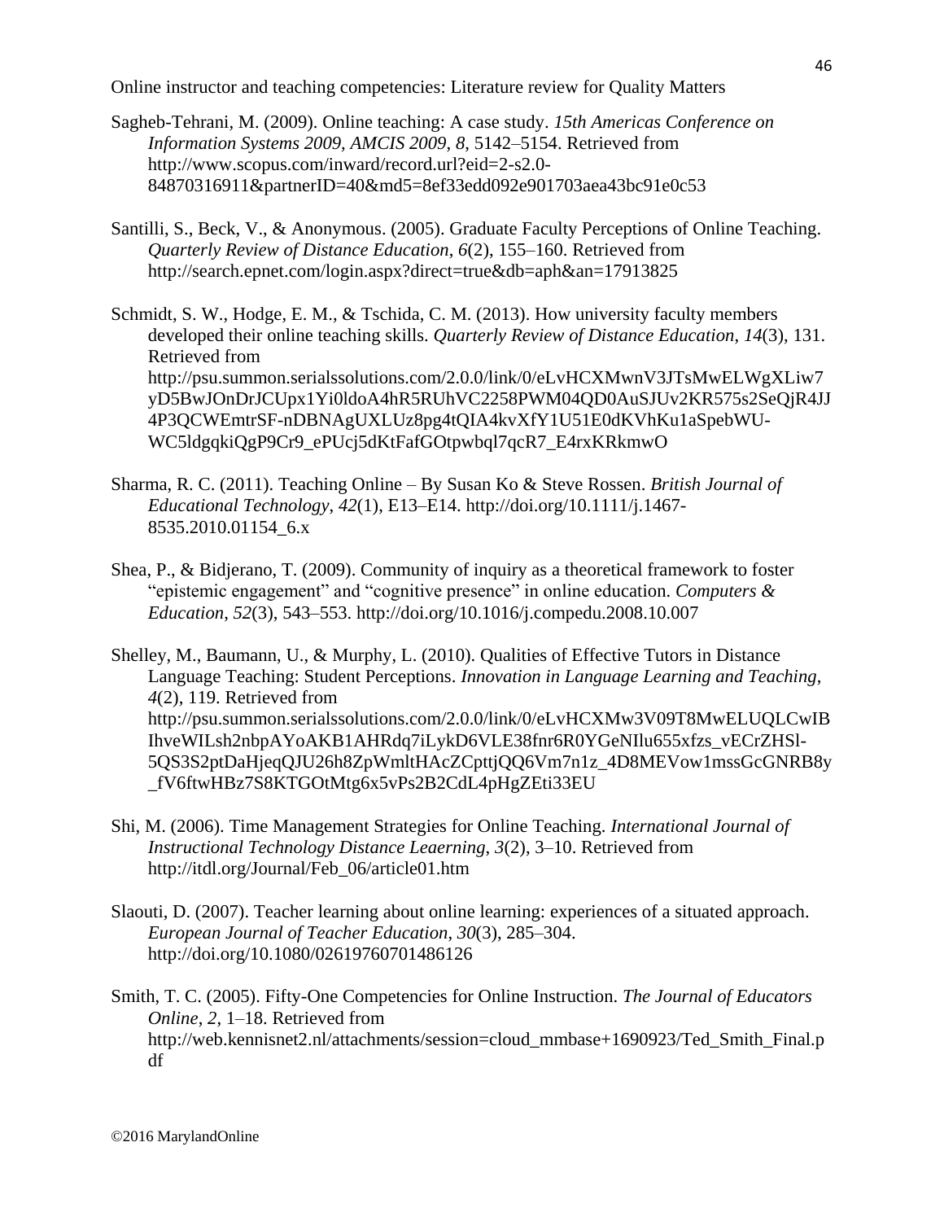Sagheb-Tehrani, M. (2009). Online teaching: A case study. *15th Americas Conference on Information Systems 2009, AMCIS 2009*, *8*, 5142–5154. Retrieved from http://www.scopus.com/inward/record.url?eid=2-s2.0-84870316911&partnerID=40&md5=8ef33edd092e901703aea43bc91e0c53

Santilli, S., Beck, V., & Anonymous. (2005). Graduate Faculty Perceptions of Online Teaching. *Quarterly Review of Distance Education*, *6*(2), 155–160. Retrieved from http://search.epnet.com/login.aspx?direct=true&db=aph&an=17913825

Schmidt, S. W., Hodge, E. M., & Tschida, C. M. (2013). How university faculty members developed their online teaching skills. *Quarterly Review of Distance Education*, *14*(3), 131. Retrieved from http://psu.summon.serialssolutions.com/2.0.0/link/0/eLvHCXMwnV3JTsMwELWgXLiw7yD5BwJOnDrJCUpx1Yi0ldoA4hR5RUhVC2258PWM04QD0AuSJUv2KR575s2SeQjR4JJ4P3QCWEmtrSF-nDBNAgUXLUz8pg4tQIA4kvXfY1U51E0dKVhKu1aSpebWU-WC5ldgqkiQgP9Cr9_ePUcj5dKtFafGOtpwbql7qcR7_E4rxKRkmwO

Sharma, R. C. (2011). Teaching Online – By Susan Ko & Steve Rossen. *British Journal of Educational Technology*, *42*(1), E13–E14. http://doi.org/10.1111/j.1467-8535.2010.01154_6.x

Shea, P., & Bidjerano, T. (2009). Community of inquiry as a theoretical framework to foster "epistemic engagement" and "cognitive presence" in online education. *Computers & Education*, *52*(3), 543–553. http://doi.org/10.1016/j.compedu.2008.10.007

Shelley, M., Baumann, U., & Murphy, L. (2010). Qualities of Effective Tutors in Distance Language Teaching: Student Perceptions. *Innovation in Language Learning and Teaching*, *4*(2), 119. Retrieved from http://psu.summon.serialssolutions.com/2.0.0/link/0/eLvHCXMw3V09T8MwELUQLCwIBIhveWILsh2nbpAYoAKB1AHRdq7iLykD6VLE38fnr6R0YGeNIlu655xfzs_vECrZHSl-5QS3S2ptDaHjeqQJU26h8ZpWmltHAcZCpttjQQ6Vm7n1z_4D8MEVow1mssGcGNRB8y_fV6ftwHBz7S8KTGOtMtg6x5vPs2B2CdL4pHgZEti33EU

Shi, M. (2006). Time Management Strategies for Online Teaching. *International Journal of Instructional Technology Distance Leaerning*, *3*(2), 3–10. Retrieved from http://itdl.org/Journal/Feb_06/article01.htm

Slaouti, D. (2007). Teacher learning about online learning: experiences of a situated approach. *European Journal of Teacher Education*, *30*(3), 285–304. http://doi.org/10.1080/02619760701486126

Smith, T. C. (2005). Fifty-One Competencies for Online Instruction. *The Journal of Educators Online*, *2*, 1–18. Retrieved from http://web.kennisnet2.nl/attachments/session=cloud_mmbase+1690923/Ted_Smith_Final.pdf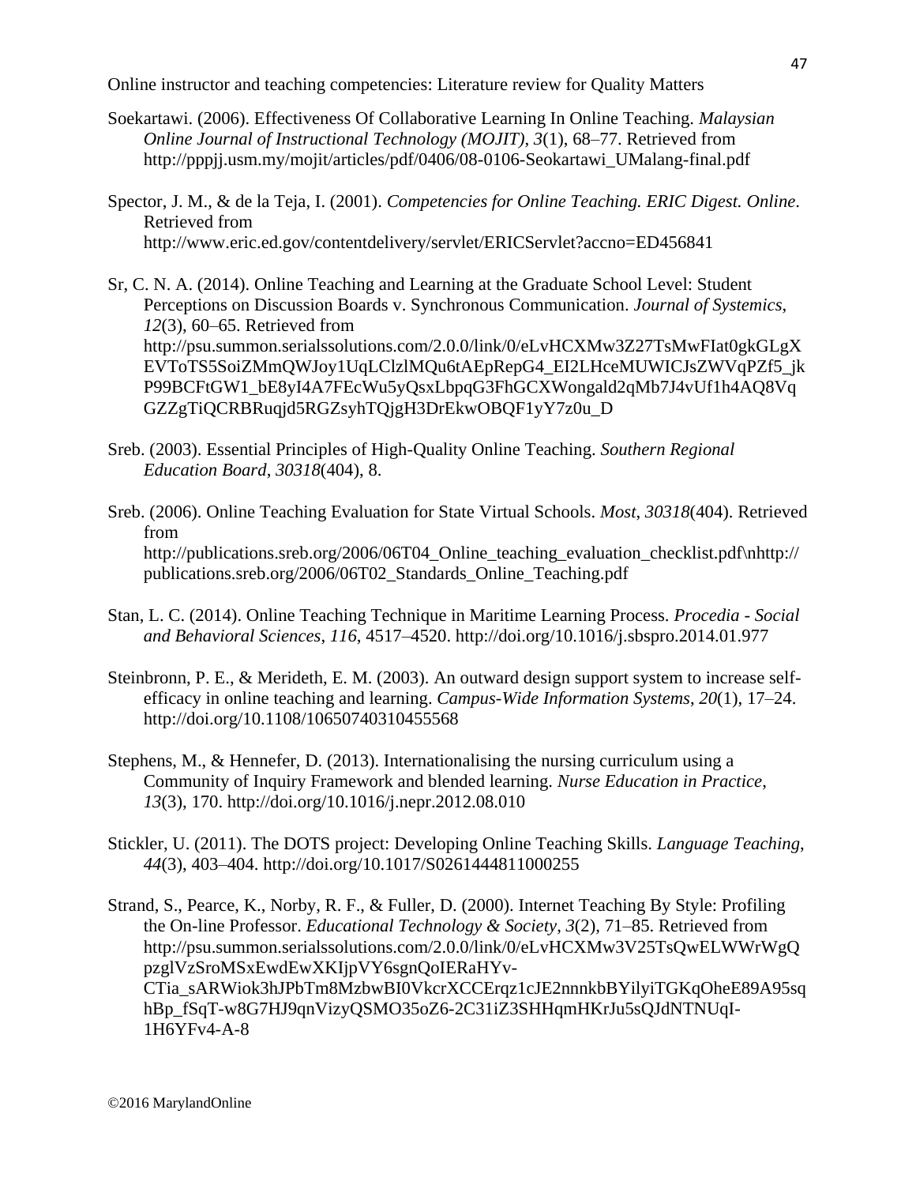Soekartawi. (2006). Effectiveness Of Collaborative Learning In Online Teaching. *Malaysian Online Journal of Instructional Technology (MOJIT)*, *3*(1), 68–77. Retrieved from http://pppjj.usm.my/mojit/articles/pdf/0406/08-0106-Seokartawi_UMalang-final.pdf

Spector, J. M., & de la Teja, I. (2001). *Competencies for Online Teaching. ERIC Digest. Online*. Retrieved from http://www.eric.ed.gov/contentdelivery/servlet/ERICServlet?accno=ED456841

Sr, C. N. A. (2014). Online Teaching and Learning at the Graduate School Level: Student Perceptions on Discussion Boards v. Synchronous Communication. *Journal of Systemics*, *12*(3), 60–65. Retrieved from http://psu.summon.serialssolutions.com/2.0.0/link/0/eLvHCXMw3Z27TsMwFIat0gkGLgXEVToTS5SoiZMmQWJoy1UqLClzlMQu6tAEpRepG4_EI2LHceMUWICJsZWVqPZf5_jkP99BCFtGW1_bE8yI4A7FEcWu5yQsxLbpqG3FhGCXWongald2qMb7J4vUf1h4AQ8VqGZZgTiQCRBRuqjd5RGZsyhTQjgH3DrEkwOBQF1yY7z0u_D

Sreb. (2003). Essential Principles of High-Quality Online Teaching. *Southern Regional Education Board*, *30318*(404), 8.

Sreb. (2006). Online Teaching Evaluation for State Virtual Schools. *Most*, *30318*(404). Retrieved from http://publications.sreb.org/2006/06T04_Online_teaching_evaluation_checklist.pdf\nhttp://publications.sreb.org/2006/06T02_Standards_Online_Teaching.pdf

Stan, L. C. (2014). Online Teaching Technique in Maritime Learning Process. *Procedia - Social and Behavioral Sciences*, *116*, 4517–4520. http://doi.org/10.1016/j.sbspro.2014.01.977

Steinbronn, P. E., & Merideth, E. M. (2003). An outward design support system to increase self-efficacy in online teaching and learning. *Campus-Wide Information Systems*, *20*(1), 17–24. http://doi.org/10.1108/10650740310455568

Stephens, M., & Hennefer, D. (2013). Internationalising the nursing curriculum using a Community of Inquiry Framework and blended learning. *Nurse Education in Practice*, *13*(3), 170. http://doi.org/10.1016/j.nepr.2012.08.010

Stickler, U. (2011). The DOTS project: Developing Online Teaching Skills. *Language Teaching*, *44*(3), 403–404. http://doi.org/10.1017/S0261444811000255

Strand, S., Pearce, K., Norby, R. F., & Fuller, D. (2000). Internet Teaching By Style: Profiling the On-line Professor. *Educational Technology & Society*, *3*(2), 71–85. Retrieved from http://psu.summon.serialssolutions.com/2.0.0/link/0/eLvHCXMw3V25TsQwELWWrWgQpzglVzSroMSxEwdEwXKIjpVY6sgnQoIERaHYv-CTia_sARWiok3hJPbTm8MzbwBI0VkcrXCCErqz1cJE2nnnkbBYilyiTGKqOheE89A95sqhBp_fSqT-w8G7HJ9qnVizyQSMO35oZ6-2C31iZ3SHHqmHKrJu5sQJdNTNUqI-1H6YFv4-A-8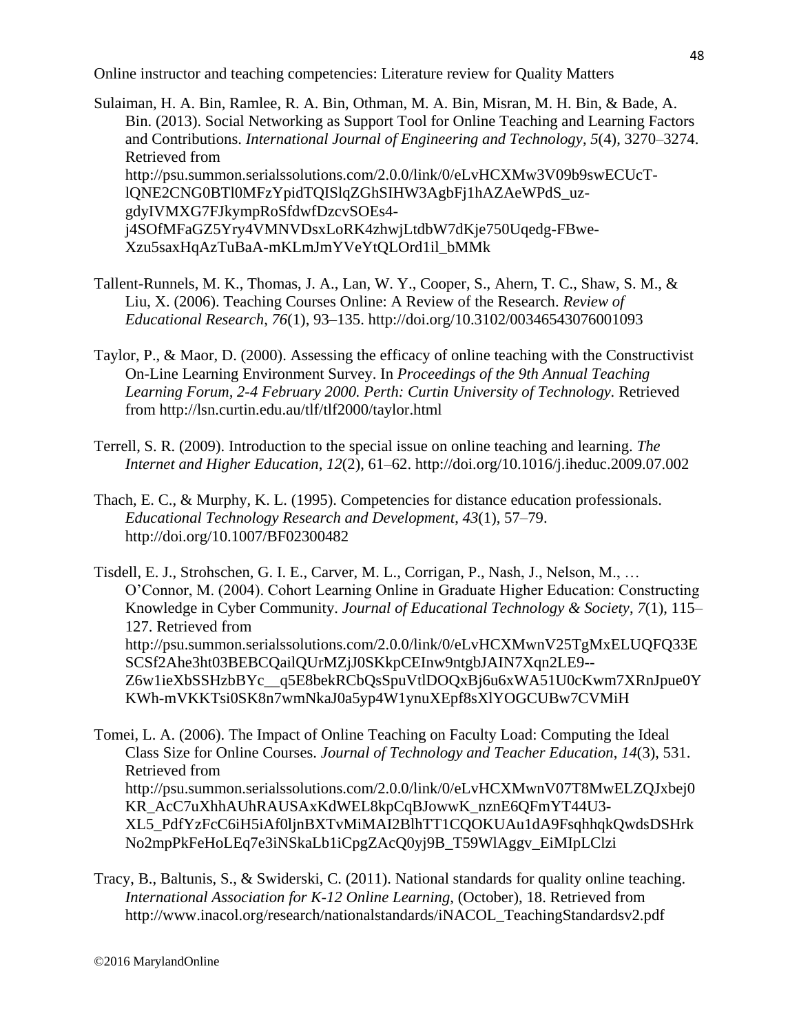Sulaiman, H. A. Bin, Ramlee, R. A. Bin, Othman, M. A. Bin, Misran, M. H. Bin, & Bade, A. Bin. (2013). Social Networking as Support Tool for Online Teaching and Learning Factors and Contributions. *International Journal of Engineering and Technology*, *5*(4), 3270–3274. Retrieved from http://psu.summon.serialssolutions.com/2.0.0/link/0/eLvHCXMw3V09b9swECUcT-lQNE2CNG0BTl0MFzYpidTQISlqZGhSIHW3AgbFj1hAZAeWPdS_uz-gdyIVMXG7FJkympRoSfdwfDzcvSOEs4-j4SOfMFaGZ5Yry4VMNVDsxLoRK4zhwjLtdbW7dKje750Uqedg-FBwe-Xzu5saxHqAzTuBaA-mKLmJmYVeYtQLOrd1il_bMMk

Tallent-Runnels, M. K., Thomas, J. A., Lan, W. Y., Cooper, S., Ahern, T. C., Shaw, S. M., & Liu, X. (2006). Teaching Courses Online: A Review of the Research. *Review of Educational Research*, *76*(1), 93–135. http://doi.org/10.3102/00346543076001093

Taylor, P., & Maor, D. (2000). Assessing the efficacy of online teaching with the Constructivist On-Line Learning Environment Survey. In *Proceedings of the 9th Annual Teaching Learning Forum, 2-4 February 2000. Perth: Curtin University of Technology*. Retrieved from http://lsn.curtin.edu.au/tlf/tlf2000/taylor.html

Terrell, S. R. (2009). Introduction to the special issue on online teaching and learning. *The Internet and Higher Education*, *12*(2), 61–62. http://doi.org/10.1016/j.iheduc.2009.07.002

Thach, E. C., & Murphy, K. L. (1995). Competencies for distance education professionals. *Educational Technology Research and Development*, *43*(1), 57–79. http://doi.org/10.1007/BF02300482

Tisdell, E. J., Strohschen, G. I. E., Carver, M. L., Corrigan, P., Nash, J., Nelson, M., … O'Connor, M. (2004). Cohort Learning Online in Graduate Higher Education: Constructing Knowledge in Cyber Community. *Journal of Educational Technology & Society*, *7*(1), 115–127. Retrieved from http://psu.summon.serialssolutions.com/2.0.0/link/0/eLvHCXMwnV25TgMxELUQFQ33ESCSf2Ahe3ht03BEBCQailQUrMZjJ0SKkpCEInw9ntgbJAIN7Xqn2LE9--Z6w1ieXbSSHzbBYc__q5E8bekRCbQsSpuVtlDOQxBj6u6xWA51U0cKwm7XRnJpue0YKWh-mVKKTsi0SK8n7wmNkaJ0a5yp4W1ynuXEpf8sXlYOGCUBw7CVMiH

Tomei, L. A. (2006). The Impact of Online Teaching on Faculty Load: Computing the Ideal Class Size for Online Courses. *Journal of Technology and Teacher Education*, *14*(3), 531. Retrieved from http://psu.summon.serialssolutions.com/2.0.0/link/0/eLvHCXMwnV07T8MwELZQJxbej0KR_AcC7uXhhAUhRAUSAxKdWEL8kpCqBJowwK_nznE6QFmYT44U3-XL5_PdfYzFcC6iH5iAf0ljnBXTvMiMAI2BlhTT1CQOKUAu1dA9FsqhhqkQwdsDSHrkNo2mpPkFeHoLEq7e3iNSkaLb1iCpgZAcQ0yj9B_T59WlAggv_EiMIpLClzi

Tracy, B., Baltunis, S., & Swiderski, C. (2011). National standards for quality online teaching. *International Association for K-12 Online Learning*, (October), 18. Retrieved from http://www.inacol.org/research/nationalstandards/iNACOL_TeachingStandardsv2.pdf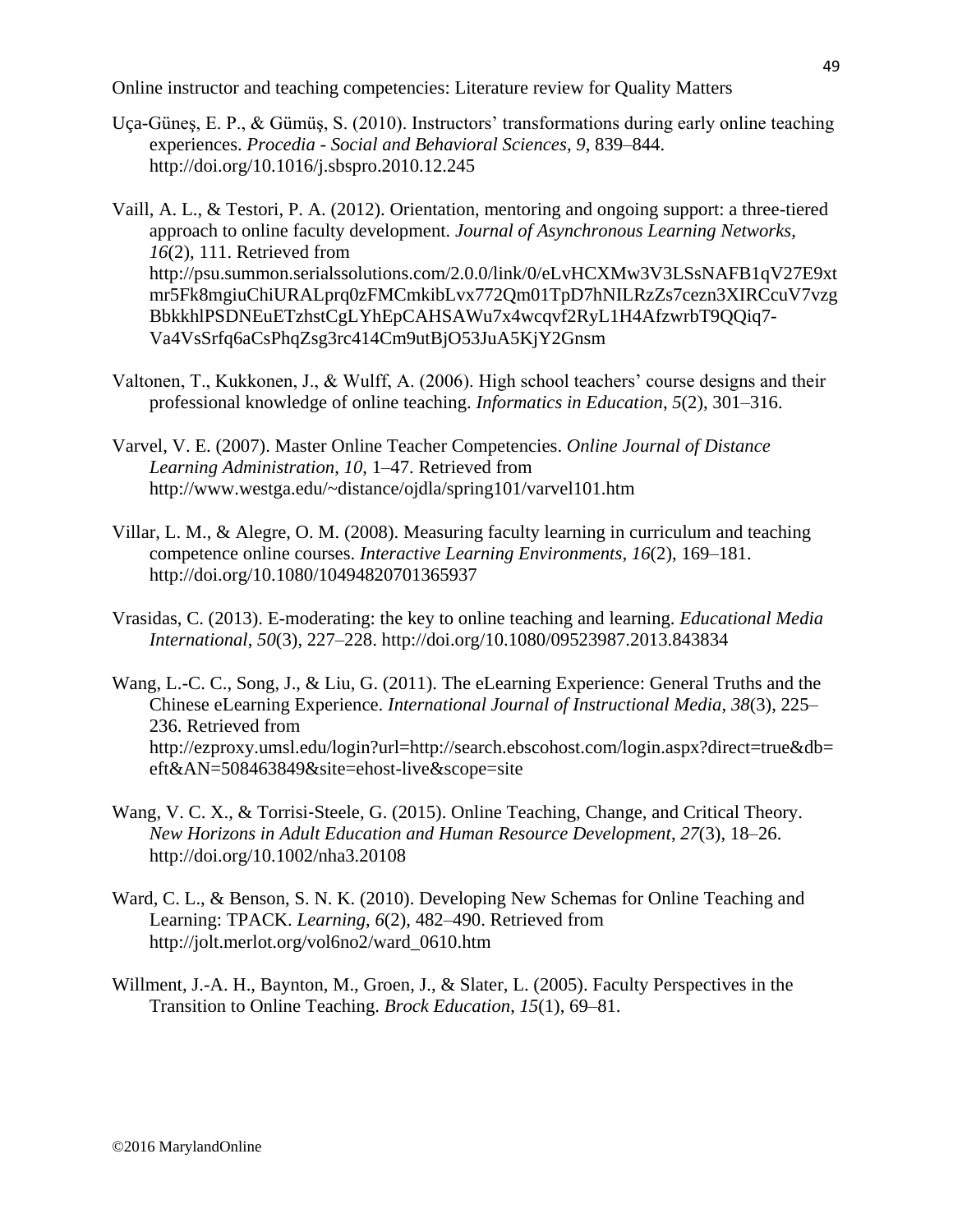Uça-Güneş, E. P., & Gümüş, S. (2010). Instructors' transformations during early online teaching experiences. *Procedia - Social and Behavioral Sciences*, *9*, 839–844. http://doi.org/10.1016/j.sbspro.2010.12.245

Vaill, A. L., & Testori, P. A. (2012). Orientation, mentoring and ongoing support: a three-tiered approach to online faculty development. *Journal of Asynchronous Learning Networks*, *16*(2), 111. Retrieved from http://psu.summon.serialssolutions.com/2.0.0/link/0/eLvHCXMw3V3LSsNAFB1qV27E9xtmr5Fk8mgiuChiURALprq0zFMCmkibLvx772Qm01TpD7hNILRzZs7cezn3XIRCcuV7vzgBbkkhlPSDNEuETzhstCgLYhEpCAHSAWu7x4wcqvf2RyL1H4AfzwrbT9QQiq7-Va4VsSrfq6aCsPhqZsg3rc414Cm9utBjO53JuA5KjY2Gnsm

Valtonen, T., Kukkonen, J., & Wulff, A. (2006). High school teachers' course designs and their professional knowledge of online teaching. *Informatics in Education*, *5*(2), 301–316.

Varvel, V. E. (2007). Master Online Teacher Competencies. *Online Journal of Distance Learning Administration*, *10*, 1–47. Retrieved from http://www.westga.edu/~distance/ojdla/spring101/varvel101.htm

Villar, L. M., & Alegre, O. M. (2008). Measuring faculty learning in curriculum and teaching competence online courses. *Interactive Learning Environments*, *16*(2), 169–181. http://doi.org/10.1080/10494820701365937

Vrasidas, C. (2013). E-moderating: the key to online teaching and learning. *Educational Media International*, *50*(3), 227–228. http://doi.org/10.1080/09523987.2013.843834

Wang, L.-C. C., Song, J., & Liu, G. (2011). The eLearning Experience: General Truths and the Chinese eLearning Experience. *International Journal of Instructional Media*, *38*(3), 225–236. Retrieved from http://ezproxy.umsl.edu/login?url=http://search.ebscohost.com/login.aspx?direct=true&db=eft&AN=508463849&site=ehost-live&scope=site

Wang, V. C. X., & Torrisi-Steele, G. (2015). Online Teaching, Change, and Critical Theory. *New Horizons in Adult Education and Human Resource Development*, *27*(3), 18–26. http://doi.org/10.1002/nha3.20108

Ward, C. L., & Benson, S. N. K. (2010). Developing New Schemas for Online Teaching and Learning: TPACK. *Learning*, *6*(2), 482–490. Retrieved from http://jolt.merlot.org/vol6no2/ward_0610.htm

Willment, J.-A. H., Baynton, M., Groen, J., & Slater, L. (2005). Faculty Perspectives in the Transition to Online Teaching. *Brock Education*, *15*(1), 69–81.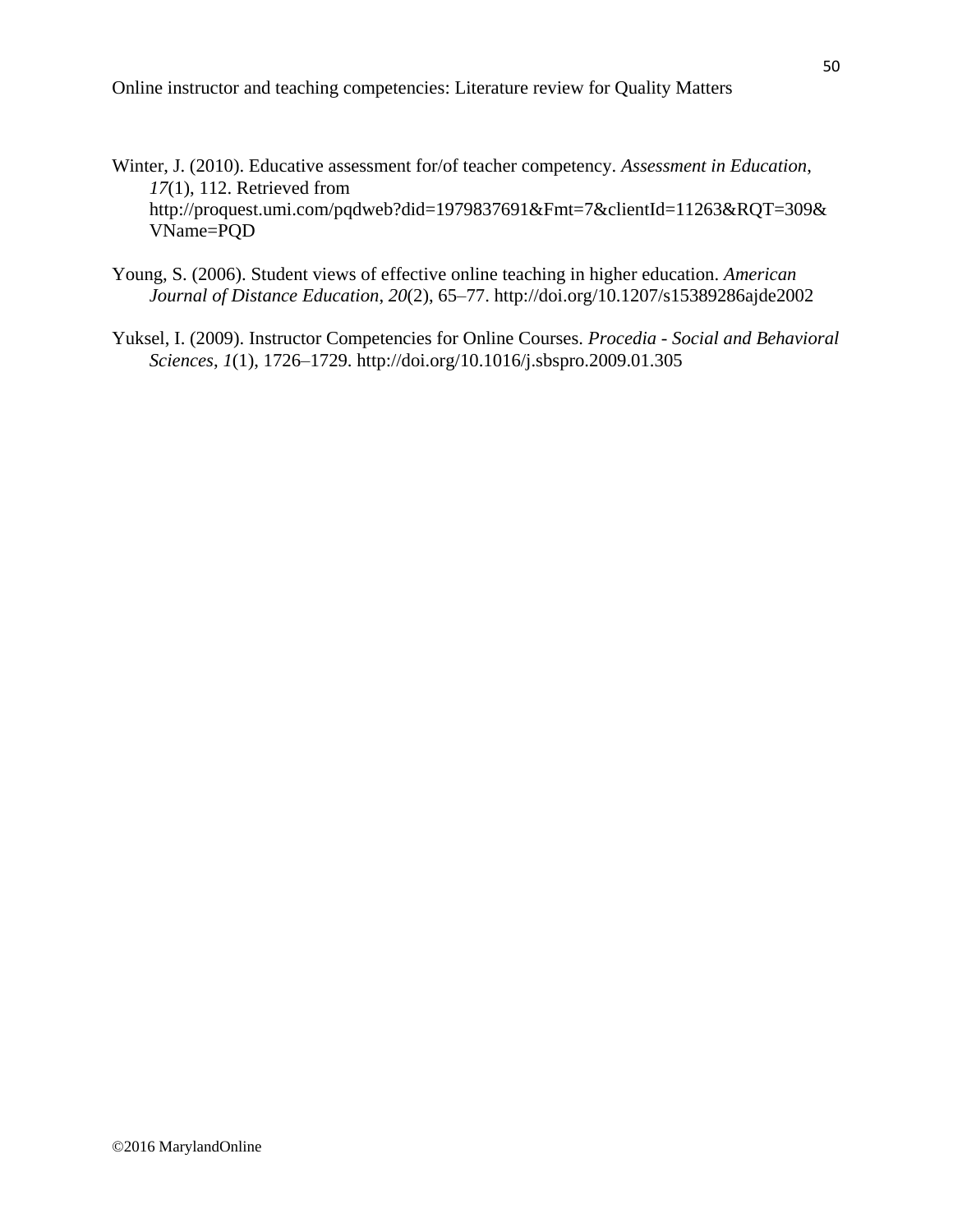Winter, J. (2010). Educative assessment for/of teacher competency. *Assessment in Education*, *17*(1), 112. Retrieved from http://proquest.umi.com/pqdweb?did=1979837691&Fmt=7&clientId=11263&RQT=309&VName=PQD

Young, S. (2006). Student views of effective online teaching in higher education. *American Journal of Distance Education*, *20*(2), 65–77. http://doi.org/10.1207/s15389286ajde2002

Yuksel, I. (2009). Instructor Competencies for Online Courses. *Procedia - Social and Behavioral Sciences*, *1*(1), 1726–1729. http://doi.org/10.1016/j.sbspro.2009.01.305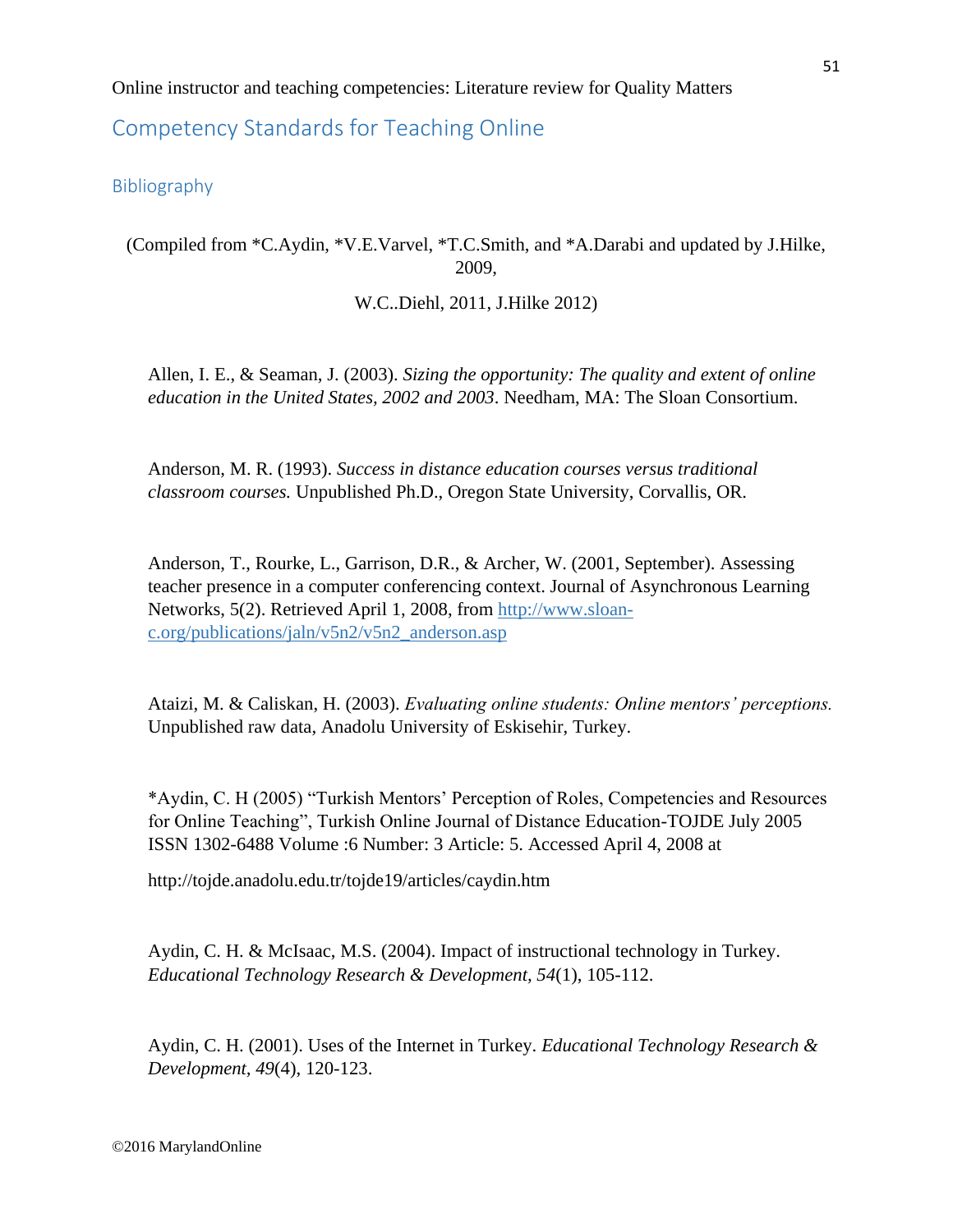## Competency Standards for Teaching Online

### Bibliography

(Compiled from *C.Aydin, *V.E.Varvel, *T.C.Smith, and *A.Darabi and updated by J.Hilke, 2009,

W.C..Diehl, 2011, J.Hilke 2012)

Allen, I. E., & Seaman, J. (2003). *Sizing the opportunity: The quality and extent of online education in the United States, 2002 and 2003*. Needham, MA: The Sloan Consortium.

Anderson, M. R. (1993). *Success in distance education courses versus traditional classroom courses.* Unpublished Ph.D., Oregon State University, Corvallis, OR.

Anderson, T., Rourke, L., Garrison, D.R., & Archer, W. (2001, September). Assessing teacher presence in a computer conferencing context. Journal of Asynchronous Learning Networks, 5(2). Retrieved April 1, 2008, from [http://www.sloan-c.org/publications/jaln/v5n2/v5n2_anderson.asp](http://www.sloan-c.org/publications/jaln/v5n2/v5n2_anderson.asp)

Ataizi, M. & Caliskan, H. (2003). *Evaluating online students: Online mentors' perceptions.* Unpublished raw data, Anadolu University of Eskisehir, Turkey.

*Aydin, C. H (2005) "Turkish Mentors' Perception of Roles, Competencies and Resources for Online Teaching", Turkish Online Journal of Distance Education-TOJDE July 2005 ISSN 1302-6488 Volume :6 Number: 3 Article: 5. Accessed April 4, 2008 at

http://tojde.anadolu.edu.tr/tojde19/articles/caydin.htm

Aydin, C. H. & McIsaac, M.S. (2004). Impact of instructional technology in Turkey. *Educational Technology Research & Development, 54*(1), 105-112.

Aydin, C. H. (2001). Uses of the Internet in Turkey. *Educational Technology Research & Development*, *49*(4), 120-123.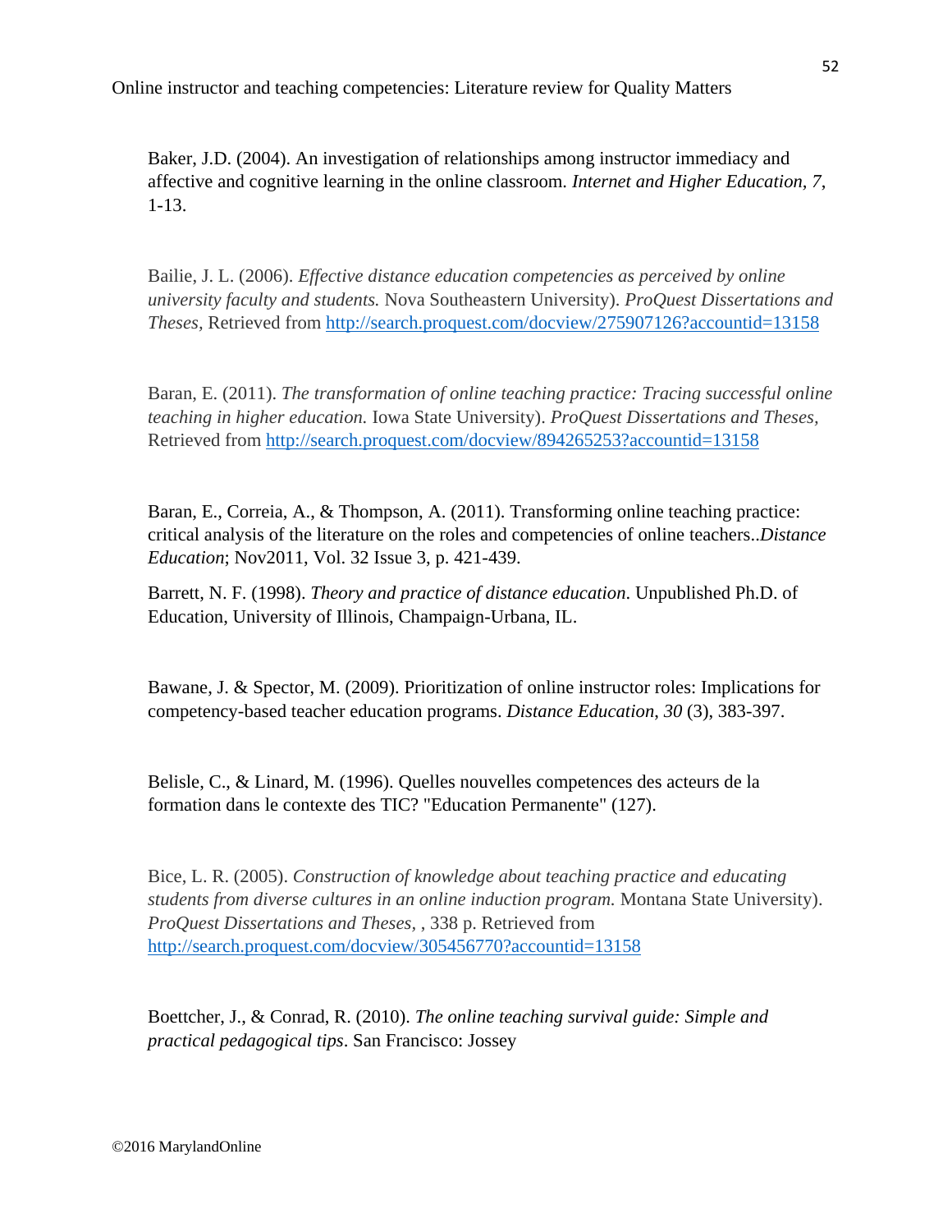Baker, J.D. (2004). An investigation of relationships among instructor immediacy and affective and cognitive learning in the online classroom. *Internet and Higher Education, 7*, 1-13.

Bailie, J. L. (2006). *Effective distance education competencies as perceived by online university faculty and students.* Nova Southeastern University). *ProQuest Dissertations and Theses*, Retrieved from http://search.proquest.com/docview/275907126?accountid=13158

Baran, E. (2011). *The transformation of online teaching practice: Tracing successful online teaching in higher education.* Iowa State University). *ProQuest Dissertations and Theses*, Retrieved from http://search.proquest.com/docview/894265253?accountid=13158

Baran, E., Correia, A., & Thompson, A. (2011). Transforming online teaching practice: critical analysis of the literature on the roles and competencies of online teachers..*Distance Education*; Nov2011, Vol. 32 Issue 3, p. 421-439.

Barrett, N. F. (1998). *Theory and practice of distance education*. Unpublished Ph.D. of Education, University of Illinois, Champaign-Urbana, IL.

Bawane, J. & Spector, M. (2009). Prioritization of online instructor roles: Implications for competency-based teacher education programs. *Distance Education*, *30* (3), 383-397.

Belisle, C., & Linard, M. (1996). Quelles nouvelles competences des acteurs de la formation dans le contexte des TIC? "Education Permanente" (127).

Bice, L. R. (2005). *Construction of knowledge about teaching practice and educating students from diverse cultures in an online induction program.* Montana State University). *ProQuest Dissertations and Theses*, , 338 p. Retrieved from http://search.proquest.com/docview/305456770?accountid=13158

Boettcher, J., & Conrad, R. (2010). *The online teaching survival guide: Simple and practical pedagogical tips*. San Francisco: Jossey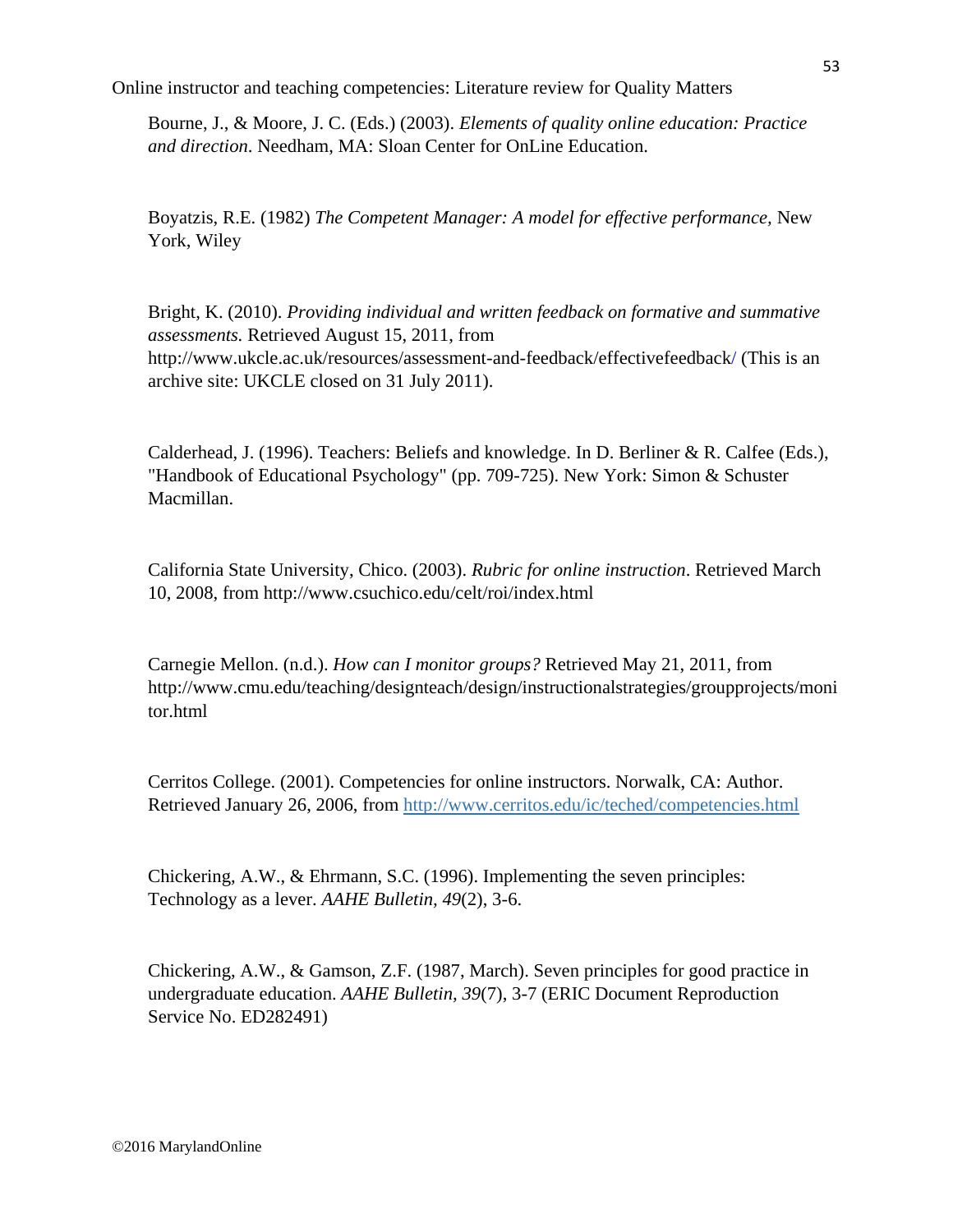Bourne, J., & Moore, J. C. (Eds.) (2003). *Elements of quality online education: Practice and direction*. Needham, MA: Sloan Center for OnLine Education.

Boyatzis, R.E. (1982) *The Competent Manager: A model for effective performance,* New York, Wiley

Bright, K. (2010). *Providing individual and written feedback on formative and summative assessments.* Retrieved August 15, 2011, from http://www.ukcle.ac.uk/resources/assessment-and-feedback/effectivefeedback/ (This is an archive site: UKCLE closed on 31 July 2011).

Calderhead, J. (1996). Teachers: Beliefs and knowledge. In D. Berliner & R. Calfee (Eds.), "Handbook of Educational Psychology" (pp. 709-725). New York: Simon & Schuster Macmillan.

California State University, Chico. (2003). *Rubric for online instruction*. Retrieved March 10, 2008, from http://www.csuchico.edu/celt/roi/index.html

Carnegie Mellon. (n.d.). *How can I monitor groups?* Retrieved May 21, 2011, from http://www.cmu.edu/teaching/designteach/design/instructionalstrategies/groupprojects/monitor.html

Cerritos College. (2001). Competencies for online instructors. Norwalk, CA: Author. Retrieved January 26, 2006, from [http://www.cerritos.edu/ic/teched/competencies.html](http://www.cerritos.edu/ic/teched/competencies.html)

Chickering, A.W., & Ehrmann, S.C. (1996). Implementing the seven principles: Technology as a lever. *AAHE Bulletin, 49*(2), 3-6.

Chickering, A.W., & Gamson, Z.F. (1987, March). Seven principles for good practice in undergraduate education. *AAHE Bulletin, 39*(7), 3-7 (ERIC Document Reproduction Service No. ED282491)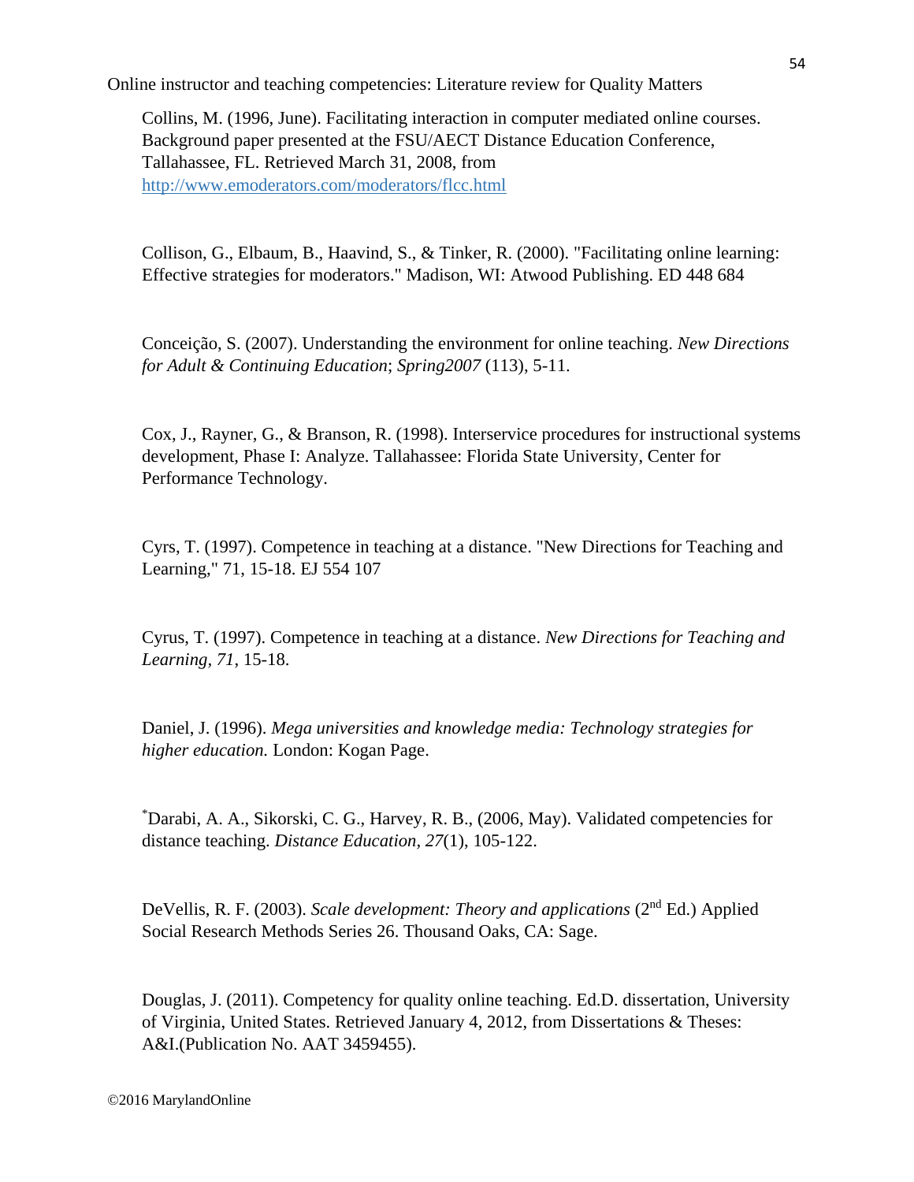Collins, M. (1996, June). Facilitating interaction in computer mediated online courses. Background paper presented at the FSU/AECT Distance Education Conference, Tallahassee, FL. Retrieved March 31, 2008, from http://www.emoderators.com/moderators/flcc.html

Collison, G., Elbaum, B., Haavind, S., & Tinker, R. (2000). "Facilitating online learning: Effective strategies for moderators." Madison, WI: Atwood Publishing. ED 448 684

Conceição, S. (2007). Understanding the environment for online teaching. *New Directions for Adult & Continuing Education*; *Spring2007* (113), 5-11.

Cox, J., Rayner, G., & Branson, R. (1998). Interservice procedures for instructional systems development, Phase I: Analyze. Tallahassee: Florida State University, Center for Performance Technology.

Cyrs, T. (1997). Competence in teaching at a distance. "New Directions for Teaching and Learning," 71, 15-18. EJ 554 107

Cyrus, T. (1997). Competence in teaching at a distance. *New Directions for Teaching and Learning, 71*, 15-18.

Daniel, J. (1996). *Mega universities and knowledge media: Technology strategies for higher education.* London: Kogan Page.

*Darabi, A. A., Sikorski, C. G., Harvey, R. B., (2006, May). Validated competencies for distance teaching. *Distance Education, 27*(1), 105-122.

DeVellis, R. F. (2003). *Scale development: Theory and applications* (2nd Ed.) Applied Social Research Methods Series 26. Thousand Oaks, CA: Sage.

Douglas, J. (2011). Competency for quality online teaching. Ed.D. dissertation, University of Virginia, United States. Retrieved January 4, 2012, from Dissertations & Theses: A&I.(Publication No. AAT 3459455).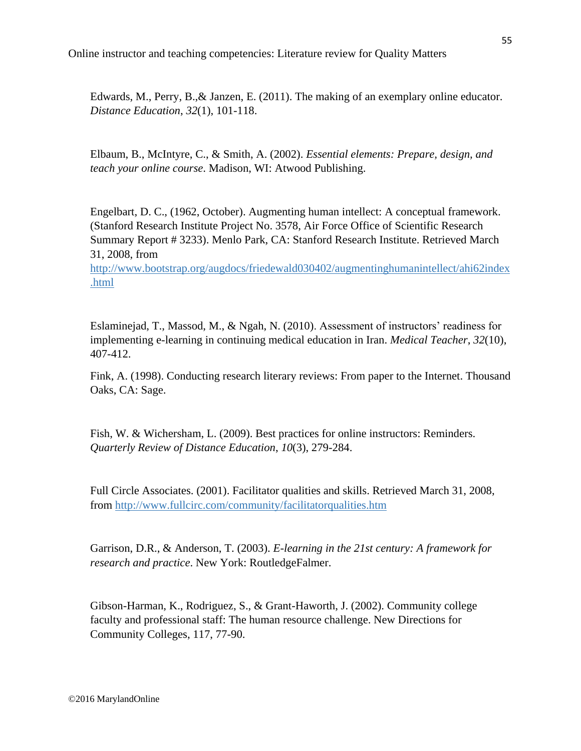Edwards, M., Perry, B.,& Janzen, E. (2011). The making of an exemplary online educator. *Distance Education*, *32*(1), 101-118.

Elbaum, B., McIntyre, C., & Smith, A. (2002). *Essential elements: Prepare, design, and teach your online course*. Madison, WI: Atwood Publishing.

Engelbart, D. C., (1962, October). Augmenting human intellect: A conceptual framework. (Stanford Research Institute Project No. 3578, Air Force Office of Scientific Research Summary Report # 3233). Menlo Park, CA: Stanford Research Institute. Retrieved March 31, 2008, from http://www.bootstrap.org/augdocs/friedewald030402/augmentinghumanintellect/ahi62index.html

Eslaminejad, T., Massod, M., & Ngah, N. (2010). Assessment of instructors' readiness for implementing e-learning in continuing medical education in Iran. *Medical Teacher*, *32*(10), 407-412.

Fink, A. (1998). Conducting research literary reviews: From paper to the Internet. Thousand Oaks, CA: Sage.

Fish, W. & Wichersham, L. (2009). Best practices for online instructors: Reminders. *Quarterly Review of Distance Education*, *10*(3), 279-284.

Full Circle Associates. (2001). Facilitator qualities and skills. Retrieved March 31, 2008, from http://www.fullcirc.com/community/facilitatorqualities.htm

Garrison, D.R., & Anderson, T. (2003). *E-learning in the 21st century: A framework for research and practice*. New York: RoutledgeFalmer.

Gibson-Harman, K., Rodriguez, S., & Grant-Haworth, J. (2002). Community college faculty and professional staff: The human resource challenge. New Directions for Community Colleges, 117, 77-90.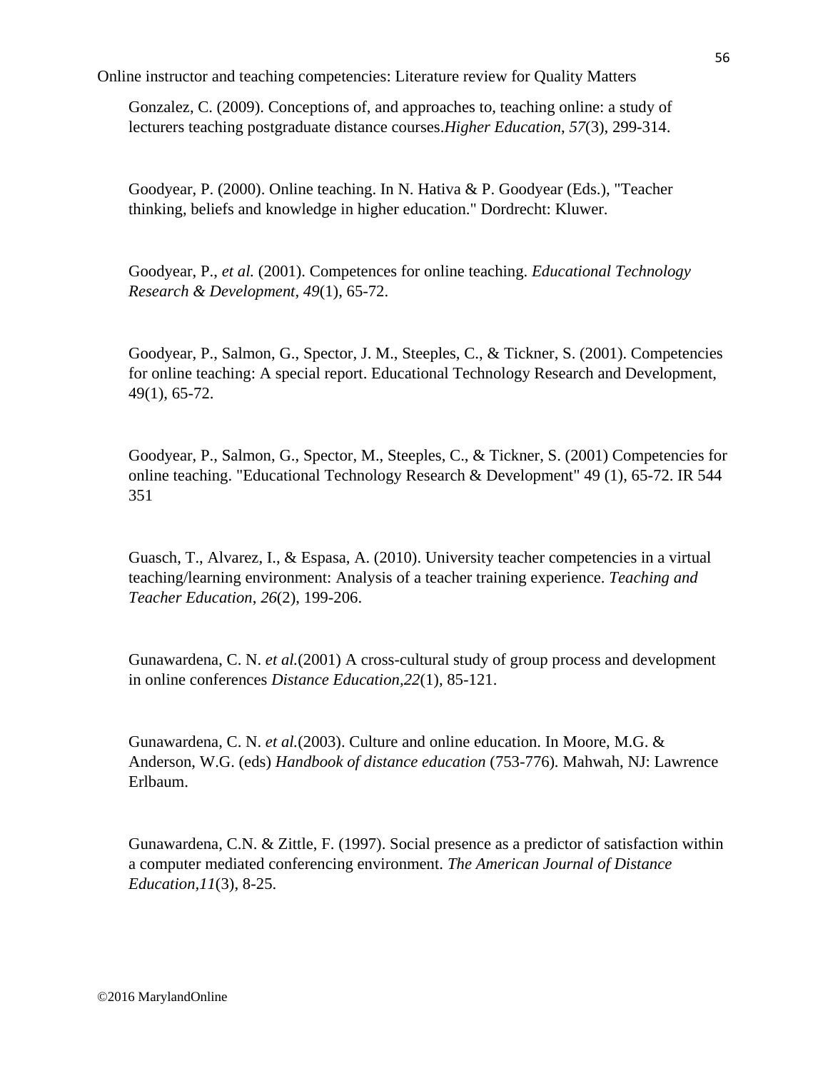Gonzalez, C. (2009). Conceptions of, and approaches to, teaching online: a study of lecturers teaching postgraduate distance courses.*Higher Education*, *57*(3), 299-314.

Goodyear, P. (2000). Online teaching. In N. Hativa & P. Goodyear (Eds.), "Teacher thinking, beliefs and knowledge in higher education." Dordrecht: Kluwer.

Goodyear, P., *et al.* (2001). Competences for online teaching. *Educational Technology Research & Development*, *49*(1), 65-72.

Goodyear, P., Salmon, G., Spector, J. M., Steeples, C., & Tickner, S. (2001). Competencies for online teaching: A special report. Educational Technology Research and Development, 49(1), 65-72.

Goodyear, P., Salmon, G., Spector, M., Steeples, C., & Tickner, S. (2001) Competencies for online teaching. "Educational Technology Research & Development" 49 (1), 65-72. IR 544 351

Guasch, T., Alvarez, I., & Espasa, A. (2010). University teacher competencies in a virtual teaching/learning environment: Analysis of a teacher training experience. *Teaching and Teacher Education*, *26*(2), 199-206.

Gunawardena, C. N. *et al.*(2001) A cross-cultural study of group process and development in online conferences *Distance Education*,*22*(1), 85-121.

Gunawardena, C. N. *et al.*(2003). Culture and online education. In Moore, M.G. & Anderson, W.G. (eds) *Handbook of distance education* (753-776). Mahwah, NJ: Lawrence Erlbaum.

Gunawardena, C.N. & Zittle, F. (1997). Social presence as a predictor of satisfaction within a computer mediated conferencing environment. *The American Journal of Distance Education,11*(3), 8-25.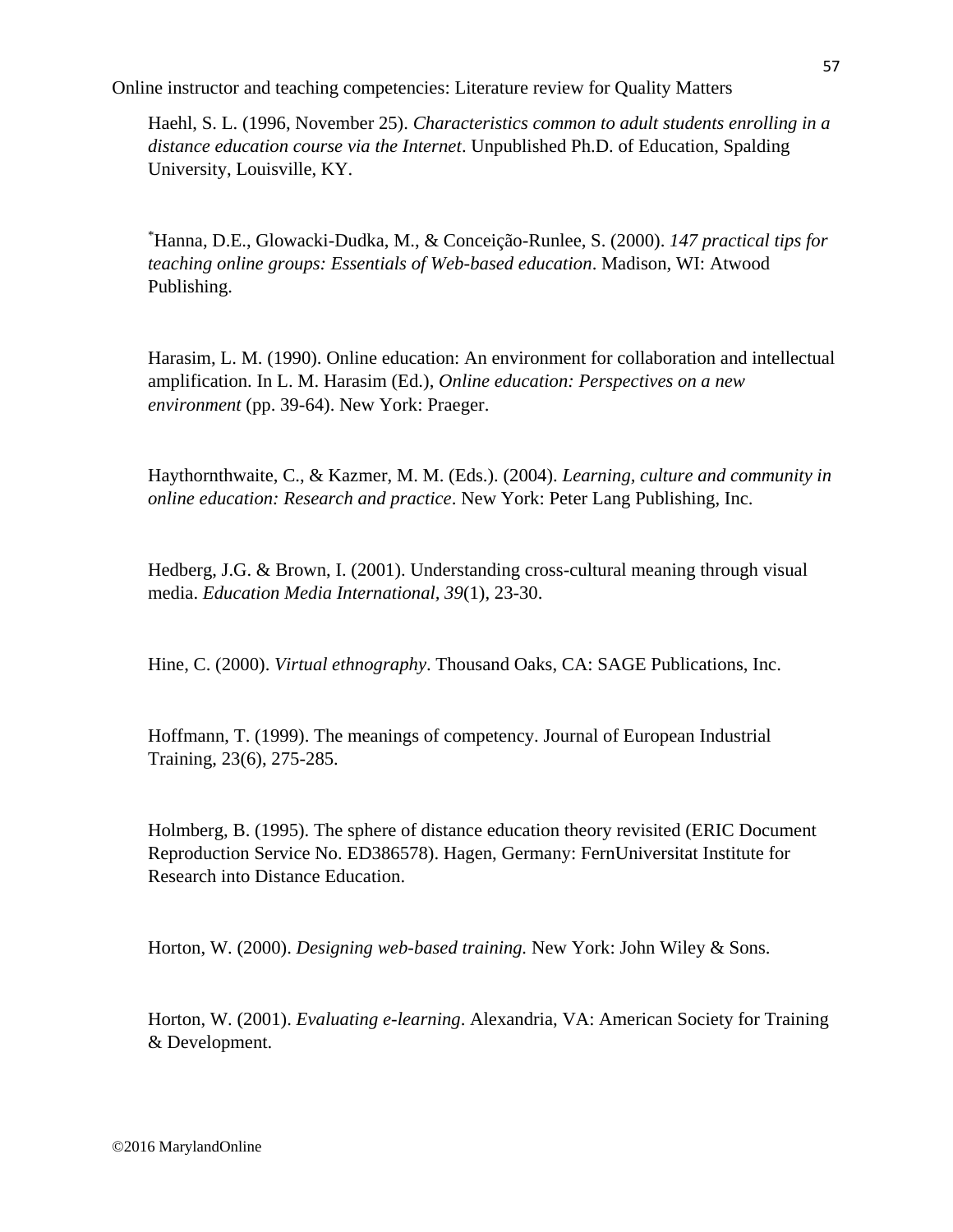Haehl, S. L. (1996, November 25). *Characteristics common to adult students enrolling in a distance education course via the Internet*. Unpublished Ph.D. of Education, Spalding University, Louisville, KY.

[*]Hanna, D.E., Glowacki-Dudka, M., & Conceição-Runlee, S. (2000). *147 practical tips for teaching online groups: Essentials of Web-based education*. Madison, WI: Atwood Publishing.

Harasim, L. M. (1990). Online education: An environment for collaboration and intellectual amplification. In L. M. Harasim (Ed.), *Online education: Perspectives on a new environment* (pp. 39-64). New York: Praeger.

Haythornthwaite, C., & Kazmer, M. M. (Eds.). (2004). *Learning, culture and community in online education: Research and practice*. New York: Peter Lang Publishing, Inc.

Hedberg, J.G. & Brown, I. (2001). Understanding cross-cultural meaning through visual media. *Education Media International, 39*(1), 23-30.

Hine, C. (2000). *Virtual ethnography*. Thousand Oaks, CA: SAGE Publications, Inc.

Hoffmann, T. (1999). The meanings of competency. Journal of European Industrial Training, 23(6), 275-285.

Holmberg, B. (1995). The sphere of distance education theory revisited (ERIC Document Reproduction Service No. ED386578). Hagen, Germany: FernUniversitat Institute for Research into Distance Education.

Horton, W. (2000). *Designing web-based training.* New York: John Wiley & Sons.

Horton, W. (2001). *Evaluating e-learning*. Alexandria, VA: American Society for Training & Development.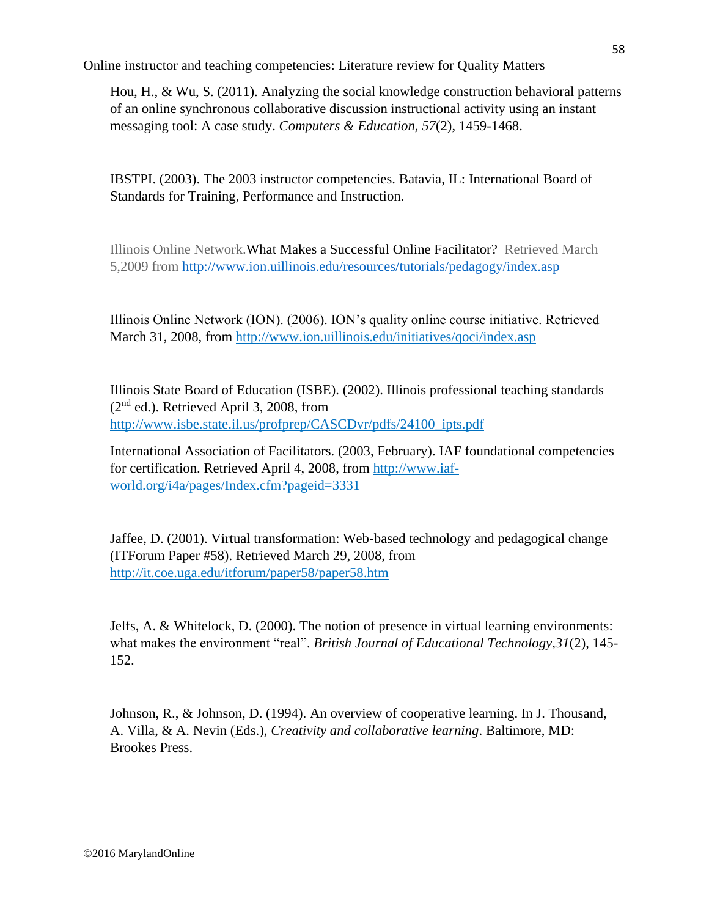Hou, H., & Wu, S. (2011). Analyzing the social knowledge construction behavioral patterns of an online synchronous collaborative discussion instructional activity using an instant messaging tool: A case study. *Computers & Education, 57*(2), 1459-1468.

IBSTPI. (2003). The 2003 instructor competencies. Batavia, IL: International Board of Standards for Training, Performance and Instruction.

Illinois Online Network.What Makes a Successful Online Facilitator? Retrieved March 5,2009 from http://www.ion.uillinois.edu/resources/tutorials/pedagogy/index.asp

Illinois Online Network (ION). (2006). ION's quality online course initiative. Retrieved March 31, 2008, from http://www.ion.uillinois.edu/initiatives/qoci/index.asp

Illinois State Board of Education (ISBE). (2002). Illinois professional teaching standards (2nd ed.). Retrieved April 3, 2008, from http://www.isbe.state.il.us/profprep/CASCDvr/pdfs/24100_ipts.pdf

International Association of Facilitators. (2003, February). IAF foundational competencies for certification. Retrieved April 4, 2008, from http://www.iaf-world.org/i4a/pages/Index.cfm?pageid=3331

Jaffee, D. (2001). Virtual transformation: Web-based technology and pedagogical change (ITForum Paper #58). Retrieved March 29, 2008, from http://it.coe.uga.edu/itforum/paper58/paper58.htm

Jelfs, A. & Whitelock, D. (2000). The notion of presence in virtual learning environments: what makes the environment "real". *British Journal of Educational Technology,31*(2), 145-152.

Johnson, R., & Johnson, D. (1994). An overview of cooperative learning. In J. Thousand, A. Villa, & A. Nevin (Eds.), *Creativity and collaborative learning*. Baltimore, MD: Brookes Press.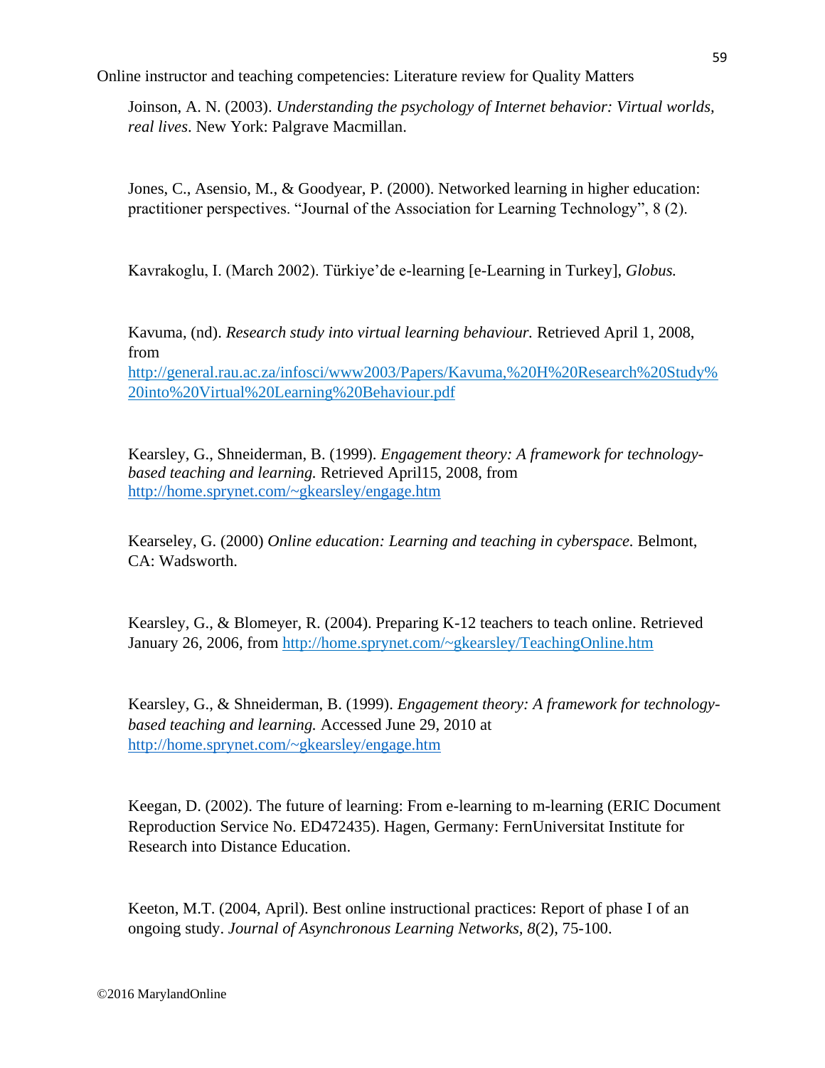Joinson, A. N. (2003). *Understanding the psychology of Internet behavior: Virtual worlds, real lives*. New York: Palgrave Macmillan.

Jones, C., Asensio, M., & Goodyear, P. (2000). Networked learning in higher education: practitioner perspectives. "Journal of the Association for Learning Technology", 8 (2).

Kavrakoglu, I. (March 2002). Türkiye'de e-learning [e-Learning in Turkey], *Globus.*

Kavuma, (nd). *Research study into virtual learning behaviour.* Retrieved April 1, 2008, from http://general.rau.ac.za/infosci/www2003/Papers/Kavuma,%20H%20Research%20Study%20into%20Virtual%20Learning%20Behaviour.pdf

Kearsley, G., Shneiderman, B. (1999). *Engagement theory: A framework for technology-based teaching and learning.* Retrieved April15, 2008, from http://home.sprynet.com/~gkearsley/engage.htm

Kearseley, G. (2000) *Online education: Learning and teaching in cyberspace.* Belmont, CA: Wadsworth.

Kearsley, G., & Blomeyer, R. (2004). Preparing K-12 teachers to teach online. Retrieved January 26, 2006, from http://home.sprynet.com/~gkearsley/TeachingOnline.htm

Kearsley, G., & Shneiderman, B. (1999). *Engagement theory: A framework for technology-based teaching and learning.* Accessed June 29, 2010 at http://home.sprynet.com/~gkearsley/engage.htm

Keegan, D. (2002). The future of learning: From e-learning to m-learning (ERIC Document Reproduction Service No. ED472435). Hagen, Germany: FernUniversitat Institute for Research into Distance Education.

Keeton, M.T. (2004, April). Best online instructional practices: Report of phase I of an ongoing study. *Journal of Asynchronous Learning Networks*, *8*(2), 75-100.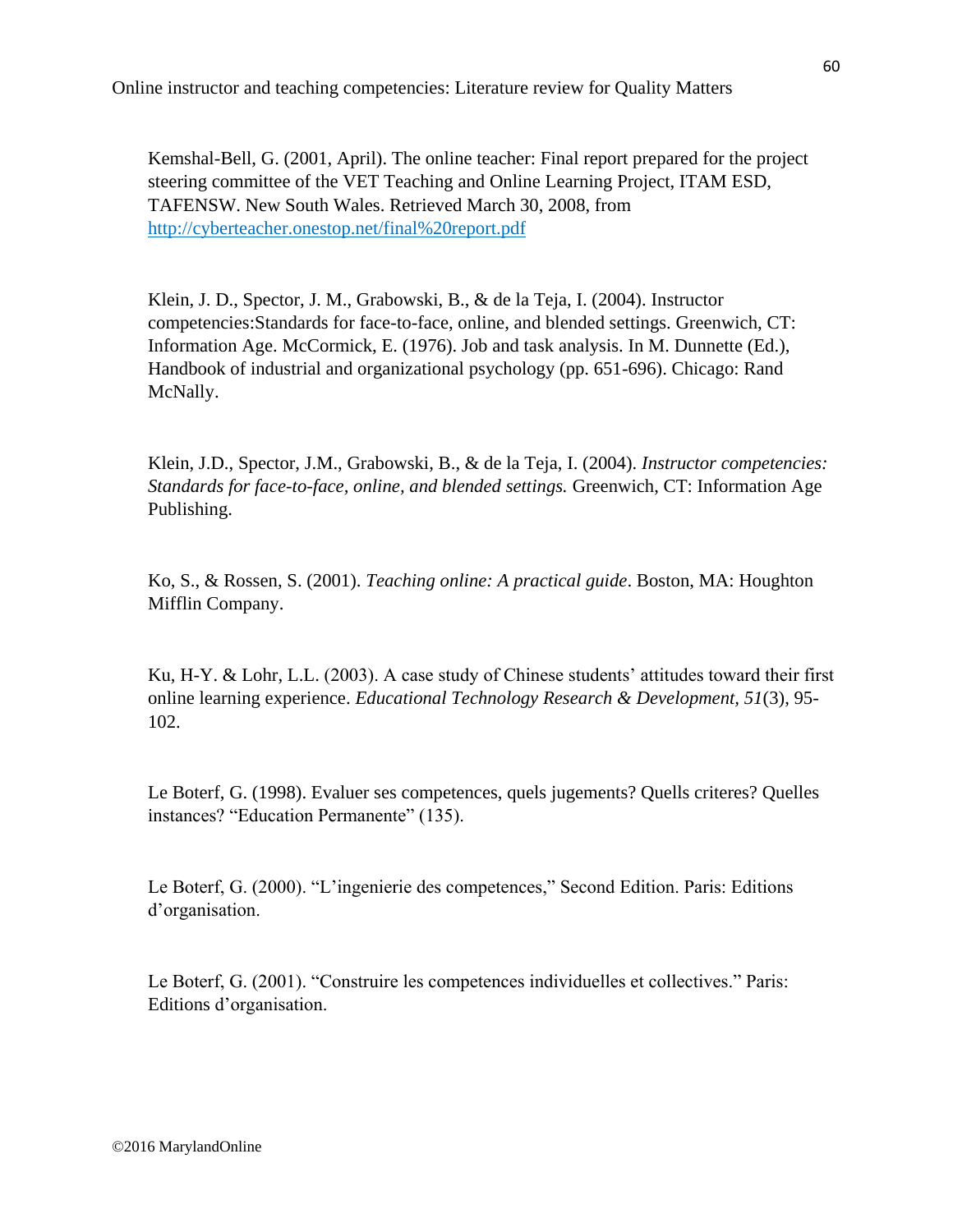Kemshal-Bell, G. (2001, April). The online teacher: Final report prepared for the project steering committee of the VET Teaching and Online Learning Project, ITAM ESD, TAFENSW. New South Wales. Retrieved March 30, 2008, from [http://cyberteacher.onestop.net/final%20report.pdf](http://cyberteacher.onestop.net/final%20report.pdf)

Klein, J. D., Spector, J. M., Grabowski, B., & de la Teja, I. (2004). Instructor competencies:Standards for face-to-face, online, and blended settings. Greenwich, CT: Information Age. McCormick, E. (1976). Job and task analysis. In M. Dunnette (Ed.), Handbook of industrial and organizational psychology (pp. 651-696). Chicago: Rand McNally.

Klein, J.D., Spector, J.M., Grabowski, B., & de la Teja, I. (2004). *Instructor competencies: Standards for face-to-face, online, and blended settings.* Greenwich, CT: Information Age Publishing.

Ko, S., & Rossen, S. (2001). *Teaching online: A practical guide*. Boston, MA: Houghton Mifflin Company.

Ku, H-Y. & Lohr, L.L. (2003). A case study of Chinese students' attitudes toward their first online learning experience. *Educational Technology Research & Development, 51*(3), 95-102.

Le Boterf, G. (1998). Evaluer ses competences, quels jugements? Quells criteres? Quelles instances? "Education Permanente" (135).

Le Boterf, G. (2000). "L'ingenierie des competences," Second Edition. Paris: Editions d'organisation.

Le Boterf, G. (2001). "Construire les competences individuelles et collectives." Paris: Editions d'organisation.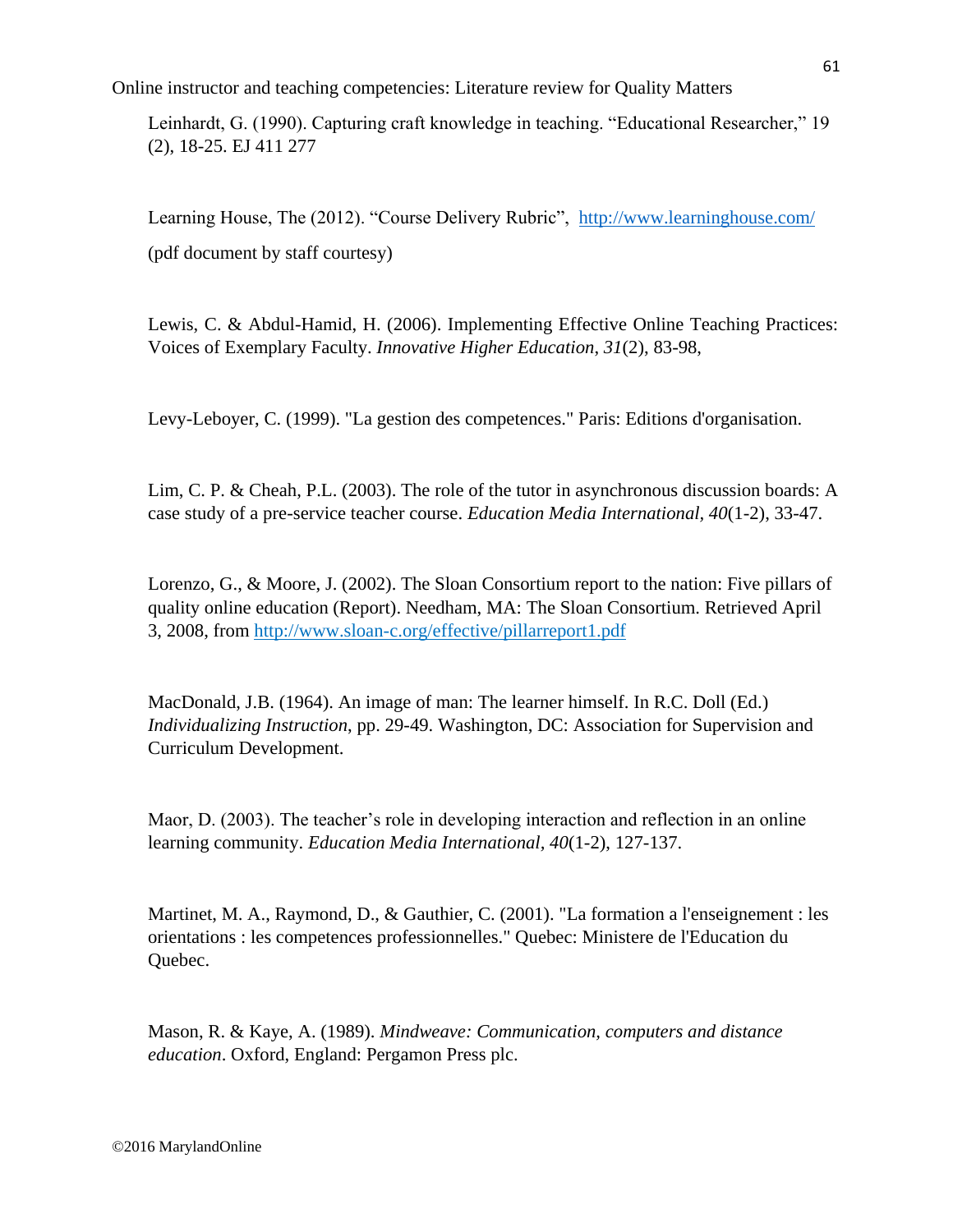Leinhardt, G. (1990). Capturing craft knowledge in teaching. “Educational Researcher,” 19 (2), 18-25. EJ 411 277

Learning House, The (2012). “Course Delivery Rubric”, http://www.learninghouse.com/ (pdf document by staff courtesy)

Lewis, C. & Abdul-Hamid, H. (2006). Implementing Effective Online Teaching Practices: Voices of Exemplary Faculty. *Innovative Higher Education*, *31*(2), 83-98,

Levy-Leboyer, C. (1999). "La gestion des competences." Paris: Editions d'organisation.

Lim, C. P. & Cheah, P.L. (2003). The role of the tutor in asynchronous discussion boards: A case study of a pre-service teacher course. *Education Media International*, *40*(1-2), 33-47.

Lorenzo, G., & Moore, J. (2002). The Sloan Consortium report to the nation: Five pillars of quality online education (Report). Needham, MA: The Sloan Consortium. Retrieved April 3, 2008, from http://www.sloan-c.org/effective/pillarreport1.pdf

MacDonald, J.B. (1964). An image of man: The learner himself. In R.C. Doll (Ed.) *Individualizing Instruction*, pp. 29-49. Washington, DC: Association for Supervision and Curriculum Development.

Maor, D. (2003). The teacher’s role in developing interaction and reflection in an online learning community. *Education Media International*, *40*(1-2), 127-137.

Martinet, M. A., Raymond, D., & Gauthier, C. (2001). "La formation a l'enseignement : les orientations : les competences professionnelles." Quebec: Ministere de l'Education du Quebec.

Mason, R. & Kaye, A. (1989). *Mindweave: Communication, computers and distance education*. Oxford, England: Pergamon Press plc.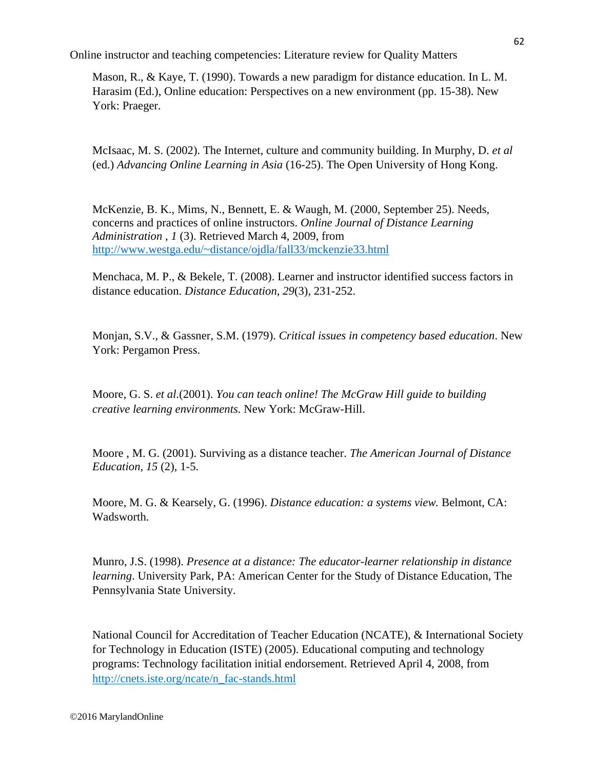Mason, R., & Kaye, T. (1990). Towards a new paradigm for distance education. In L. M. Harasim (Ed.), Online education: Perspectives on a new environment (pp. 15-38). New York: Praeger.

McIsaac, M. S. (2002). The Internet, culture and community building. In Murphy, D. *et al* (ed.) *Advancing Online Learning in Asia* (16-25). The Open University of Hong Kong.

McKenzie, B. K., Mims, N., Bennett, E. & Waugh, M. (2000, September 25). Needs, concerns and practices of online instructors. *Online Journal of Distance Learning Administration* , *1* (3). Retrieved March 4, 2009, from http://www.westga.edu/~distance/ojdla/fall33/mckenzie33.html

Menchaca, M. P., & Bekele, T. (2008). Learner and instructor identified success factors in distance education. *Distance Education*, *29*(3), 231-252.

Monjan, S.V., & Gassner, S.M. (1979). *Critical issues in competency based education*. New York: Pergamon Press.

Moore, G. S. *et al*.(2001). *You can teach online! The McGraw Hill guide to building creative learning environments.* New York: McGraw-Hill.

Moore , M. G. (2001). Surviving as a distance teacher. *The American Journal of Distance Education*, *15* (2), 1-5.

Moore, M. G. & Kearsely, G. (1996). *Distance education: a systems view.* Belmont, CA: Wadsworth.

Munro, J.S. (1998). *Presence at a distance: The educator-learner relationship in distance learning*. University Park, PA: American Center for the Study of Distance Education, The Pennsylvania State University.

National Council for Accreditation of Teacher Education (NCATE), & International Society for Technology in Education (ISTE) (2005). Educational computing and technology programs: Technology facilitation initial endorsement. Retrieved April 4, 2008, from http://cnets.iste.org/ncate/n_fac-stands.html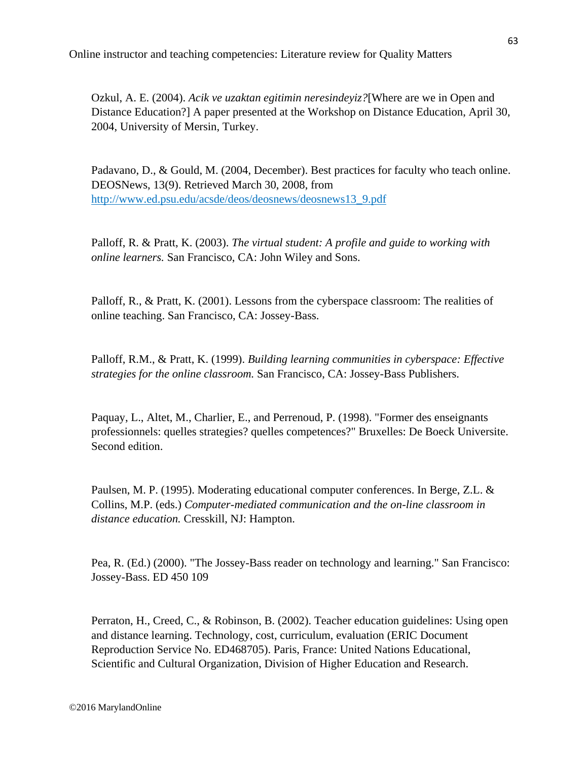Ozkul, A. E. (2004). *Acik ve uzaktan egitimin neresindeyiz?*[Where are we in Open and Distance Education?] A paper presented at the Workshop on Distance Education, April 30, 2004, University of Mersin, Turkey.

Padavano, D., & Gould, M. (2004, December). Best practices for faculty who teach online. DEOSNews, 13(9). Retrieved March 30, 2008, from [http://www.ed.psu.edu/acsde/deos/deosnews/deosnews13_9.pdf](http://www.ed.psu.edu/acsde/deos/deosnews/deosnews13_9.pdf)

Palloff, R. & Pratt, K. (2003). *The virtual student: A profile and guide to working with online learners.* San Francisco, CA: John Wiley and Sons.

Palloff, R., & Pratt, K. (2001). Lessons from the cyberspace classroom: The realities of online teaching. San Francisco, CA: Jossey-Bass.

Palloff, R.M., & Pratt, K. (1999). *Building learning communities in cyberspace: Effective strategies for the online classroom.* San Francisco, CA: Jossey-Bass Publishers.

Paquay, L., Altet, M., Charlier, E., and Perrenoud, P. (1998). "Former des enseignants professionnels: quelles strategies? quelles competences?" Bruxelles: De Boeck Universite. Second edition.

Paulsen, M. P. (1995). Moderating educational computer conferences. In Berge, Z.L. & Collins, M.P. (eds.) *Computer-mediated communication and the on-line classroom in distance education.* Cresskill, NJ: Hampton.

Pea, R. (Ed.) (2000). "The Jossey-Bass reader on technology and learning." San Francisco: Jossey-Bass. ED 450 109

Perraton, H., Creed, C., & Robinson, B. (2002). Teacher education guidelines: Using open and distance learning. Technology, cost, curriculum, evaluation (ERIC Document Reproduction Service No. ED468705). Paris, France: United Nations Educational, Scientific and Cultural Organization, Division of Higher Education and Research.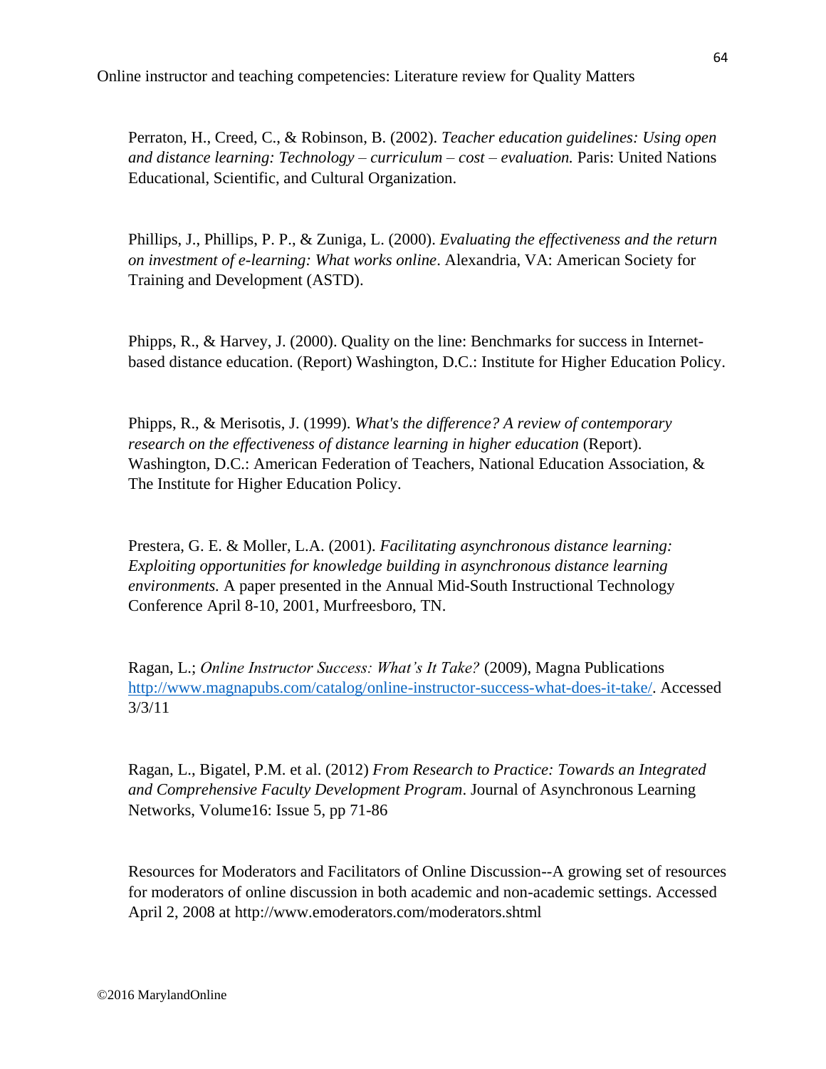Perraton, H., Creed, C., & Robinson, B. (2002). *Teacher education guidelines: Using open and distance learning: Technology – curriculum – cost – evaluation.* Paris: United Nations Educational, Scientific, and Cultural Organization.

Phillips, J., Phillips, P. P., & Zuniga, L. (2000). *Evaluating the effectiveness and the return on investment of e-learning: What works online*. Alexandria, VA: American Society for Training and Development (ASTD).

Phipps, R., & Harvey, J. (2000). Quality on the line: Benchmarks for success in Internet-based distance education. (Report) Washington, D.C.: Institute for Higher Education Policy.

Phipps, R., & Merisotis, J. (1999). *What's the difference? A review of contemporary research on the effectiveness of distance learning in higher education* (Report). Washington, D.C.: American Federation of Teachers, National Education Association, & The Institute for Higher Education Policy.

Prestera, G. E. & Moller, L.A. (2001). *Facilitating asynchronous distance learning: Exploiting opportunities for knowledge building in asynchronous distance learning environments.* A paper presented in the Annual Mid-South Instructional Technology Conference April 8-10, 2001, Murfreesboro, TN.

Ragan, L.; *Online Instructor Success: What's It Take?* (2009), Magna Publications http://www.magnapubs.com/catalog/online-instructor-success-what-does-it-take/. Accessed 3/3/11

Ragan, L., Bigatel, P.M. et al. (2012) *From Research to Practice: Towards an Integrated and Comprehensive Faculty Development Program*. Journal of Asynchronous Learning Networks, Volume16: Issue 5, pp 71-86

Resources for Moderators and Facilitators of Online Discussion--A growing set of resources for moderators of online discussion in both academic and non-academic settings. Accessed April 2, 2008 at http://www.emoderators.com/moderators.shtml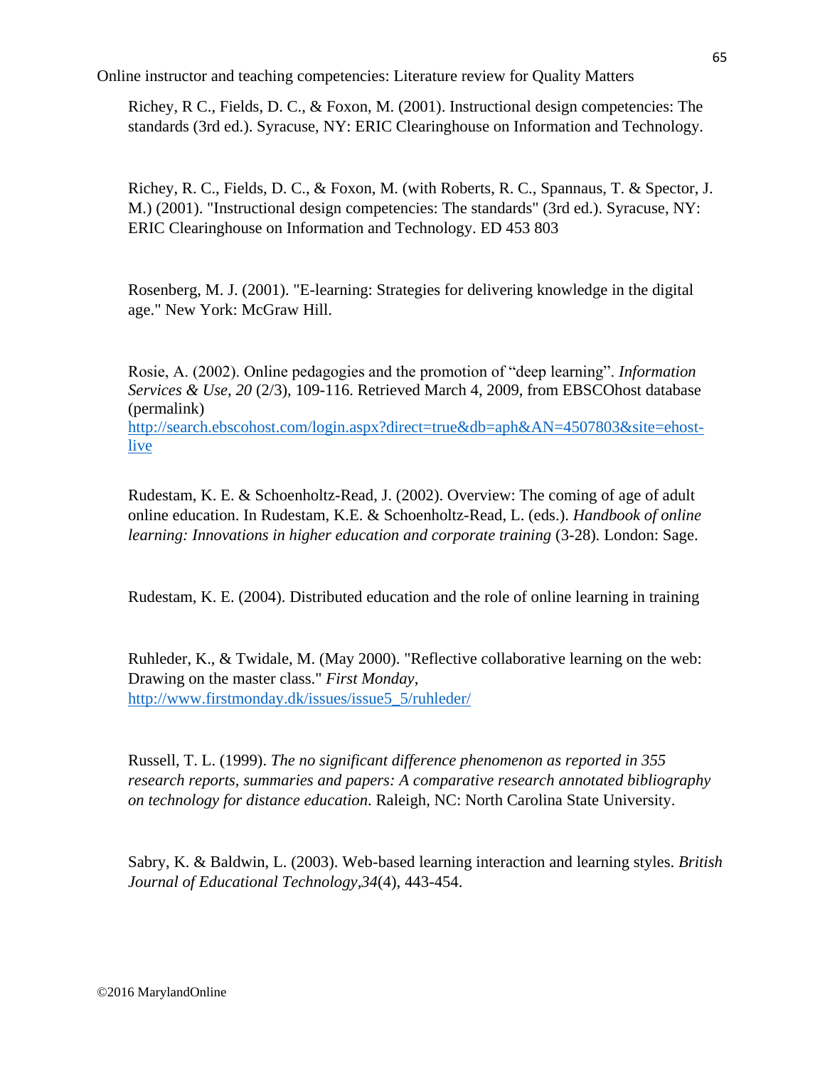Richey, R C., Fields, D. C., & Foxon, M. (2001). Instructional design competencies: The standards (3rd ed.). Syracuse, NY: ERIC Clearinghouse on Information and Technology.

Richey, R. C., Fields, D. C., & Foxon, M. (with Roberts, R. C., Spannaus, T. & Spector, J. M.) (2001). "Instructional design competencies: The standards" (3rd ed.). Syracuse, NY: ERIC Clearinghouse on Information and Technology. ED 453 803

Rosenberg, M. J. (2001). "E-learning: Strategies for delivering knowledge in the digital age." New York: McGraw Hill.

Rosie, A. (2002). Online pedagogies and the promotion of "deep learning". *Information Services & Use, 20* (2/3), 109-116. Retrieved March 4, 2009, from EBSCOhost database (permalink) [http://search.ebscohost.com/login.aspx?direct=true&db=aph&AN=4507803&site=ehost-live](http://search.ebscohost.com/login.aspx?direct=true&db=aph&AN=4507803&site=ehost-live)

Rudestam, K. E. & Schoenholtz-Read, J. (2002). Overview: The coming of age of adult online education. In Rudestam, K.E. & Schoenholtz-Read, L. (eds.). *Handbook of online learning: Innovations in higher education and corporate training* (3-28). London: Sage.

Rudestam, K. E. (2004). Distributed education and the role of online learning in training

Ruhleder, K., & Twidale, M. (May 2000). "Reflective collaborative learning on the web: Drawing on the master class." *First Monday*, [http://www.firstmonday.dk/issues/issue5_5/ruhleder/](http://www.firstmonday.dk/issues/issue5_5/ruhleder/)

Russell, T. L. (1999). *The no significant difference phenomenon as reported in 355 research reports, summaries and papers: A comparative research annotated bibliography on technology for distance education*. Raleigh, NC: North Carolina State University.

Sabry, K. & Baldwin, L. (2003). Web-based learning interaction and learning styles. *British Journal of Educational Technology,34*(4), 443-454.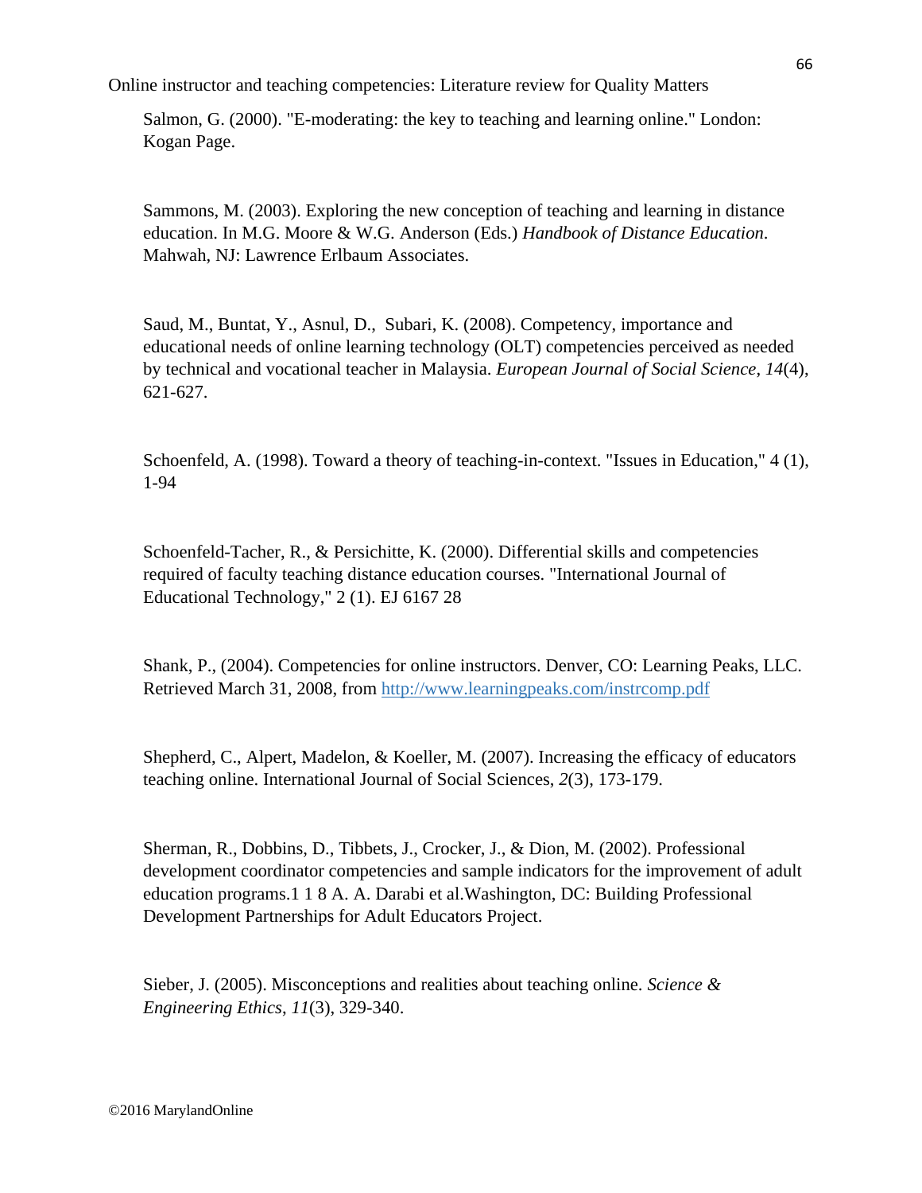Salmon, G. (2000). "E-moderating: the key to teaching and learning online." London: Kogan Page.

Sammons, M. (2003). Exploring the new conception of teaching and learning in distance education. In M.G. Moore & W.G. Anderson (Eds.) *Handbook of Distance Education*. Mahwah, NJ: Lawrence Erlbaum Associates.

Saud, M., Buntat, Y., Asnul, D., Subari, K. (2008). Competency, importance and educational needs of online learning technology (OLT) competencies perceived as needed by technical and vocational teacher in Malaysia. *European Journal of Social Science*, *14*(4), 621-627.

Schoenfeld, A. (1998). Toward a theory of teaching-in-context. "Issues in Education," 4 (1), 1-94

Schoenfeld-Tacher, R., & Persichitte, K. (2000). Differential skills and competencies required of faculty teaching distance education courses. "International Journal of Educational Technology," 2 (1). EJ 6167 28

Shank, P., (2004). Competencies for online instructors. Denver, CO: Learning Peaks, LLC. Retrieved March 31, 2008, from http://www.learningpeaks.com/instrcomp.pdf

Shepherd, C., Alpert, Madelon, & Koeller, M. (2007). Increasing the efficacy of educators teaching online. International Journal of Social Sciences, *2*(3), 173-179.

Sherman, R., Dobbins, D., Tibbets, J., Crocker, J., & Dion, M. (2002). Professional development coordinator competencies and sample indicators for the improvement of adult education programs.1 1 8 A. A. Darabi et al.Washington, DC: Building Professional Development Partnerships for Adult Educators Project.

Sieber, J. (2005). Misconceptions and realities about teaching online. *Science & Engineering Ethics*, *11*(3), 329-340.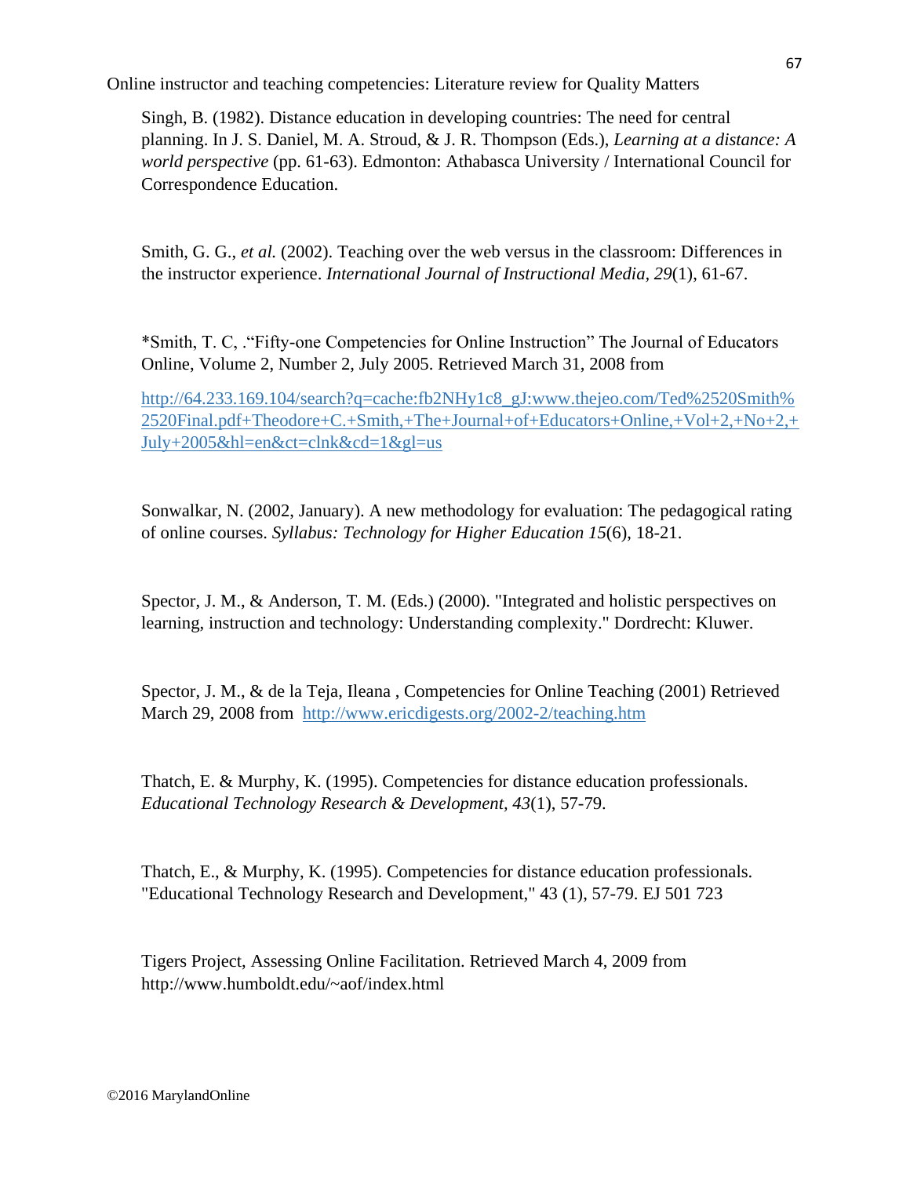Singh, B. (1982). Distance education in developing countries: The need for central planning. In J. S. Daniel, M. A. Stroud, & J. R. Thompson (Eds.), *Learning at a distance: A world perspective* (pp. 61-63). Edmonton: Athabasca University / International Council for Correspondence Education.

Smith, G. G., *et al.* (2002). Teaching over the web versus in the classroom: Differences in the instructor experience. *International Journal of Instructional Media, 29*(1), 61-67.

*Smith, T. C, ."Fifty-one Competencies for Online Instruction" The Journal of Educators Online, Volume 2, Number 2, July 2005. Retrieved March 31, 2008 from

http://64.233.169.104/search?q=cache:fb2NHy1c8_gJ:www.thejeo.com/Ted%2520Smith%2520Final.pdf+Theodore+C.+Smith,+The+Journal+of+Educators+Online,+Vol+2,+No+2,+July+2005&hl=en&ct=clnk&cd=1&gl=us

Sonwalkar, N. (2002, January). A new methodology for evaluation: The pedagogical rating of online courses. *Syllabus: Technology for Higher Education 15*(6), 18-21.

Spector, J. M., & Anderson, T. M. (Eds.) (2000). "Integrated and holistic perspectives on learning, instruction and technology: Understanding complexity." Dordrecht: Kluwer.

Spector, J. M., & de la Teja, Ileana , Competencies for Online Teaching (2001) Retrieved March 29, 2008 from http://www.ericdigests.org/2002-2/teaching.htm

Thatch, E. & Murphy, K. (1995). Competencies for distance education professionals. *Educational Technology Research & Development, 43*(1), 57-79.

Thatch, E., & Murphy, K. (1995). Competencies for distance education professionals. "Educational Technology Research and Development," 43 (1), 57-79. EJ 501 723

Tigers Project, Assessing Online Facilitation. Retrieved March 4, 2009 from http://www.humboldt.edu/~aof/index.html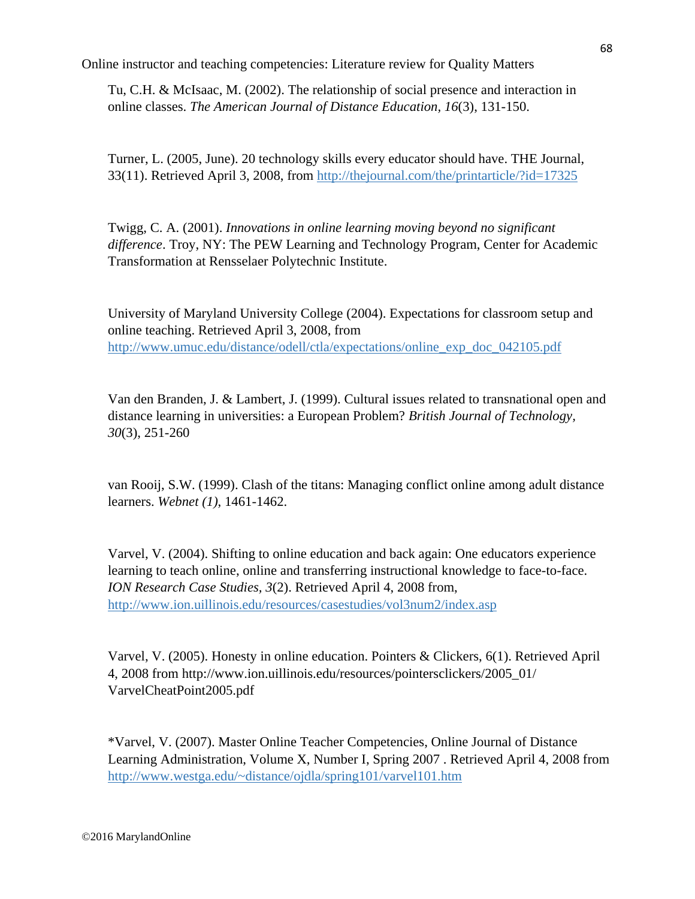Tu, C.H. & McIsaac, M. (2002). The relationship of social presence and interaction in online classes. *The American Journal of Distance Education, 16*(3), 131-150.

Turner, L. (2005, June). 20 technology skills every educator should have. THE Journal, 33(11). Retrieved April 3, 2008, from http://thejournal.com/the/printarticle/?id=17325

Twigg, C. A. (2001). *Innovations in online learning moving beyond no significant difference*. Troy, NY: The PEW Learning and Technology Program, Center for Academic Transformation at Rensselaer Polytechnic Institute.

University of Maryland University College (2004). Expectations for classroom setup and online teaching. Retrieved April 3, 2008, from http://www.umuc.edu/distance/odell/ctla/expectations/online_exp_doc_042105.pdf

Van den Branden, J. & Lambert, J. (1999). Cultural issues related to transnational open and distance learning in universities: a European Problem? *British Journal of Technology, 30*(3), 251-260

van Rooij, S.W. (1999). Clash of the titans: Managing conflict online among adult distance learners. *Webnet (1)*, 1461-1462.

Varvel, V. (2004). Shifting to online education and back again: One educators experience learning to teach online, online and transferring instructional knowledge to face-to-face. *ION Research Case Studies, 3*(2). Retrieved April 4, 2008 from, http://www.ion.uillinois.edu/resources/casestudies/vol3num2/index.asp

Varvel, V. (2005). Honesty in online education. Pointers & Clickers, 6(1). Retrieved April 4, 2008 from http://www.ion.uillinois.edu/resources/pointersclickers/2005_01/ VarvelCheatPoint2005.pdf

*Varvel, V. (2007). Master Online Teacher Competencies, Online Journal of Distance Learning Administration, Volume X, Number I, Spring 2007 . Retrieved April 4, 2008 from http://www.westga.edu/~distance/ojdla/spring101/varvel101.htm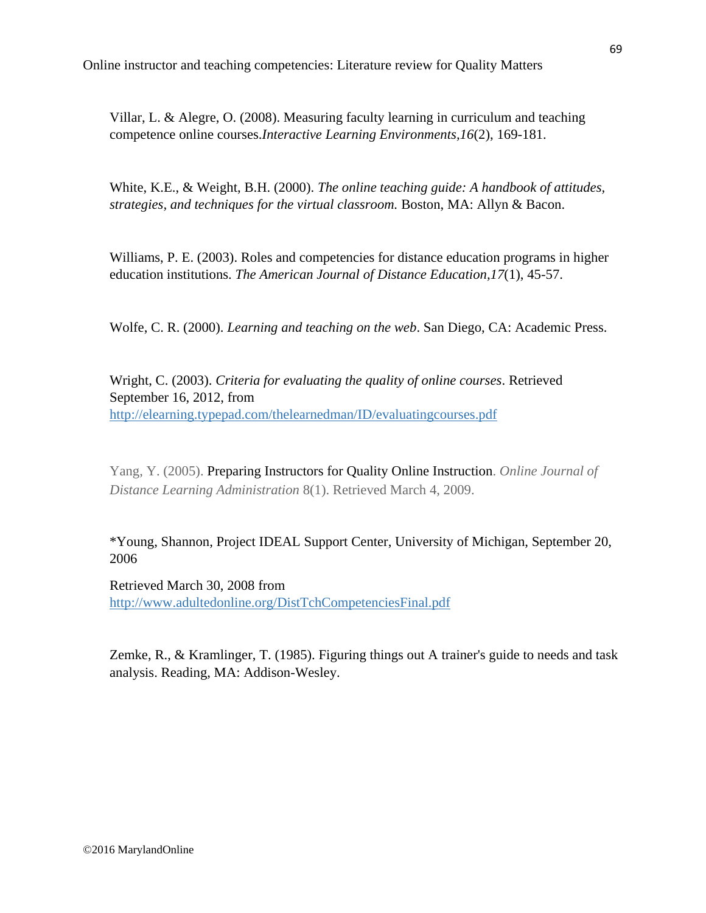Villar, L. & Alegre, O. (2008). Measuring faculty learning in curriculum and teaching competence online courses.*Interactive Learning Environments*,*16*(2), 169-181.

White, K.E., & Weight, B.H. (2000). *The online teaching guide: A handbook of attitudes, strategies, and techniques for the virtual classroom.* Boston, MA: Allyn & Bacon.

Williams, P. E. (2003). Roles and competencies for distance education programs in higher education institutions. *The American Journal of Distance Education*,*17*(1), 45-57.

Wolfe, C. R. (2000). *Learning and teaching on the web*. San Diego, CA: Academic Press.

Wright, C. (2003). *Criteria for evaluating the quality of online courses*. Retrieved September 16, 2012, from http://elearning.typepad.com/thelearnedman/ID/evaluatingcourses.pdf

Yang, Y. (2005). Preparing Instructors for Quality Online Instruction. *Online Journal of Distance Learning Administration* 8(1). Retrieved March 4, 2009.

*Young, Shannon, Project IDEAL Support Center, University of Michigan, September 20, 2006

Retrieved March 30, 2008 from http://www.adultedonline.org/DistTchCompetenciesFinal.pdf

Zemke, R., & Kramlinger, T. (1985). Figuring things out A trainer's guide to needs and task analysis. Reading, MA: Addison-Wesley.